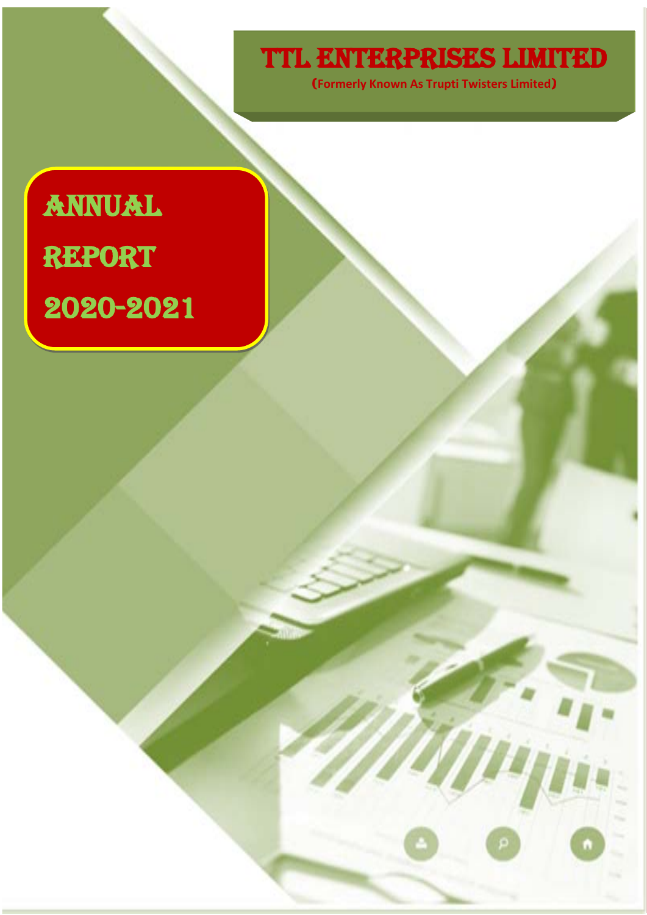# TTL ENTERPRISES LIMITED

(Formerly Known As Trupti Twisters Limited)

# ANNUAL REPORT 2020-2021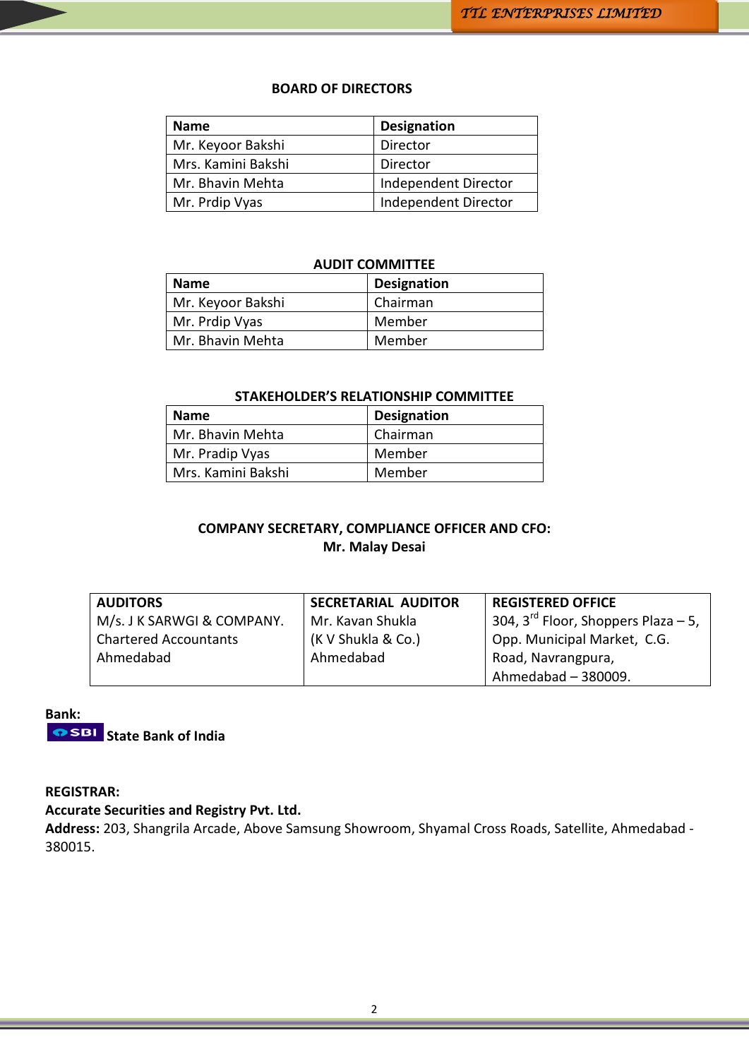## BOARD OF DIRECTORS

| Name | Designation |
|---|---|
| Mr. Keyoor Bakshi | Director |
| Mrs. Kamini Bakshi | Director |
| Mr. Bhavin Mehta | Independent Director |
| Mr. Prdip Vyas | Independent Director |

## AUDIT COMMITTEE

| Name | Designation |
|---|---|
| Mr. Keyoor Bakshi | Chairman |
| Mr. Prdip Vyas | Member |
| Mr. Bhavin Mehta | Member |

## STAKEHOLDER'S RELATIONSHIP COMMITTEE

| Name | Designation |
|---|---|
| Mr. Bhavin Mehta | Chairman |
| Mr. Pradip Vyas | Member |
| Mrs. Kamini Bakshi | Member |

**COMPANY SECRETARY, COMPLIANCE OFFICER AND CFO:**
**Mr. Malay Desai**

| AUDITORS | SECRETARIAL AUDITOR | REGISTERED OFFICE |
|---|---|---|
| M/s. J K SARWGI & COMPANY.<br>Chartered Accountants<br>Ahmedabad | Mr. Kavan Shukla<br>(K V Shukla & Co.)<br>Ahmedabad | 304, 3rd Floor, Shoppers Plaza – 5, Opp. Municipal Market, C.G. Road, Navrangpura, Ahmedabad – 380009. |

**Bank:**
SBI **State Bank of India**

**REGISTRAR:**
**Accurate Securities and Registry Pvt. Ltd.**
**Address:** 203, Shangrila Arcade, Above Samsung Showroom, Shyamal Cross Roads, Satellite, Ahmedabad - 380015.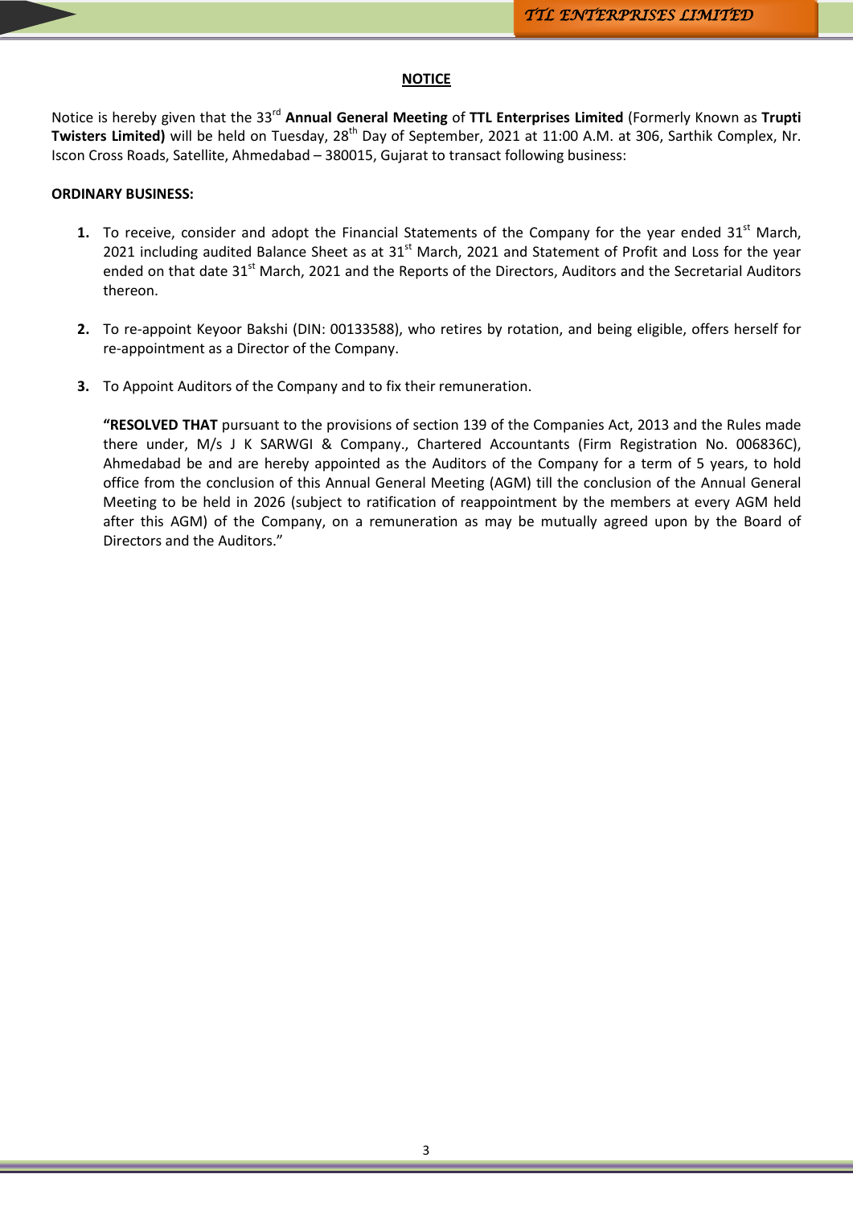## NOTICE

Notice is hereby given that the 33rd **Annual General Meeting** of **TTL Enterprises Limited** (Formerly Known as **Trupti Twisters Limited)** will be held on Tuesday, 28th Day of September, 2021 at 11:00 A.M. at 306, Sarthik Complex, Nr. Iscon Cross Roads, Satellite, Ahmedabad – 380015, Gujarat to transact following business:

**ORDINARY BUSINESS:**

1. To receive, consider and adopt the Financial Statements of the Company for the year ended 31st March, 2021 including audited Balance Sheet as at 31st March, 2021 and Statement of Profit and Loss for the year ended on that date 31st March, 2021 and the Reports of the Directors, Auditors and the Secretarial Auditors thereon.

2. To re-appoint Keyoor Bakshi (DIN: 00133588), who retires by rotation, and being eligible, offers herself for re-appointment as a Director of the Company.

3. To Appoint Auditors of the Company and to fix their remuneration.

   **"RESOLVED THAT** pursuant to the provisions of section 139 of the Companies Act, 2013 and the Rules made there under, M/s J K SARWGI & Company., Chartered Accountants (Firm Registration No. 006836C), Ahmedabad be and are hereby appointed as the Auditors of the Company for a term of 5 years, to hold office from the conclusion of this Annual General Meeting (AGM) till the conclusion of the Annual General Meeting to be held in 2026 (subject to ratification of reappointment by the members at every AGM held after this AGM) of the Company, on a remuneration as may be mutually agreed upon by the Board of Directors and the Auditors."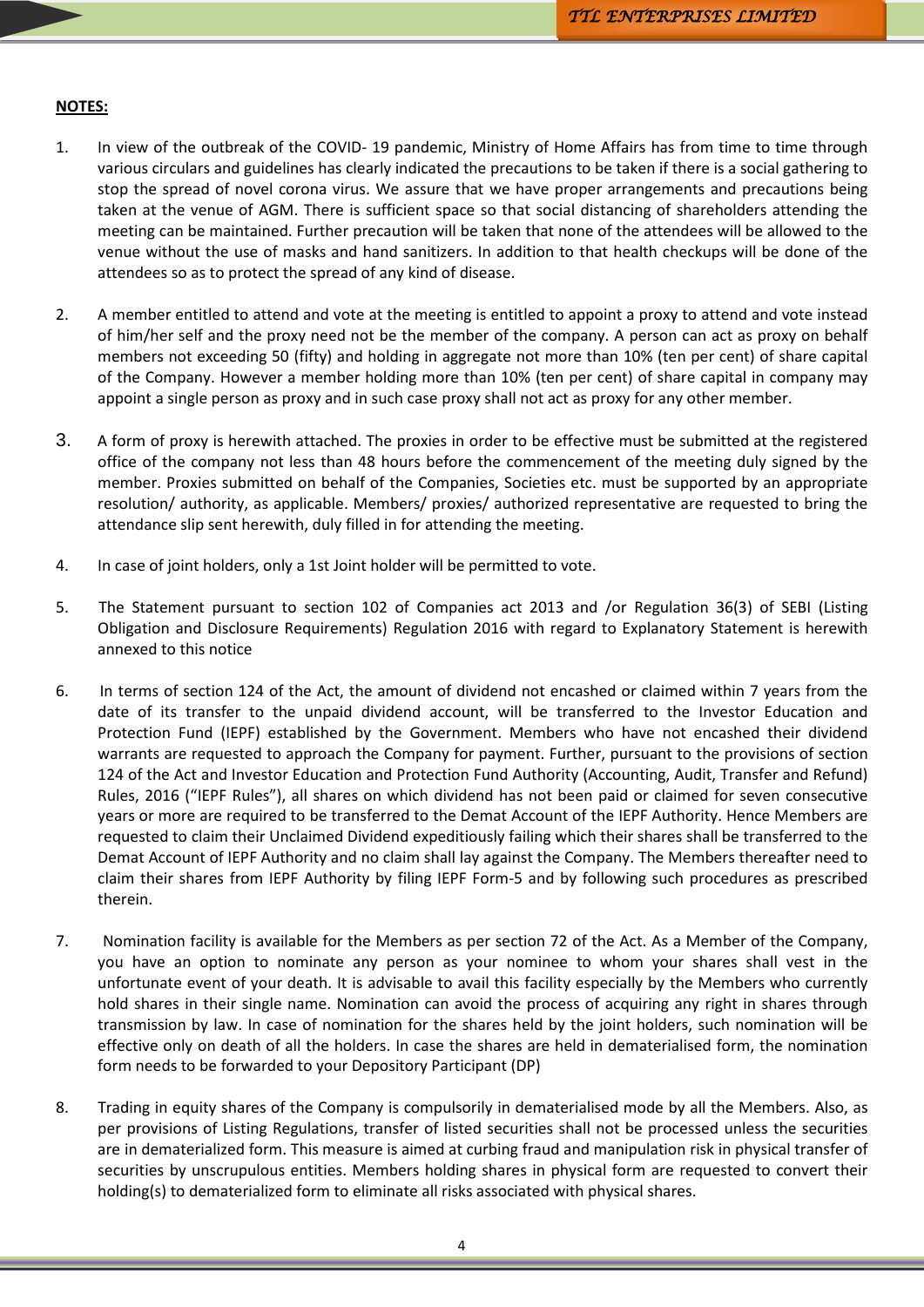**NOTES:**

1. In view of the outbreak of the COVID- 19 pandemic, Ministry of Home Affairs has from time to time through various circulars and guidelines has clearly indicated the precautions to be taken if there is a social gathering to stop the spread of novel corona virus. We assure that we have proper arrangements and precautions being taken at the venue of AGM. There is sufficient space so that social distancing of shareholders attending the meeting can be maintained. Further precaution will be taken that none of the attendees will be allowed to the venue without the use of masks and hand sanitizers. In addition to that health checkups will be done of the attendees so as to protect the spread of any kind of disease.

2. A member entitled to attend and vote at the meeting is entitled to appoint a proxy to attend and vote instead of him/her self and the proxy need not be the member of the company. A person can act as proxy on behalf members not exceeding 50 (fifty) and holding in aggregate not more than 10% (ten per cent) of share capital of the Company. However a member holding more than 10% (ten per cent) of share capital in company may appoint a single person as proxy and in such case proxy shall not act as proxy for any other member.

3. A form of proxy is herewith attached. The proxies in order to be effective must be submitted at the registered office of the company not less than 48 hours before the commencement of the meeting duly signed by the member. Proxies submitted on behalf of the Companies, Societies etc. must be supported by an appropriate resolution/ authority, as applicable. Members/ proxies/ authorized representative are requested to bring the attendance slip sent herewith, duly filled in for attending the meeting.

4. In case of joint holders, only a 1st Joint holder will be permitted to vote.

5. The Statement pursuant to section 102 of Companies act 2013 and /or Regulation 36(3) of SEBI (Listing Obligation and Disclosure Requirements) Regulation 2016 with regard to Explanatory Statement is herewith annexed to this notice

6. In terms of section 124 of the Act, the amount of dividend not encashed or claimed within 7 years from the date of its transfer to the unpaid dividend account, will be transferred to the Investor Education and Protection Fund (IEPF) established by the Government. Members who have not encashed their dividend warrants are requested to approach the Company for payment. Further, pursuant to the provisions of section 124 of the Act and Investor Education and Protection Fund Authority (Accounting, Audit, Transfer and Refund) Rules, 2016 ("IEPF Rules"), all shares on which dividend has not been paid or claimed for seven consecutive years or more are required to be transferred to the Demat Account of the IEPF Authority. Hence Members are requested to claim their Unclaimed Dividend expeditiously failing which their shares shall be transferred to the Demat Account of IEPF Authority and no claim shall lay against the Company. The Members thereafter need to claim their shares from IEPF Authority by filing IEPF Form-5 and by following such procedures as prescribed therein.

7. Nomination facility is available for the Members as per section 72 of the Act. As a Member of the Company, you have an option to nominate any person as your nominee to whom your shares shall vest in the unfortunate event of your death. It is advisable to avail this facility especially by the Members who currently hold shares in their single name. Nomination can avoid the process of acquiring any right in shares through transmission by law. In case of nomination for the shares held by the joint holders, such nomination will be effective only on death of all the holders. In case the shares are held in dematerialised form, the nomination form needs to be forwarded to your Depository Participant (DP)

8. Trading in equity shares of the Company is compulsorily in dematerialised mode by all the Members. Also, as per provisions of Listing Regulations, transfer of listed securities shall not be processed unless the securities are in dematerialized form. This measure is aimed at curbing fraud and manipulation risk in physical transfer of securities by unscrupulous entities. Members holding shares in physical form are requested to convert their holding(s) to dematerialized form to eliminate all risks associated with physical shares.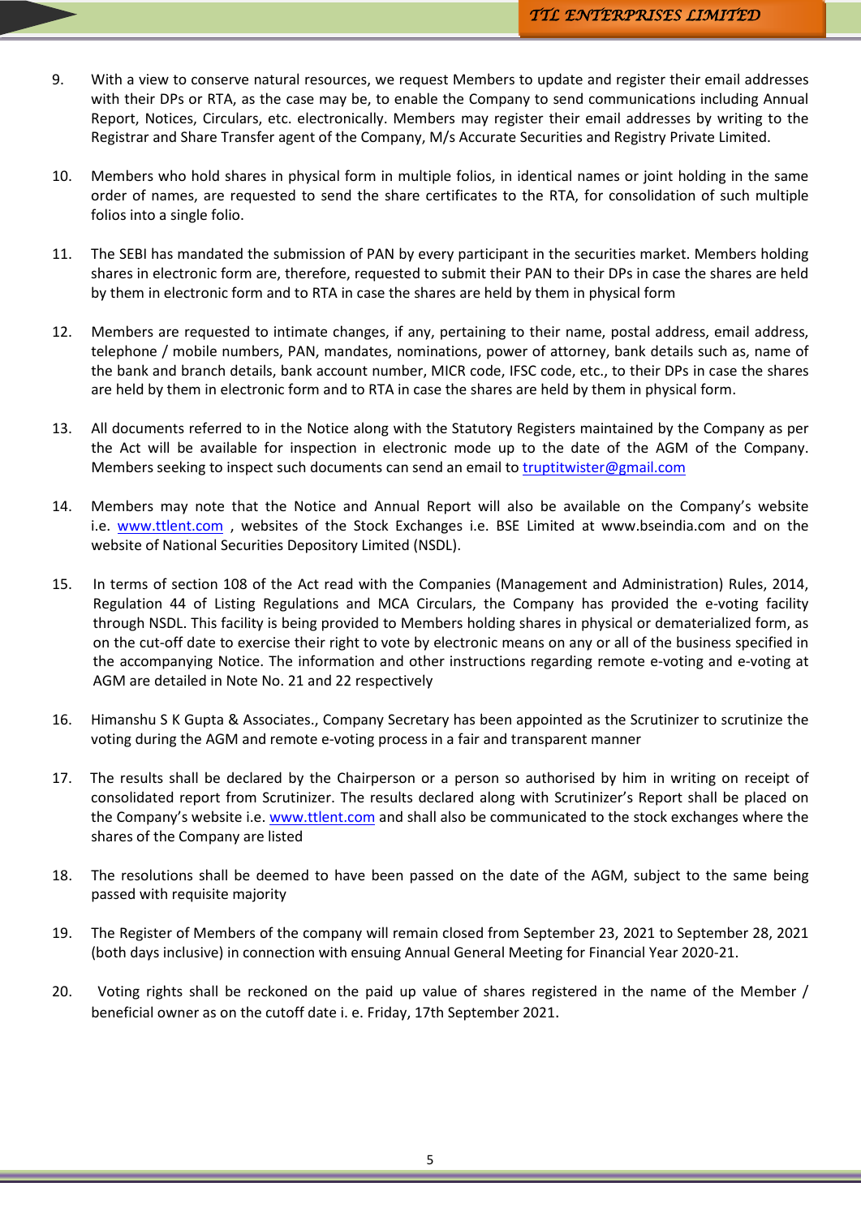9. With a view to conserve natural resources, we request Members to update and register their email addresses with their DPs or RTA, as the case may be, to enable the Company to send communications including Annual Report, Notices, Circulars, etc. electronically. Members may register their email addresses by writing to the Registrar and Share Transfer agent of the Company, M/s Accurate Securities and Registry Private Limited.

10. Members who hold shares in physical form in multiple folios, in identical names or joint holding in the same order of names, are requested to send the share certificates to the RTA, for consolidation of such multiple folios into a single folio.

11. The SEBI has mandated the submission of PAN by every participant in the securities market. Members holding shares in electronic form are, therefore, requested to submit their PAN to their DPs in case the shares are held by them in electronic form and to RTA in case the shares are held by them in physical form

12. Members are requested to intimate changes, if any, pertaining to their name, postal address, email address, telephone / mobile numbers, PAN, mandates, nominations, power of attorney, bank details such as, name of the bank and branch details, bank account number, MICR code, IFSC code, etc., to their DPs in case the shares are held by them in electronic form and to RTA in case the shares are held by them in physical form.

13. All documents referred to in the Notice along with the Statutory Registers maintained by the Company as per the Act will be available for inspection in electronic mode up to the date of the AGM of the Company. Members seeking to inspect such documents can send an email to truptitwister@gmail.com

14. Members may note that the Notice and Annual Report will also be available on the Company's website i.e. www.ttlent.com , websites of the Stock Exchanges i.e. BSE Limited at www.bseindia.com and on the website of National Securities Depository Limited (NSDL).

15. In terms of section 108 of the Act read with the Companies (Management and Administration) Rules, 2014, Regulation 44 of Listing Regulations and MCA Circulars, the Company has provided the e-voting facility through NSDL. This facility is being provided to Members holding shares in physical or dematerialized form, as on the cut-off date to exercise their right to vote by electronic means on any or all of the business specified in the accompanying Notice. The information and other instructions regarding remote e-voting and e-voting at AGM are detailed in Note No. 21 and 22 respectively

16. Himanshu S K Gupta & Associates., Company Secretary has been appointed as the Scrutinizer to scrutinize the voting during the AGM and remote e-voting process in a fair and transparent manner

17. The results shall be declared by the Chairperson or a person so authorised by him in writing on receipt of consolidated report from Scrutinizer. The results declared along with Scrutinizer's Report shall be placed on the Company's website i.e. www.ttlent.com and shall also be communicated to the stock exchanges where the shares of the Company are listed

18. The resolutions shall be deemed to have been passed on the date of the AGM, subject to the same being passed with requisite majority

19. The Register of Members of the company will remain closed from September 23, 2021 to September 28, 2021 (both days inclusive) in connection with ensuing Annual General Meeting for Financial Year 2020-21.

20. Voting rights shall be reckoned on the paid up value of shares registered in the name of the Member / beneficial owner as on the cutoff date i. e. Friday, 17th September 2021.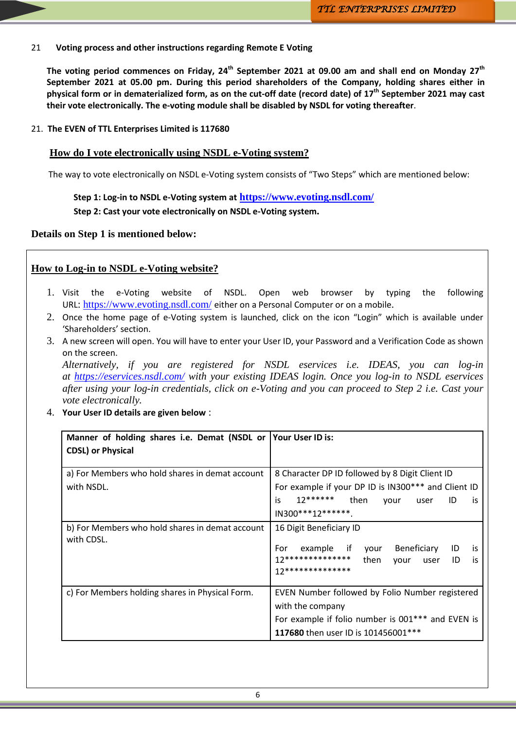21 **Voting process and other instructions regarding Remote E Voting**

**The voting period commences on Friday, 24th September 2021 at 09.00 am and shall end on Monday 27th September 2021 at 05.00 pm. During this period shareholders of the Company, holding shares either in physical form or in dematerialized form, as on the cut-off date (record date) of 17th September 2021 may cast their vote electronically. The e-voting module shall be disabled by NSDL for voting thereafter**.

21. **The EVEN of TTL Enterprises Limited is 117680**

## How do I vote electronically using NSDL e-Voting system?

The way to vote electronically on NSDL e-Voting system consists of "Two Steps" which are mentioned below:

**Step 1: Log-in to NSDL e-Voting system at https://www.evoting.nsdl.com/**
**Step 2: Cast your vote electronically on NSDL e-Voting system.**

### Details on Step 1 is mentioned below:

### How to Log-in to NSDL e-Voting website?

1. Visit the e-Voting website of NSDL. Open web browser by typing the following URL: https://www.evoting.nsdl.com/ either on a Personal Computer or on a mobile.
2. Once the home page of e-Voting system is launched, click on the icon "Login" which is available under 'Shareholders' section.
3. A new screen will open. You will have to enter your User ID, your Password and a Verification Code as shown on the screen.
   *Alternatively, if you are registered for NSDL eservices i.e. IDEAS, you can log-in at https://eservices.nsdl.com/ with your existing IDEAS login. Once you log-in to NSDL eservices after using your log-in credentials, click on e-Voting and you can proceed to Step 2 i.e. Cast your vote electronically.*
4. **Your User ID details are given below** :

| **Manner of holding shares i.e. Demat (NSDL or CDSL) or Physical** | **Your User ID is:** |
|---|---|
| a) For Members who hold shares in demat account with NSDL. | 8 Character DP ID followed by 8 Digit Client ID<br>For example if your DP ID is IN300*** and Client ID is 12****** then your user ID is IN300***12******. |
| b) For Members who hold shares in demat account with CDSL. | 16 Digit Beneficiary ID<br>For example if your Beneficiary ID is 12************** then your user ID is 12************** |
| c) For Members holding shares in Physical Form. | EVEN Number followed by Folio Number registered with the company<br>For example if folio number is 001*** and EVEN is **117680** then user ID is 101456001*** |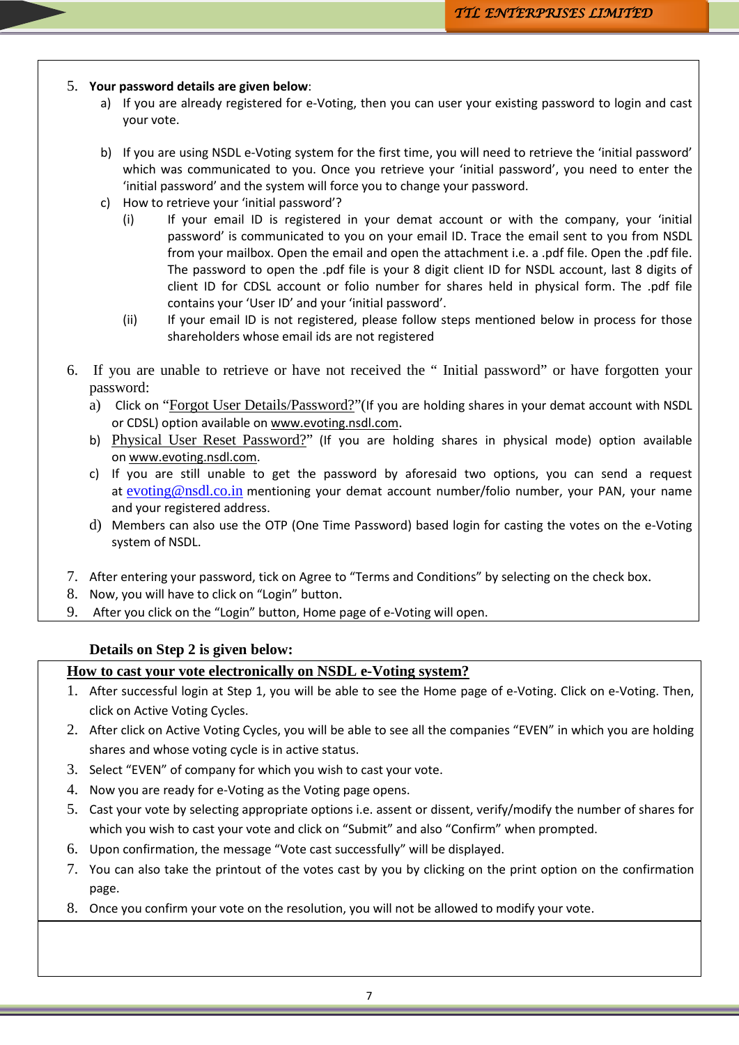5. **Your password details are given below**:
   a) If you are already registered for e-Voting, then you can user your existing password to login and cast your vote.

   b) If you are using NSDL e-Voting system for the first time, you will need to retrieve the 'initial password' which was communicated to you. Once you retrieve your 'initial password', you need to enter the 'initial password' and the system will force you to change your password.
   c) How to retrieve your 'initial password'?
      (i) If your email ID is registered in your demat account or with the company, your 'initial password' is communicated to you on your email ID. Trace the email sent to you from NSDL from your mailbox. Open the email and open the attachment i.e. a .pdf file. Open the .pdf file. The password to open the .pdf file is your 8 digit client ID for NSDL account, last 8 digits of client ID for CDSL account or folio number for shares held in physical form. The .pdf file contains your 'User ID' and your 'initial password'.
      (ii) If your email ID is not registered, please follow steps mentioned below in process for those shareholders whose email ids are not registered

6. If you are unable to retrieve or have not received the " Initial password" or have forgotten your password:
   a) Click on "Forgot User Details/Password?"(If you are holding shares in your demat account with NSDL or CDSL) option available on www.evoting.nsdl.com.
   b) Physical User Reset Password?" (If you are holding shares in physical mode) option available on www.evoting.nsdl.com.
   c) If you are still unable to get the password by aforesaid two options, you can send a request at evoting@nsdl.co.in mentioning your demat account number/folio number, your PAN, your name and your registered address.
   d) Members can also use the OTP (One Time Password) based login for casting the votes on the e-Voting system of NSDL.

7. After entering your password, tick on Agree to "Terms and Conditions" by selecting on the check box.
8. Now, you will have to click on "Login" button.
9. After you click on the "Login" button, Home page of e-Voting will open.

**Details on Step 2 is given below:**

**<u>How to cast your vote electronically on NSDL e-Voting system?</u>**

1. After successful login at Step 1, you will be able to see the Home page of e-Voting. Click on e-Voting. Then, click on Active Voting Cycles.
2. After click on Active Voting Cycles, you will be able to see all the companies "EVEN" in which you are holding shares and whose voting cycle is in active status.
3. Select "EVEN" of company for which you wish to cast your vote.
4. Now you are ready for e-Voting as the Voting page opens.
5. Cast your vote by selecting appropriate options i.e. assent or dissent, verify/modify the number of shares for which you wish to cast your vote and click on "Submit" and also "Confirm" when prompted.
6. Upon confirmation, the message "Vote cast successfully" will be displayed.
7. You can also take the printout of the votes cast by you by clicking on the print option on the confirmation page.
8. Once you confirm your vote on the resolution, you will not be allowed to modify your vote.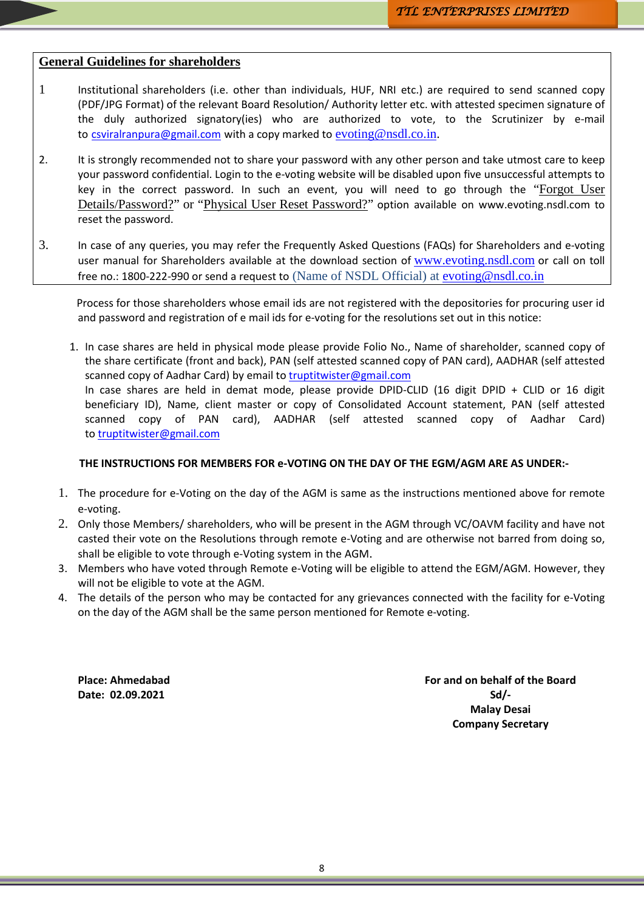## General Guidelines for shareholders

1. Institutional shareholders (i.e. other than individuals, HUF, NRI etc.) are required to send scanned copy (PDF/JPG Format) of the relevant Board Resolution/ Authority letter etc. with attested specimen signature of the duly authorized signatory(ies) who are authorized to vote, to the Scrutinizer by e-mail to csviralranpura@gmail.com with a copy marked to evoting@nsdl.co.in.

2. It is strongly recommended not to share your password with any other person and take utmost care to keep your password confidential. Login to the e-voting website will be disabled upon five unsuccessful attempts to key in the correct password. In such an event, you will need to go through the "Forgot User Details/Password?" or "Physical User Reset Password?" option available on www.evoting.nsdl.com to reset the password.

3. In case of any queries, you may refer the Frequently Asked Questions (FAQs) for Shareholders and e-voting user manual for Shareholders available at the download section of www.evoting.nsdl.com or call on toll free no.: 1800-222-990 or send a request to (Name of NSDL Official) at evoting@nsdl.co.in

Process for those shareholders whose email ids are not registered with the depositories for procuring user id and password and registration of e mail ids for e-voting for the resolutions set out in this notice:

1. In case shares are held in physical mode please provide Folio No., Name of shareholder, scanned copy of the share certificate (front and back), PAN (self attested scanned copy of PAN card), AADHAR (self attested scanned copy of Aadhar Card) by email to truptitwister@gmail.com
   In case shares are held in demat mode, please provide DPID-CLID (16 digit DPID + CLID or 16 digit beneficiary ID), Name, client master or copy of Consolidated Account statement, PAN (self attested scanned copy of PAN card), AADHAR (self attested scanned copy of Aadhar Card) to truptitwister@gmail.com

**THE INSTRUCTIONS FOR MEMBERS FOR e-VOTING ON THE DAY OF THE EGM/AGM ARE AS UNDER:-**

1. The procedure for e-Voting on the day of the AGM is same as the instructions mentioned above for remote e-voting.
2. Only those Members/ shareholders, who will be present in the AGM through VC/OAVM facility and have not casted their vote on the Resolutions through remote e-Voting and are otherwise not barred from doing so, shall be eligible to vote through e-Voting system in the AGM.
3. Members who have voted through Remote e-Voting will be eligible to attend the EGM/AGM. However, they will not be eligible to vote at the AGM.
4. The details of the person who may be contacted for any grievances connected with the facility for e-Voting on the day of the AGM shall be the same person mentioned for Remote e-voting.

**Place: Ahmedabad**
**Date: 02.09.2021**

**For and on behalf of the Board**
**Sd/-**
**Malay Desai**
**Company Secretary**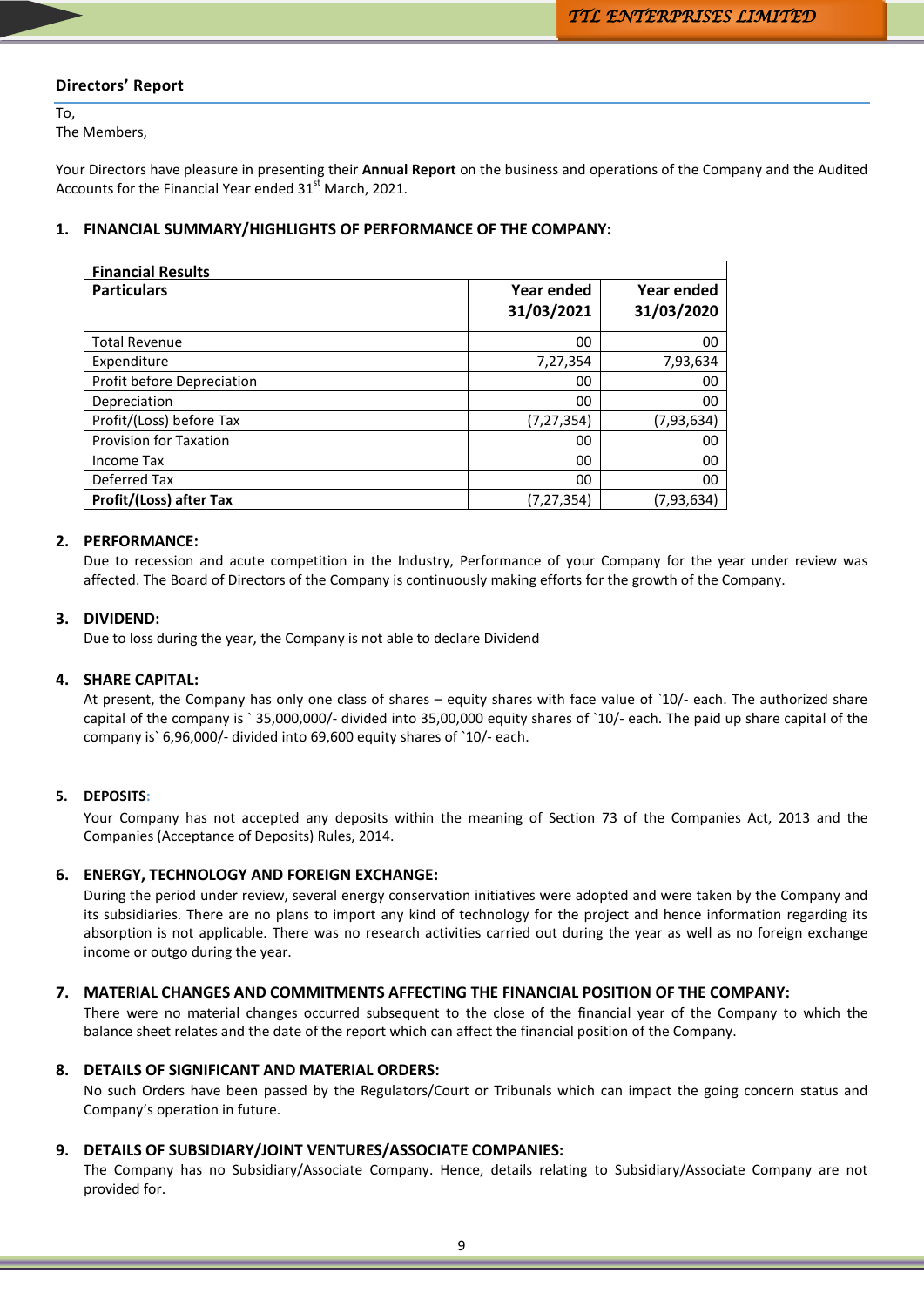## Directors' Report

To,
The Members,

Your Directors have pleasure in presenting their **Annual Report** on the business and operations of the Company and the Audited Accounts for the Financial Year ended 31[st] March, 2021.

### 1. FINANCIAL SUMMARY/HIGHLIGHTS OF PERFORMANCE OF THE COMPANY:

| **Financial Results** | | |
|---|---|---|
| **Particulars** | **Year ended 31/03/2021** | **Year ended 31/03/2020** |
| Total Revenue | 00 | 00 |
| Expenditure | 7,27,354 | 7,93,634 |
| Profit before Depreciation | 00 | 00 |
| Depreciation | 00 | 00 |
| Profit/(Loss) before Tax | (7,27,354) | (7,93,634) |
| Provision for Taxation | 00 | 00 |
| Income Tax | 00 | 00 |
| Deferred Tax | 00 | 00 |
| **Profit/(Loss) after Tax** | (7,27,354) | (7,93,634) |

### 2. PERFORMANCE:

Due to recession and acute competition in the Industry, Performance of your Company for the year under review was affected. The Board of Directors of the Company is continuously making efforts for the growth of the Company.

### 3. DIVIDEND:

Due to loss during the year, the Company is not able to declare Dividend

### 4. SHARE CAPITAL:

At present, the Company has only one class of shares – equity shares with face value of `10/- each. The authorized share capital of the company is ` 35,000,000/- divided into 35,00,000 equity shares of `10/- each. The paid up share capital of the company is` 6,96,000/- divided into 69,600 equity shares of `10/- each.

### 5. DEPOSITS:

Your Company has not accepted any deposits within the meaning of Section 73 of the Companies Act, 2013 and the Companies (Acceptance of Deposits) Rules, 2014.

### 6. ENERGY, TECHNOLOGY AND FOREIGN EXCHANGE:

During the period under review, several energy conservation initiatives were adopted and were taken by the Company and its subsidiaries. There are no plans to import any kind of technology for the project and hence information regarding its absorption is not applicable. There was no research activities carried out during the year as well as no foreign exchange income or outgo during the year.

### 7. MATERIAL CHANGES AND COMMITMENTS AFFECTING THE FINANCIAL POSITION OF THE COMPANY:

There were no material changes occurred subsequent to the close of the financial year of the Company to which the balance sheet relates and the date of the report which can affect the financial position of the Company.

### 8. DETAILS OF SIGNIFICANT AND MATERIAL ORDERS:

No such Orders have been passed by the Regulators/Court or Tribunals which can impact the going concern status and Company's operation in future.

### 9. DETAILS OF SUBSIDIARY/JOINT VENTURES/ASSOCIATE COMPANIES:

The Company has no Subsidiary/Associate Company. Hence, details relating to Subsidiary/Associate Company are not provided for.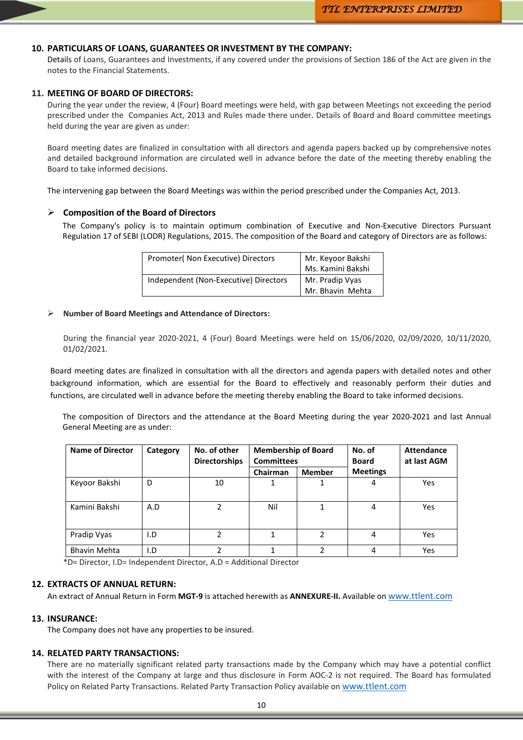## 10. PARTICULARS OF LOANS, GUARANTEES OR INVESTMENT BY THE COMPANY:

Details of Loans, Guarantees and Investments, if any covered under the provisions of Section 186 of the Act are given in the notes to the Financial Statements.

## 11. MEETING OF BOARD OF DIRECTORS:

During the year under the review, 4 (Four) Board meetings were held, with gap between Meetings not exceeding the period prescribed under the Companies Act, 2013 and Rules made there under. Details of Board and Board committee meetings held during the year are given as under:

Board meeting dates are finalized in consultation with all directors and agenda papers backed up by comprehensive notes and detailed background information are circulated well in advance before the date of the meeting thereby enabling the Board to take informed decisions.

The intervening gap between the Board Meetings was within the period prescribed under the Companies Act, 2013.

- **Composition of the Board of Directors**

The Company's policy is to maintain optimum combination of Executive and Non-Executive Directors Pursuant Regulation 17 of SEBI (LODR) Regulations, 2015. The composition of the Board and category of Directors are as follows:

| | |
|---|---|
| Promoter( Non Executive) Directors | Mr. Keyoor Bakshi<br>Ms. Kamini Bakshi |
| Independent (Non-Executive) Directors | Mr. Pradip Vyas<br>Mr. Bhavin Mehta |

- **Number of Board Meetings and Attendance of Directors:**

During the financial year 2020-2021, 4 (Four) Board Meetings were held on 15/06/2020, 02/09/2020, 10/11/2020, 01/02/2021.

Board meeting dates are finalized in consultation with all the directors and agenda papers with detailed notes and other background information, which are essential for the Board to effectively and reasonably perform their duties and functions, are circulated well in advance before the meeting thereby enabling the Board to take informed decisions.

The composition of Directors and the attendance at the Board Meeting during the year 2020-2021 and last Annual General Meeting are as under:

| Name of Director | Category | No. of other Directorships | Membership of Board Committees | | No. of Board Meetings | Attendance at last AGM |
|---|---|---|---|---|---|---|
| | | | Chairman | Member | | |
| Keyoor Bakshi | D | 10 | 1 | 1 | 4 | Yes |
| Kamini Bakshi | A.D | 2 | Nil | 1 | 4 | Yes |
| Pradip Vyas | I.D | 2 | 1 | 2 | 4 | Yes |
| Bhavin Mehta | I.D | 2 | 1 | 2 | 4 | Yes |

*D= Director, I.D= Independent Director, A.D = Additional Director

## 12. EXTRACTS OF ANNUAL RETURN:

An extract of Annual Return in Form **MGT-9** is attached herewith as **ANNEXURE-II.** Available on www.ttlent.com

## 13. INSURANCE:

The Company does not have any properties to be insured.

## 14. RELATED PARTY TRANSACTIONS:

There are no materially significant related party transactions made by the Company which may have a potential conflict with the interest of the Company at large and thus disclosure in Form AOC-2 is not required. The Board has formulated Policy on Related Party Transactions. Related Party Transaction Policy available on www.ttlent.com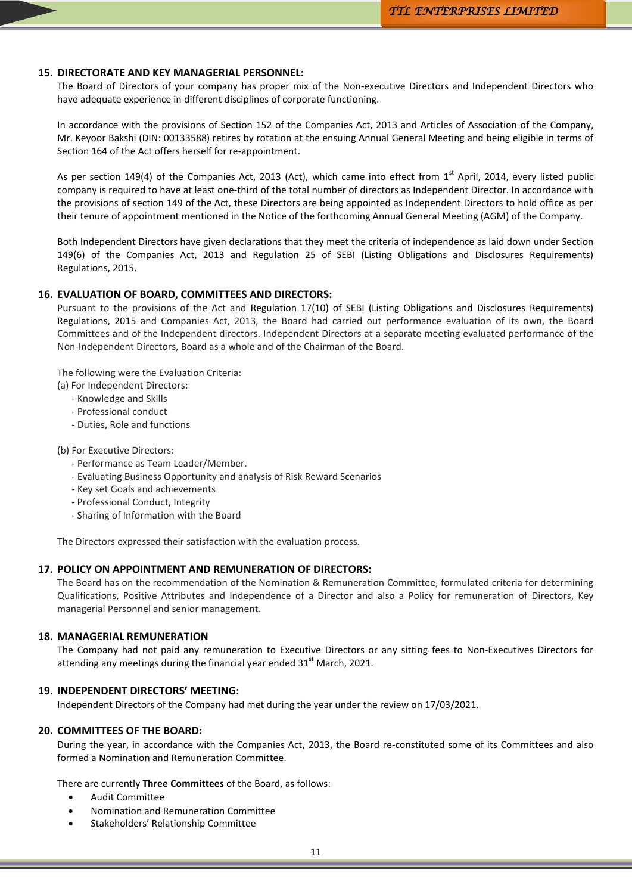## 15. DIRECTORATE AND KEY MANAGERIAL PERSONNEL:

The Board of Directors of your company has proper mix of the Non-executive Directors and Independent Directors who have adequate experience in different disciplines of corporate functioning.

In accordance with the provisions of Section 152 of the Companies Act, 2013 and Articles of Association of the Company, Mr. Keyoor Bakshi (DIN: 00133588) retires by rotation at the ensuing Annual General Meeting and being eligible in terms of Section 164 of the Act offers herself for re-appointment.

As per section 149(4) of the Companies Act, 2013 (Act), which came into effect from 1st April, 2014, every listed public company is required to have at least one-third of the total number of directors as Independent Director. In accordance with the provisions of section 149 of the Act, these Directors are being appointed as Independent Directors to hold office as per their tenure of appointment mentioned in the Notice of the forthcoming Annual General Meeting (AGM) of the Company.

Both Independent Directors have given declarations that they meet the criteria of independence as laid down under Section 149(6) of the Companies Act, 2013 and Regulation 25 of SEBI (Listing Obligations and Disclosures Requirements) Regulations, 2015.

## 16. EVALUATION OF BOARD, COMMITTEES AND DIRECTORS:

Pursuant to the provisions of the Act and Regulation 17(10) of SEBI (Listing Obligations and Disclosures Requirements) Regulations, 2015 and Companies Act, 2013, the Board had carried out performance evaluation of its own, the Board Committees and of the Independent directors. Independent Directors at a separate meeting evaluated performance of the Non-Independent Directors, Board as a whole and of the Chairman of the Board.

The following were the Evaluation Criteria:

(a) For Independent Directors:
- Knowledge and Skills
- Professional conduct
- Duties, Role and functions

(b) For Executive Directors:
- Performance as Team Leader/Member.
- Evaluating Business Opportunity and analysis of Risk Reward Scenarios
- Key set Goals and achievements
- Professional Conduct, Integrity
- Sharing of Information with the Board

The Directors expressed their satisfaction with the evaluation process.

## 17. POLICY ON APPOINTMENT AND REMUNERATION OF DIRECTORS:

The Board has on the recommendation of the Nomination & Remuneration Committee, formulated criteria for determining Qualifications, Positive Attributes and Independence of a Director and also a Policy for remuneration of Directors, Key managerial Personnel and senior management.

## 18. MANAGERIAL REMUNERATION

The Company had not paid any remuneration to Executive Directors or any sitting fees to Non-Executives Directors for attending any meetings during the financial year ended 31st March, 2021.

## 19. INDEPENDENT DIRECTORS' MEETING:

Independent Directors of the Company had met during the year under the review on 17/03/2021.

## 20. COMMITTEES OF THE BOARD:

During the year, in accordance with the Companies Act, 2013, the Board re-constituted some of its Committees and also formed a Nomination and Remuneration Committee.

There are currently **Three Committees** of the Board, as follows:

- Audit Committee
- Nomination and Remuneration Committee
- Stakeholders' Relationship Committee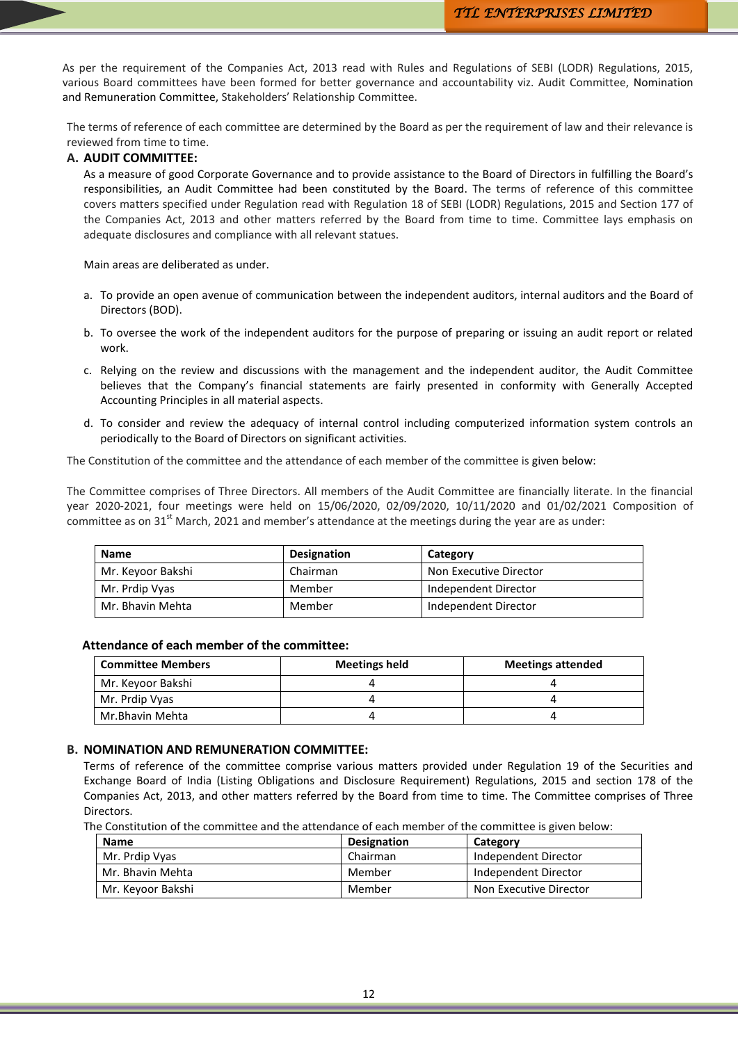As per the requirement of the Companies Act, 2013 read with Rules and Regulations of SEBI (LODR) Regulations, 2015, various Board committees have been formed for better governance and accountability viz. Audit Committee, Nomination and Remuneration Committee, Stakeholders' Relationship Committee.

The terms of reference of each committee are determined by the Board as per the requirement of law and their relevance is reviewed from time to time.

## A. AUDIT COMMITTEE:

As a measure of good Corporate Governance and to provide assistance to the Board of Directors in fulfilling the Board's responsibilities, an Audit Committee had been constituted by the Board. The terms of reference of this committee covers matters specified under Regulation read with Regulation 18 of SEBI (LODR) Regulations, 2015 and Section 177 of the Companies Act, 2013 and other matters referred by the Board from time to time. Committee lays emphasis on adequate disclosures and compliance with all relevant statues.

Main areas are deliberated as under.

a. To provide an open avenue of communication between the independent auditors, internal auditors and the Board of Directors (BOD).

b. To oversee the work of the independent auditors for the purpose of preparing or issuing an audit report or related work.

c. Relying on the review and discussions with the management and the independent auditor, the Audit Committee believes that the Company's financial statements are fairly presented in conformity with Generally Accepted Accounting Principles in all material aspects.

d. To consider and review the adequacy of internal control including computerized information system controls an periodically to the Board of Directors on significant activities.

The Constitution of the committee and the attendance of each member of the committee is given below:

The Committee comprises of Three Directors. All members of the Audit Committee are financially literate. In the financial year 2020-2021, four meetings were held on 15/06/2020, 02/09/2020, 10/11/2020 and 01/02/2021 Composition of committee as on 31st March, 2021 and member's attendance at the meetings during the year are as under:

| Name | Designation | Category |
|---|---|---|
| Mr. Keyoor Bakshi | Chairman | Non Executive Director |
| Mr. Prdip Vyas | Member | Independent Director |
| Mr. Bhavin Mehta | Member | Independent Director |

**Attendance of each member of the committee:**

| Committee Members | Meetings held | Meetings attended |
|---|---|---|
| Mr. Keyoor Bakshi | 4 | 4 |
| Mr. Prdip Vyas | 4 | 4 |
| Mr.Bhavin Mehta | 4 | 4 |

## B. NOMINATION AND REMUNERATION COMMITTEE:

Terms of reference of the committee comprise various matters provided under Regulation 19 of the Securities and Exchange Board of India (Listing Obligations and Disclosure Requirement) Regulations, 2015 and section 178 of the Companies Act, 2013, and other matters referred by the Board from time to time. The Committee comprises of Three Directors.

The Constitution of the committee and the attendance of each member of the committee is given below:

| Name | Designation | Category |
|---|---|---|
| Mr. Prdip Vyas | Chairman | Independent Director |
| Mr. Bhavin Mehta | Member | Independent Director |
| Mr. Keyoor Bakshi | Member | Non Executive Director |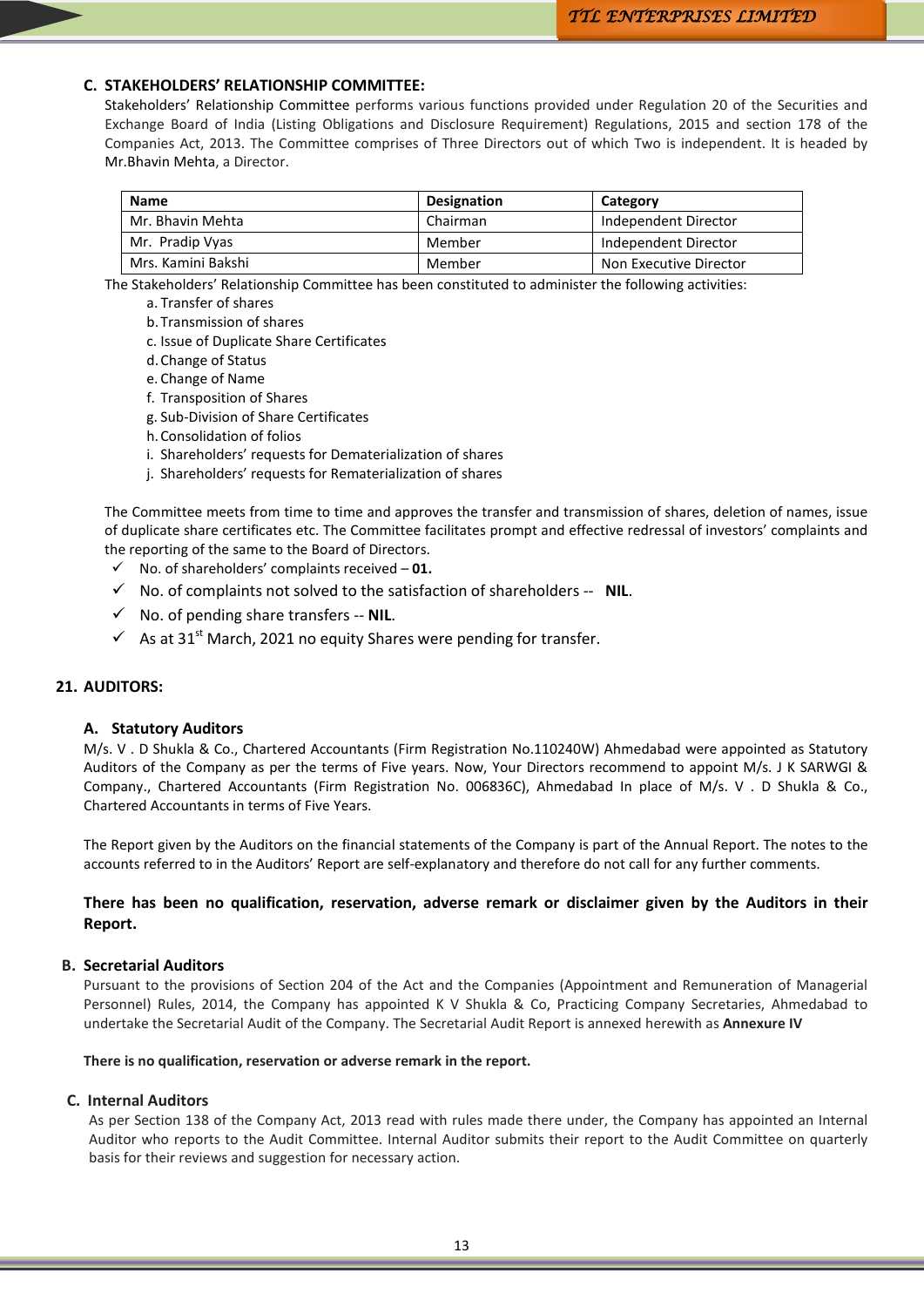### C. STAKEHOLDERS' RELATIONSHIP COMMITTEE:

Stakeholders' Relationship Committee performs various functions provided under Regulation 20 of the Securities and Exchange Board of India (Listing Obligations and Disclosure Requirement) Regulations, 2015 and section 178 of the Companies Act, 2013. The Committee comprises of Three Directors out of which Two is independent. It is headed by Mr.Bhavin Mehta, a Director.

| Name | Designation | Category |
|---|---|---|
| Mr. Bhavin Mehta | Chairman | Independent Director |
| Mr. Pradip Vyas | Member | Independent Director |
| Mrs. Kamini Bakshi | Member | Non Executive Director |

The Stakeholders' Relationship Committee has been constituted to administer the following activities:

a. Transfer of shares
b. Transmission of shares
c. Issue of Duplicate Share Certificates
d. Change of Status
e. Change of Name
f. Transposition of Shares
g. Sub-Division of Share Certificates
h. Consolidation of folios
i. Shareholders' requests for Dematerialization of shares
j. Shareholders' requests for Rematerialization of shares

The Committee meets from time to time and approves the transfer and transmission of shares, deletion of names, issue of duplicate share certificates etc. The Committee facilitates prompt and effective redressal of investors' complaints and the reporting of the same to the Board of Directors.

- ✓ No. of shareholders' complaints received – **01.**
- ✓ No. of complaints not solved to the satisfaction of shareholders -- **NIL**.
- ✓ No. of pending share transfers -- **NIL**.
- ✓ As at 31st March, 2021 no equity Shares were pending for transfer.

## 21. AUDITORS:

### A. Statutory Auditors

M/s. V . D Shukla & Co., Chartered Accountants (Firm Registration No.110240W) Ahmedabad were appointed as Statutory Auditors of the Company as per the terms of Five years. Now, Your Directors recommend to appoint M/s. J K SARWGI & Company., Chartered Accountants (Firm Registration No. 006836C), Ahmedabad In place of M/s. V . D Shukla & Co., Chartered Accountants in terms of Five Years.

The Report given by the Auditors on the financial statements of the Company is part of the Annual Report. The notes to the accounts referred to in the Auditors' Report are self-explanatory and therefore do not call for any further comments.

**There has been no qualification, reservation, adverse remark or disclaimer given by the Auditors in their Report.**

### B. Secretarial Auditors

Pursuant to the provisions of Section 204 of the Act and the Companies (Appointment and Remuneration of Managerial Personnel) Rules, 2014, the Company has appointed K V Shukla & Co, Practicing Company Secretaries, Ahmedabad to undertake the Secretarial Audit of the Company. The Secretarial Audit Report is annexed herewith as **Annexure IV**

**There is no qualification, reservation or adverse remark in the report.**

### C. Internal Auditors

As per Section 138 of the Company Act, 2013 read with rules made there under, the Company has appointed an Internal Auditor who reports to the Audit Committee. Internal Auditor submits their report to the Audit Committee on quarterly basis for their reviews and suggestion for necessary action.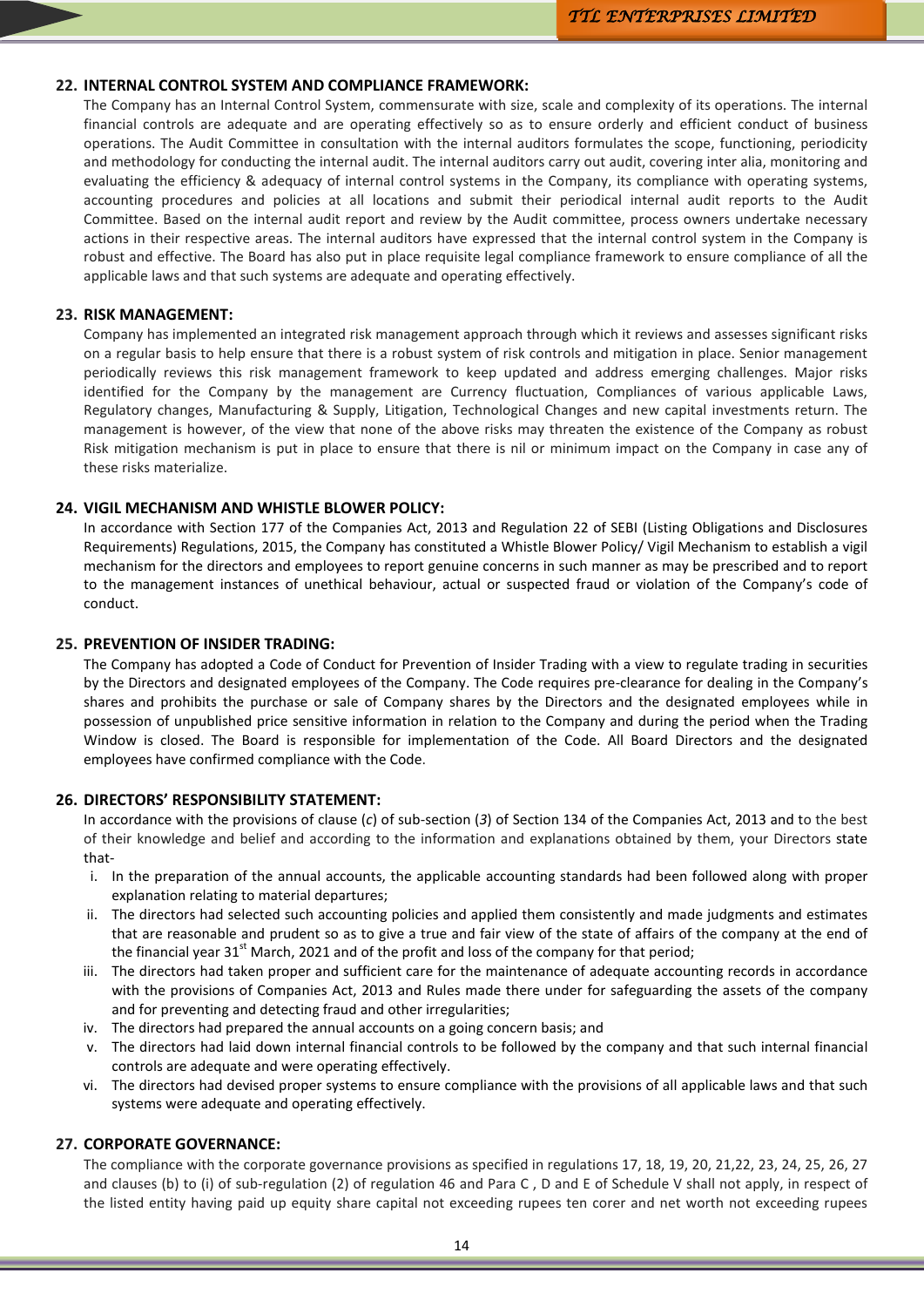## 22. INTERNAL CONTROL SYSTEM AND COMPLIANCE FRAMEWORK:

The Company has an Internal Control System, commensurate with size, scale and complexity of its operations. The internal financial controls are adequate and are operating effectively so as to ensure orderly and efficient conduct of business operations. The Audit Committee in consultation with the internal auditors formulates the scope, functioning, periodicity and methodology for conducting the internal audit. The internal auditors carry out audit, covering inter alia, monitoring and evaluating the efficiency & adequacy of internal control systems in the Company, its compliance with operating systems, accounting procedures and policies at all locations and submit their periodical internal audit reports to the Audit Committee. Based on the internal audit report and review by the Audit committee, process owners undertake necessary actions in their respective areas. The internal auditors have expressed that the internal control system in the Company is robust and effective. The Board has also put in place requisite legal compliance framework to ensure compliance of all the applicable laws and that such systems are adequate and operating effectively.

## 23. RISK MANAGEMENT:

Company has implemented an integrated risk management approach through which it reviews and assesses significant risks on a regular basis to help ensure that there is a robust system of risk controls and mitigation in place. Senior management periodically reviews this risk management framework to keep updated and address emerging challenges. Major risks identified for the Company by the management are Currency fluctuation, Compliances of various applicable Laws, Regulatory changes, Manufacturing & Supply, Litigation, Technological Changes and new capital investments return. The management is however, of the view that none of the above risks may threaten the existence of the Company as robust Risk mitigation mechanism is put in place to ensure that there is nil or minimum impact on the Company in case any of these risks materialize.

## 24. VIGIL MECHANISM AND WHISTLE BLOWER POLICY:

In accordance with Section 177 of the Companies Act, 2013 and Regulation 22 of SEBI (Listing Obligations and Disclosures Requirements) Regulations, 2015, the Company has constituted a Whistle Blower Policy/ Vigil Mechanism to establish a vigil mechanism for the directors and employees to report genuine concerns in such manner as may be prescribed and to report to the management instances of unethical behaviour, actual or suspected fraud or violation of the Company's code of conduct.

## 25. PREVENTION OF INSIDER TRADING:

The Company has adopted a Code of Conduct for Prevention of Insider Trading with a view to regulate trading in securities by the Directors and designated employees of the Company. The Code requires pre-clearance for dealing in the Company's shares and prohibits the purchase or sale of Company shares by the Directors and the designated employees while in possession of unpublished price sensitive information in relation to the Company and during the period when the Trading Window is closed. The Board is responsible for implementation of the Code. All Board Directors and the designated employees have confirmed compliance with the Code.

## 26. DIRECTORS' RESPONSIBILITY STATEMENT:

In accordance with the provisions of clause (*c*) of sub-section (*3*) of Section 134 of the Companies Act, 2013 and to the best of their knowledge and belief and according to the information and explanations obtained by them, your Directors state that-

i. In the preparation of the annual accounts, the applicable accounting standards had been followed along with proper explanation relating to material departures;
ii. The directors had selected such accounting policies and applied them consistently and made judgments and estimates that are reasonable and prudent so as to give a true and fair view of the state of affairs of the company at the end of the financial year 31st March, 2021 and of the profit and loss of the company for that period;
iii. The directors had taken proper and sufficient care for the maintenance of adequate accounting records in accordance with the provisions of Companies Act, 2013 and Rules made there under for safeguarding the assets of the company and for preventing and detecting fraud and other irregularities;
iv. The directors had prepared the annual accounts on a going concern basis; and
v. The directors had laid down internal financial controls to be followed by the company and that such internal financial controls are adequate and were operating effectively.
vi. The directors had devised proper systems to ensure compliance with the provisions of all applicable laws and that such systems were adequate and operating effectively.

## 27. CORPORATE GOVERNANCE:

The compliance with the corporate governance provisions as specified in regulations 17, 18, 19, 20, 21,22, 23, 24, 25, 26, 27 and clauses (b) to (i) of sub-regulation (2) of regulation 46 and Para C , D and E of Schedule V shall not apply, in respect of the listed entity having paid up equity share capital not exceeding rupees ten corer and net worth not exceeding rupees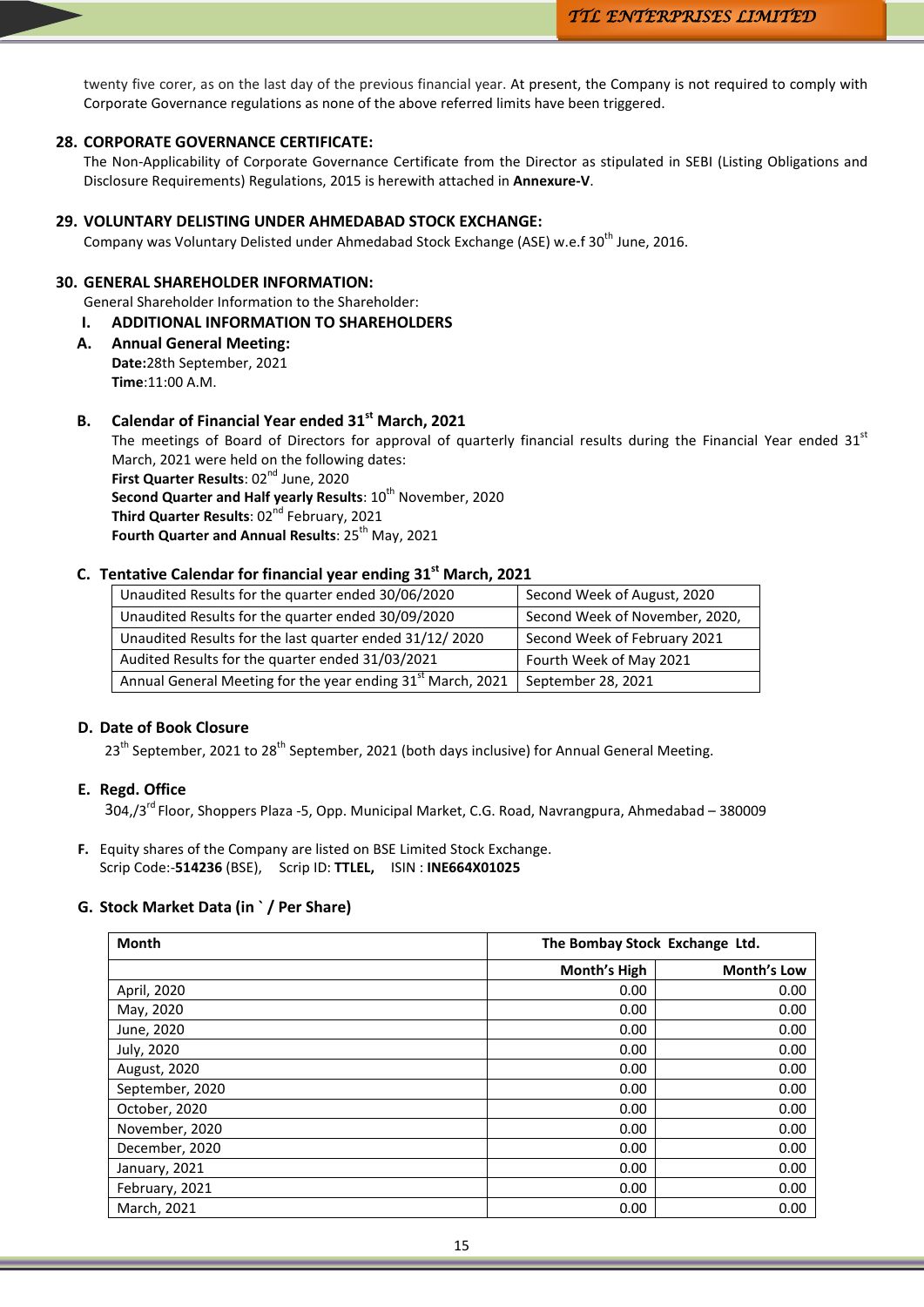twenty five corer, as on the last day of the previous financial year. At present, the Company is not required to comply with Corporate Governance regulations as none of the above referred limits have been triggered.

## 28. CORPORATE GOVERNANCE CERTIFICATE:

The Non-Applicability of Corporate Governance Certificate from the Director as stipulated in SEBI (Listing Obligations and Disclosure Requirements) Regulations, 2015 is herewith attached in **Annexure-V**.

## 29. VOLUNTARY DELISTING UNDER AHMEDABAD STOCK EXCHANGE:

Company was Voluntary Delisted under Ahmedabad Stock Exchange (ASE) w.e.f 30th June, 2016.

## 30. GENERAL SHAREHOLDER INFORMATION:

General Shareholder Information to the Shareholder:

### I. ADDITIONAL INFORMATION TO SHAREHOLDERS

### A. Annual General Meeting:

**Date:**28th September, 2021
**Time**:11:00 A.M.

### B. Calendar of Financial Year ended 31st March, 2021

The meetings of Board of Directors for approval of quarterly financial results during the Financial Year ended 31st March, 2021 were held on the following dates:

**First Quarter Results**: 02nd June, 2020
**Second Quarter and Half yearly Results**: 10th November, 2020
**Third Quarter Results**: 02nd February, 2021
**Fourth Quarter and Annual Results**: 25th May, 2021

### C. Tentative Calendar for financial year ending 31st March, 2021

| | |
|---|---|
| Unaudited Results for the quarter ended 30/06/2020 | Second Week of August, 2020 |
| Unaudited Results for the quarter ended 30/09/2020 | Second Week of November, 2020, |
| Unaudited Results for the last quarter ended 31/12/ 2020 | Second Week of February 2021 |
| Audited Results for the quarter ended 31/03/2021 | Fourth Week of May 2021 |
| Annual General Meeting for the year ending 31st March, 2021 | September 28, 2021 |

### D. Date of Book Closure

23th September, 2021 to 28th September, 2021 (both days inclusive) for Annual General Meeting.

### E. Regd. Office

304,/3rd Floor, Shoppers Plaza -5, Opp. Municipal Market, C.G. Road, Navrangpura, Ahmedabad – 380009

**F.** Equity shares of the Company are listed on BSE Limited Stock Exchange.
Scrip Code:-**514236** (BSE), Scrip ID: **TTLEL,** ISIN : **INE664X01025**

### G. Stock Market Data (in ` / Per Share)

| Month | The Bombay Stock Exchange Ltd. | |
|---|---|---|
| | **Month's High** | **Month's Low** |
| April, 2020 | 0.00 | 0.00 |
| May, 2020 | 0.00 | 0.00 |
| June, 2020 | 0.00 | 0.00 |
| July, 2020 | 0.00 | 0.00 |
| August, 2020 | 0.00 | 0.00 |
| September, 2020 | 0.00 | 0.00 |
| October, 2020 | 0.00 | 0.00 |
| November, 2020 | 0.00 | 0.00 |
| December, 2020 | 0.00 | 0.00 |
| January, 2021 | 0.00 | 0.00 |
| February, 2021 | 0.00 | 0.00 |
| March, 2021 | 0.00 | 0.00 |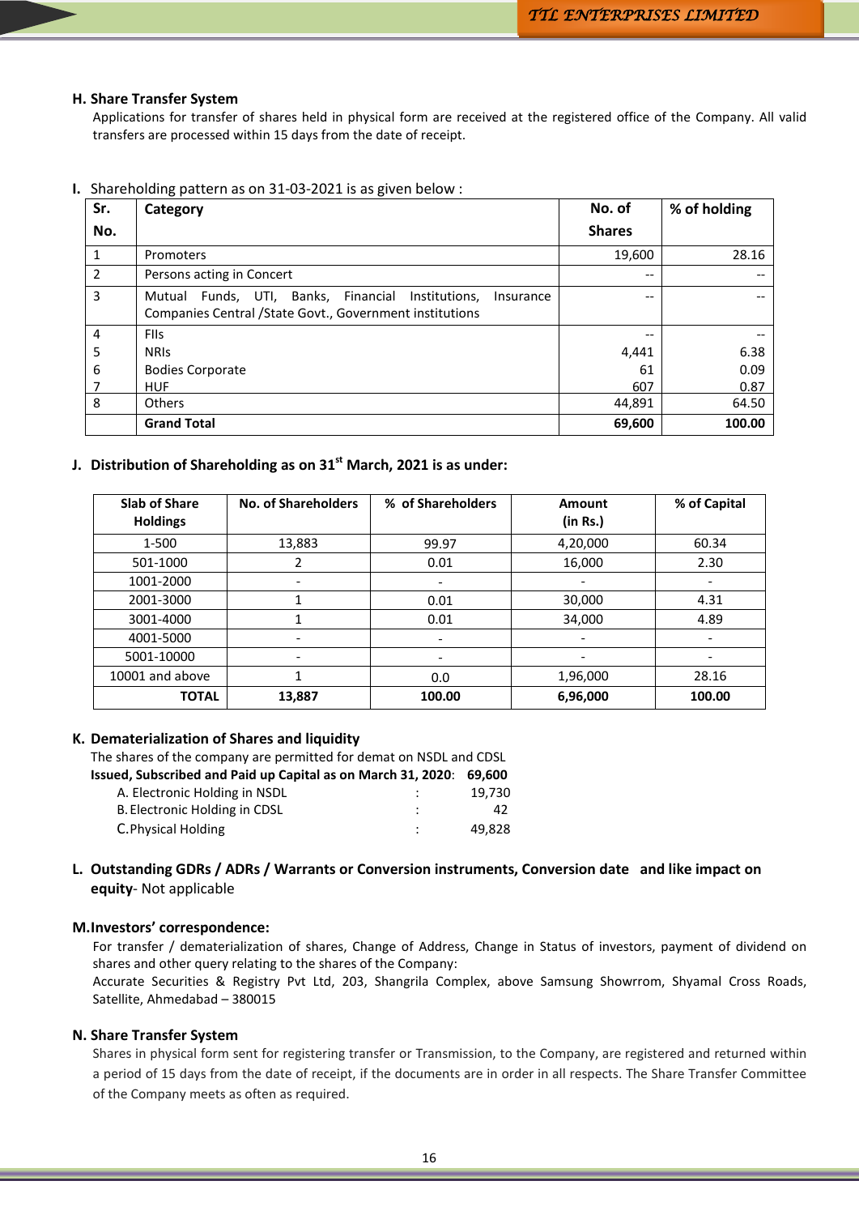### H. Share Transfer System

Applications for transfer of shares held in physical form are received at the registered office of the Company. All valid transfers are processed within 15 days from the date of receipt.

### I. Shareholding pattern as on 31-03-2021 is as given below :

| Sr. No. | Category | No. of Shares | % of holding |
|---|---|---|---|
| 1 | Promoters | 19,600 | 28.16 |
| 2 | Persons acting in Concert | -- | -- |
| 3 | Mutual Funds, UTI, Banks, Financial Institutions, Insurance Companies Central /State Govt., Government institutions | -- | -- |
| 4 | FIIs | -- | -- |
| 5 | NRIs | 4,441 | 6.38 |
| 6 | Bodies Corporate | 61 | 0.09 |
| 7 | HUF | 607 | 0.87 |
| 8 | Others | 44,891 | 64.50 |
| | **Grand Total** | **69,600** | **100.00** |

### J. Distribution of Shareholding as on 31st March, 2021 is as under:

| Slab of Share Holdings | No. of Shareholders | % of Shareholders | Amount (in Rs.) | % of Capital |
|---|---|---|---|---|
| 1-500 | 13,883 | 99.97 | 4,20,000 | 60.34 |
| 501-1000 | 2 | 0.01 | 16,000 | 2.30 |
| 1001-2000 | - | - | - | - |
| 2001-3000 | 1 | 0.01 | 30,000 | 4.31 |
| 3001-4000 | 1 | 0.01 | 34,000 | 4.89 |
| 4001-5000 | - | - | - | - |
| 5001-10000 | - | - | - | - |
| 10001 and above | 1 | 0.0 | 1,96,000 | 28.16 |
| **TOTAL** | **13,887** | **100.00** | **6,96,000** | **100.00** |

### K. Dematerialization of Shares and liquidity

The shares of the company are permitted for demat on NSDL and CDSL

**Issued, Subscribed and Paid up Capital as on March 31, 2020**: **69,600**

A. Electronic Holding in NSDL : 19,730

B. Electronic Holding in CDSL : 42

C. Physical Holding : 49,828

### L. Outstanding GDRs / ADRs / Warrants or Conversion instruments, Conversion date and like impact on equity- Not applicable

### M. Investors' correspondence:

For transfer / dematerialization of shares, Change of Address, Change in Status of investors, payment of dividend on shares and other query relating to the shares of the Company:

Accurate Securities & Registry Pvt Ltd, 203, Shangrila Complex, above Samsung Showrrom, Shyamal Cross Roads, Satellite, Ahmedabad – 380015

### N. Share Transfer System

Shares in physical form sent for registering transfer or Transmission, to the Company, are registered and returned within a period of 15 days from the date of receipt, if the documents are in order in all respects. The Share Transfer Committee of the Company meets as often as required.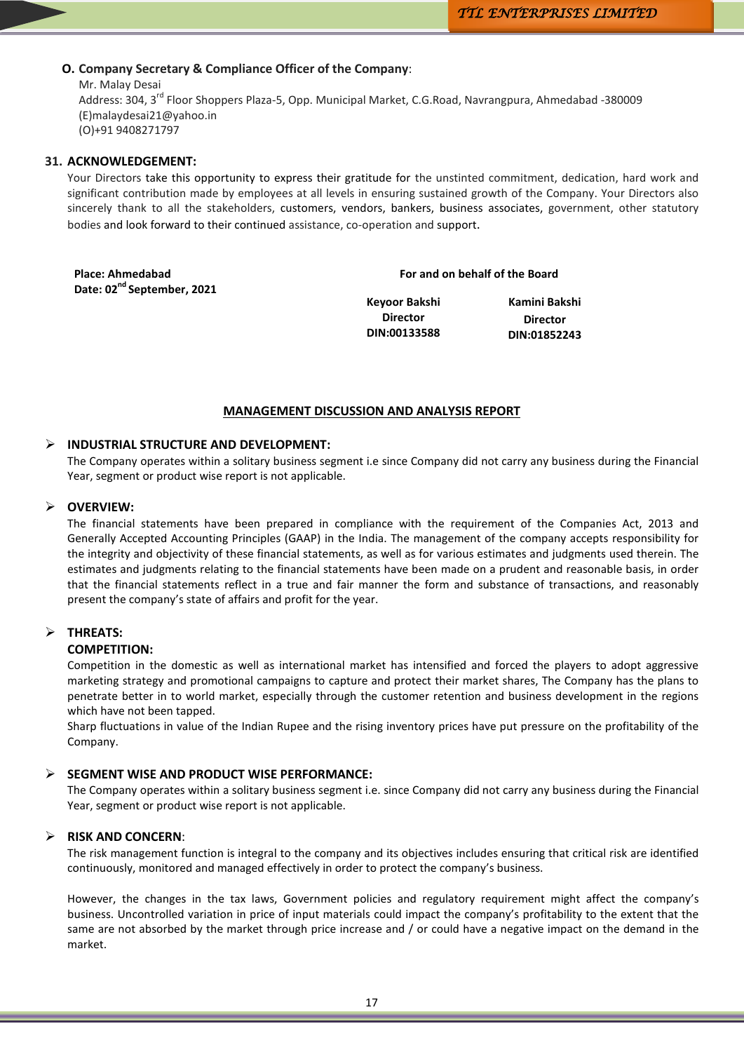**O. Company Secretary & Compliance Officer of the Company**:

Mr. Malay Desai
Address: 304, 3rd Floor Shoppers Plaza-5, Opp. Municipal Market, C.G.Road, Navrangpura, Ahmedabad -380009
(E)malaydesai21@yahoo.in
(O)+91 9408271797

## 31. ACKNOWLEDGEMENT:

Your Directors take this opportunity to express their gratitude for the unstinted commitment, dedication, hard work and significant contribution made by employees at all levels in ensuring sustained growth of the Company. Your Directors also sincerely thank to all the stakeholders, customers, vendors, bankers, business associates, government, other statutory bodies and look forward to their continued assistance, co-operation and support.

**Place: Ahmedabad**
**Date: 02nd September, 2021**

**For and on behalf of the Board**

| Keyoor Bakshi | Kamini Bakshi |
|---|---|
| Director | Director |
| DIN:00133588 | DIN:01852243 |

## MANAGEMENT DISCUSSION AND ANALYSIS REPORT

- **INDUSTRIAL STRUCTURE AND DEVELOPMENT:**

The Company operates within a solitary business segment i.e since Company did not carry any business during the Financial Year, segment or product wise report is not applicable.

- **OVERVIEW:**

The financial statements have been prepared in compliance with the requirement of the Companies Act, 2013 and Generally Accepted Accounting Principles (GAAP) in the India. The management of the company accepts responsibility for the integrity and objectivity of these financial statements, as well as for various estimates and judgments used therein. The estimates and judgments relating to the financial statements have been made on a prudent and reasonable basis, in order that the financial statements reflect in a true and fair manner the form and substance of transactions, and reasonably present the company's state of affairs and profit for the year.

- **THREATS:**

**COMPETITION:**

Competition in the domestic as well as international market has intensified and forced the players to adopt aggressive marketing strategy and promotional campaigns to capture and protect their market shares, The Company has the plans to penetrate better in to world market, especially through the customer retention and business development in the regions which have not been tapped.

Sharp fluctuations in value of the Indian Rupee and the rising inventory prices have put pressure on the profitability of the Company.

- **SEGMENT WISE AND PRODUCT WISE PERFORMANCE:**

The Company operates within a solitary business segment i.e. since Company did not carry any business during the Financial Year, segment or product wise report is not applicable.

- **RISK AND CONCERN**:

The risk management function is integral to the company and its objectives includes ensuring that critical risk are identified continuously, monitored and managed effectively in order to protect the company's business.

However, the changes in the tax laws, Government policies and regulatory requirement might affect the company's business. Uncontrolled variation in price of input materials could impact the company's profitability to the extent that the same are not absorbed by the market through price increase and / or could have a negative impact on the demand in the market.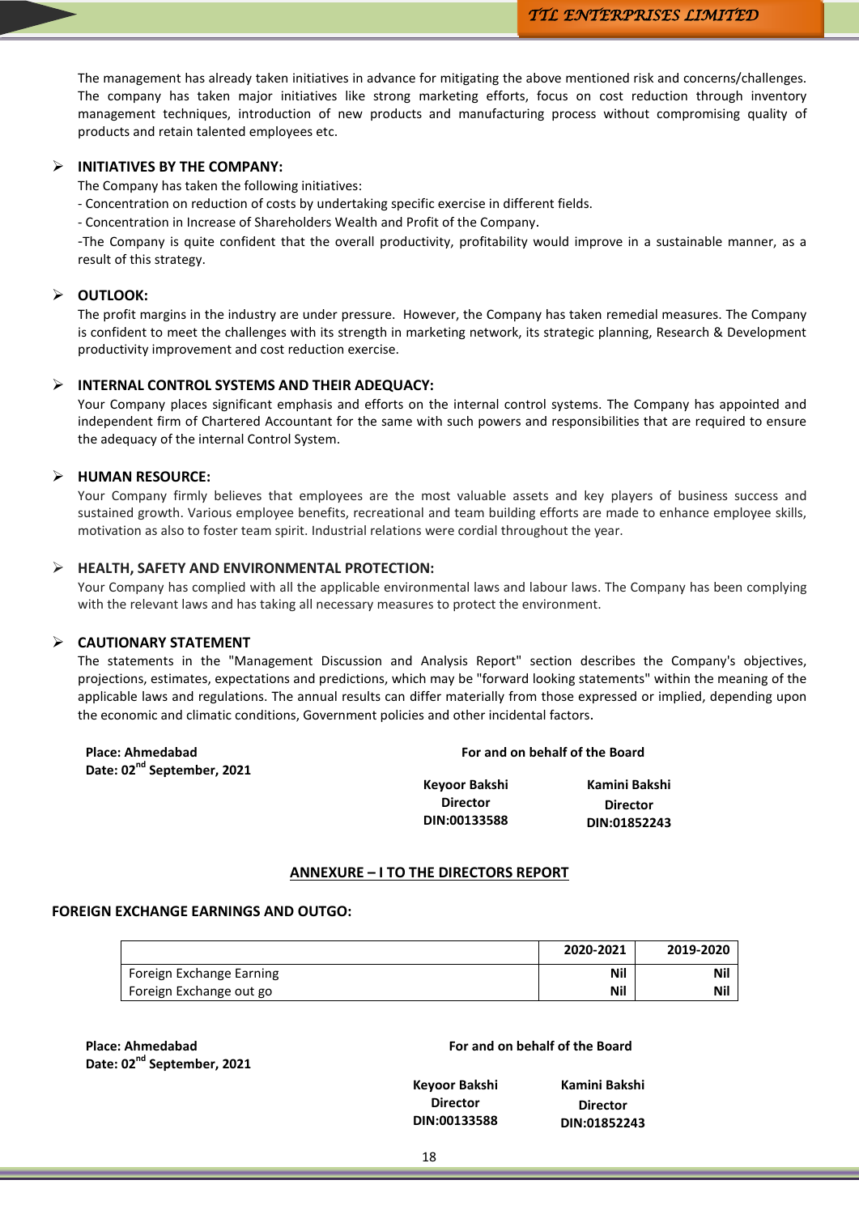The management has already taken initiatives in advance for mitigating the above mentioned risk and concerns/challenges. The company has taken major initiatives like strong marketing efforts, focus on cost reduction through inventory management techniques, introduction of new products and manufacturing process without compromising quality of products and retain talented employees etc.

## ➢ INITIATIVES BY THE COMPANY:

The Company has taken the following initiatives:

- Concentration on reduction of costs by undertaking specific exercise in different fields.
- Concentration in Increase of Shareholders Wealth and Profit of the Company.

-The Company is quite confident that the overall productivity, profitability would improve in a sustainable manner, as a result of this strategy.

## ➢ OUTLOOK:

The profit margins in the industry are under pressure. However, the Company has taken remedial measures. The Company is confident to meet the challenges with its strength in marketing network, its strategic planning, Research & Development productivity improvement and cost reduction exercise.

## ➢ INTERNAL CONTROL SYSTEMS AND THEIR ADEQUACY:

Your Company places significant emphasis and efforts on the internal control systems. The Company has appointed and independent firm of Chartered Accountant for the same with such powers and responsibilities that are required to ensure the adequacy of the internal Control System.

## ➢ HUMAN RESOURCE:

Your Company firmly believes that employees are the most valuable assets and key players of business success and sustained growth. Various employee benefits, recreational and team building efforts are made to enhance employee skills, motivation as also to foster team spirit. Industrial relations were cordial throughout the year.

## ➢ HEALTH, SAFETY AND ENVIRONMENTAL PROTECTION:

Your Company has complied with all the applicable environmental laws and labour laws. The Company has been complying with the relevant laws and has taking all necessary measures to protect the environment.

## ➢ CAUTIONARY STATEMENT

The statements in the "Management Discussion and Analysis Report" section describes the Company's objectives, projections, estimates, expectations and predictions, which may be "forward looking statements" within the meaning of the applicable laws and regulations. The annual results can differ materially from those expressed or implied, depending upon the economic and climatic conditions, Government policies and other incidental factors.

**Place: Ahmedabad**
**Date: 02nd September, 2021**

**For and on behalf of the Board**

| Keyoor Bakshi | Kamini Bakshi |
|---|---|
| Director | Director |
| DIN:00133588 | DIN:01852243 |

## ANNEXURE – I TO THE DIRECTORS REPORT

### FOREIGN EXCHANGE EARNINGS AND OUTGO:

| | 2020-2021 | 2019-2020 |
|---|---|---|
| Foreign Exchange Earning | Nil | Nil |
| Foreign Exchange out go | Nil | Nil |

**Place: Ahmedabad**
**Date: 02nd September, 2021**

**For and on behalf of the Board**

| Keyoor Bakshi | Kamini Bakshi |
|---|---|
| Director | Director |
| DIN:00133588 | DIN:01852243 |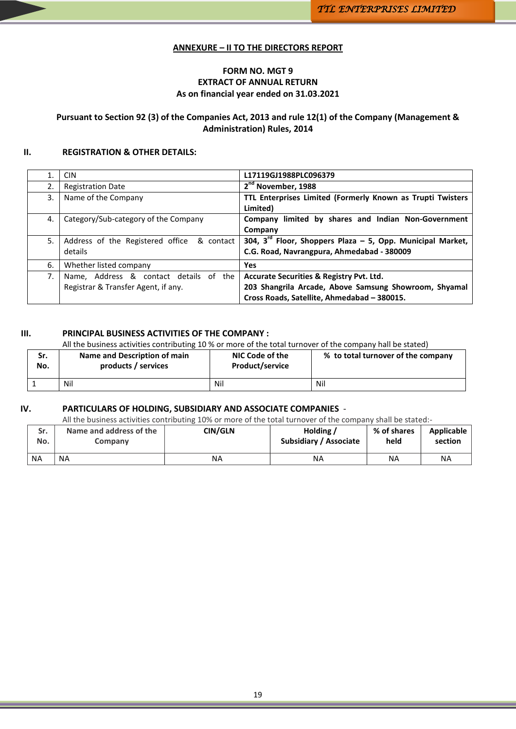**ANNEXURE – II TO THE DIRECTORS REPORT**

**FORM NO. MGT 9**
**EXTRACT OF ANNUAL RETURN**
**As on financial year ended on 31.03.2021**

**Pursuant to Section 92 (3) of the Companies Act, 2013 and rule 12(1) of the Company (Management & Administration) Rules, 2014**

## II. REGISTRATION & OTHER DETAILS:

| | | |
|---|---|---|
| 1. | CIN | **L17119GJ1988PLC096379** |
| 2. | Registration Date | **2nd November, 1988** |
| 3. | Name of the Company | **TTL Enterprises Limited (Formerly Known as Trupti Twisters Limited)** |
| 4. | Category/Sub-category of the Company | **Company limited by shares and Indian Non-Government Company** |
| 5. | Address of the Registered office & contact details | **304, 3rd Floor, Shoppers Plaza – 5, Opp. Municipal Market, C.G. Road, Navrangpura, Ahmedabad - 380009** |
| 6. | Whether listed company | **Yes** |
| 7. | Name, Address & contact details of the Registrar & Transfer Agent, if any. | **Accurate Securities & Registry Pvt. Ltd.** **203 Shangrila Arcade, Above Samsung Showroom, Shyamal Cross Roads, Satellite, Ahmedabad – 380015.** |

## III. PRINCIPAL BUSINESS ACTIVITIES OF THE COMPANY :

All the business activities contributing 10 % or more of the total turnover of the company hall be stated)

| Sr. No. | Name and Description of main products / services | NIC Code of the Product/service | % to total turnover of the company |
|---|---|---|---|
| 1 | Nil | Nil | Nil |

## IV. PARTICULARS OF HOLDING, SUBSIDIARY AND ASSOCIATE COMPANIES -

All the business activities contributing 10% or more of the total turnover of the company shall be stated:-

| Sr. No. | Name and address of the Company | CIN/GLN | Holding / Subsidiary / Associate | % of shares held | Applicable section |
|---|---|---|---|---|---|
| NA | NA | NA | NA | NA | NA |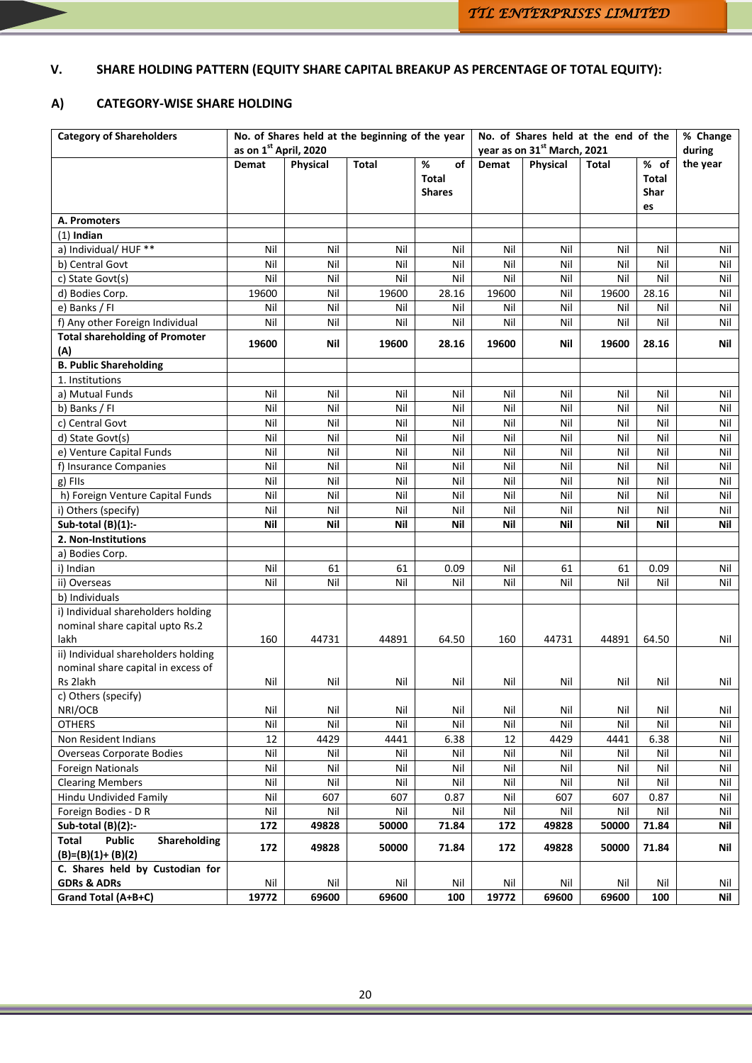## V. SHARE HOLDING PATTERN (EQUITY SHARE CAPITAL BREAKUP AS PERCENTAGE OF TOTAL EQUITY):

### A) CATEGORY-WISE SHARE HOLDING

| Category of Shareholders | No. of Shares held at the beginning of the year as on 1st April, 2020 | | | | No. of Shares held at the end of the year as on 31st March, 2021 | | | | % Change during the year |
|---|---|---|---|---|---|---|---|---|---|
| | Demat | Physical | Total | % of Total Shares | Demat | Physical | Total | % of Total Shares | |
| **A. Promoters** | | | | | | | | | |
| (1) **Indian** | | | | | | | | | |
| a) Individual/ HUF ** | Nil | Nil | Nil | Nil | Nil | Nil | Nil | Nil | Nil |
| b) Central Govt | Nil | Nil | Nil | Nil | Nil | Nil | Nil | Nil | Nil |
| c) State Govt(s) | Nil | Nil | Nil | Nil | Nil | Nil | Nil | Nil | Nil |
| d) Bodies Corp. | 19600 | Nil | 19600 | 28.16 | 19600 | Nil | 19600 | 28.16 | Nil |
| e) Banks / FI | Nil | Nil | Nil | Nil | Nil | Nil | Nil | Nil | Nil |
| f) Any other Foreign Individual | Nil | Nil | Nil | Nil | Nil | Nil | Nil | Nil | Nil |
| **Total shareholding of Promoter (A)** | **19600** | **Nil** | **19600** | **28.16** | **19600** | **Nil** | **19600** | **28.16** | **Nil** |
| **B. Public Shareholding** | | | | | | | | | |
| 1. Institutions | | | | | | | | | |
| a) Mutual Funds | Nil | Nil | Nil | Nil | Nil | Nil | Nil | Nil | Nil |
| b) Banks / FI | Nil | Nil | Nil | Nil | Nil | Nil | Nil | Nil | Nil |
| c) Central Govt | Nil | Nil | Nil | Nil | Nil | Nil | Nil | Nil | Nil |
| d) State Govt(s) | Nil | Nil | Nil | Nil | Nil | Nil | Nil | Nil | Nil |
| e) Venture Capital Funds | Nil | Nil | Nil | Nil | Nil | Nil | Nil | Nil | Nil |
| f) Insurance Companies | Nil | Nil | Nil | Nil | Nil | Nil | Nil | Nil | Nil |
| g) FIIs | Nil | Nil | Nil | Nil | Nil | Nil | Nil | Nil | Nil |
| h) Foreign Venture Capital Funds | Nil | Nil | Nil | Nil | Nil | Nil | Nil | Nil | Nil |
| i) Others (specify) | Nil | Nil | Nil | Nil | Nil | Nil | Nil | Nil | Nil |
| **Sub-total (B)(1):-** | **Nil** | **Nil** | **Nil** | **Nil** | **Nil** | **Nil** | **Nil** | **Nil** | **Nil** |
| **2. Non-Institutions** | | | | | | | | | |
| a) Bodies Corp. | | | | | | | | | |
| i) Indian | Nil | 61 | 61 | 0.09 | Nil | 61 | 61 | 0.09 | Nil |
| ii) Overseas | Nil | Nil | Nil | Nil | Nil | Nil | Nil | Nil | Nil |
| b) Individuals | | | | | | | | | |
| i) Individual shareholders holding nominal share capital upto Rs.2 lakh | 160 | 44731 | 44891 | 64.50 | 160 | 44731 | 44891 | 64.50 | Nil |
| ii) Individual shareholders holding nominal share capital in excess of Rs 2lakh | Nil | Nil | Nil | Nil | Nil | Nil | Nil | Nil | Nil |
| c) Others (specify) NRI/OCB | Nil | Nil | Nil | Nil | Nil | Nil | Nil | Nil | Nil |
| OTHERS | Nil | Nil | Nil | Nil | Nil | Nil | Nil | Nil | Nil |
| Non Resident Indians | 12 | 4429 | 4441 | 6.38 | 12 | 4429 | 4441 | 6.38 | Nil |
| Overseas Corporate Bodies | Nil | Nil | Nil | Nil | Nil | Nil | Nil | Nil | Nil |
| Foreign Nationals | Nil | Nil | Nil | Nil | Nil | Nil | Nil | Nil | Nil |
| Clearing Members | Nil | Nil | Nil | Nil | Nil | Nil | Nil | Nil | Nil |
| Hindu Undivided Family | Nil | 607 | 607 | 0.87 | Nil | 607 | 607 | 0.87 | Nil |
| Foreign Bodies - D R | Nil | Nil | Nil | Nil | Nil | Nil | Nil | Nil | Nil |
| **Sub-total (B)(2):-** | **172** | **49828** | **50000** | **71.84** | **172** | **49828** | **50000** | **71.84** | **Nil** |
| **Total Public Shareholding (B)=(B)(1)+ (B)(2)** | **172** | **49828** | **50000** | **71.84** | **172** | **49828** | **50000** | **71.84** | **Nil** |
| **C. Shares held by Custodian for GDRs & ADRs** | Nil | Nil | Nil | Nil | Nil | Nil | Nil | Nil | Nil |
| **Grand Total (A+B+C)** | **19772** | **69600** | **69600** | **100** | **19772** | **69600** | **69600** | **100** | **Nil** |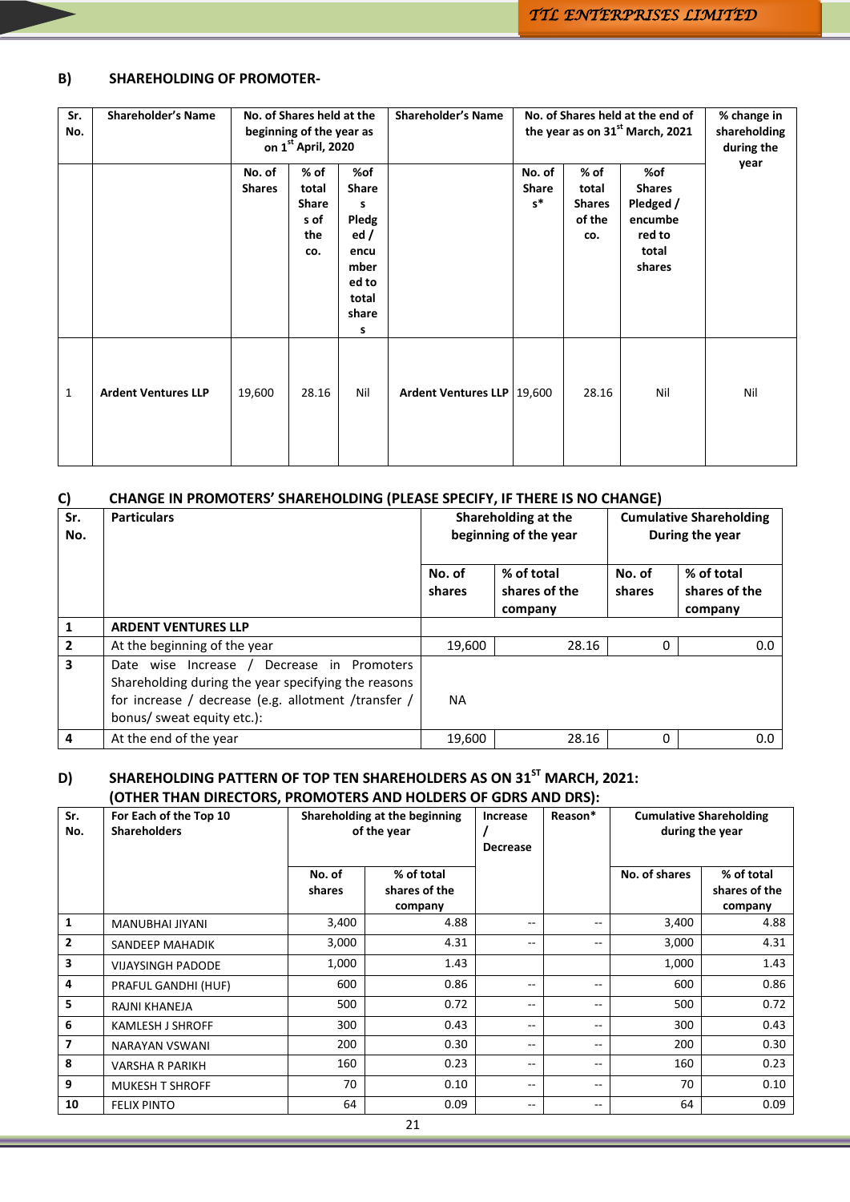## B) SHAREHOLDING OF PROMOTER-

| Sr. No. | Shareholder's Name | No. of Shares held at the beginning of the year as on 1st April, 2020 | | | Shareholder's Name | No. of Shares held at the end of the year as on 31st March, 2021 | | | % change in shareholding during the year |
|---|---|---|---|---|---|---|---|---|---|
| | | No. of Shares | % of total Shares of the co. | %of Shares Pledged / encumbered to total shares | | No. of Shares* | % of total Shares of the co. | %of Shares Pledged / encumbered to total shares | |
| 1 | **Ardent Ventures LLP** | 19,600 | 28.16 | Nil | **Ardent Ventures LLP** | 19,600 | 28.16 | Nil | Nil |

## C) CHANGE IN PROMOTERS' SHAREHOLDING (PLEASE SPECIFY, IF THERE IS NO CHANGE)

| Sr. No. | Particulars | Shareholding at the beginning of the year | | Cumulative Shareholding During the year | |
|---|---|---|---|---|---|
| | | No. of shares | % of total shares of the company | No. of shares | % of total shares of the company |
| 1 | **ARDENT VENTURES LLP** | | | | |
| 2 | At the beginning of the year | 19,600 | 28.16 | 0 | 0.0 |
| 3 | Date wise Increase / Decrease in Promoters Shareholding during the year specifying the reasons for increase / decrease (e.g. allotment /transfer / bonus/ sweat equity etc.): | NA | | | |
| 4 | At the end of the year | 19,600 | 28.16 | 0 | 0.0 |

## D) SHAREHOLDING PATTERN OF TOP TEN SHAREHOLDERS AS ON 31ST MARCH, 2021: (OTHER THAN DIRECTORS, PROMOTERS AND HOLDERS OF GDRS AND DRS):

| Sr. No. | For Each of the Top 10 Shareholders | Shareholding at the beginning of the year | | Increase / Decrease | Reason* | Cumulative Shareholding during the year | |
|---|---|---|---|---|---|---|---|
| | | No. of shares | % of total shares of the company | | | No. of shares | % of total shares of the company |
| 1 | MANUBHAI JIYANI | 3,400 | 4.88 | -- | -- | 3,400 | 4.88 |
| 2 | SANDEEP MAHADIK | 3,000 | 4.31 | -- | -- | 3,000 | 4.31 |
| 3 | VIJAYSINGH PADODE | 1,000 | 1.43 | | | 1,000 | 1.43 |
| 4 | PRAFUL GANDHI (HUF) | 600 | 0.86 | -- | -- | 600 | 0.86 |
| 5 | RAJNI KHANEJA | 500 | 0.72 | -- | -- | 500 | 0.72 |
| 6 | KAMLESH J SHROFF | 300 | 0.43 | -- | -- | 300 | 0.43 |
| 7 | NARAYAN VSWANI | 200 | 0.30 | -- | -- | 200 | 0.30 |
| 8 | VARSHA R PARIKH | 160 | 0.23 | -- | -- | 160 | 0.23 |
| 9 | MUKESH T SHROFF | 70 | 0.10 | -- | -- | 70 | 0.10 |
| 10 | FELIX PINTO | 64 | 0.09 | -- | -- | 64 | 0.09 |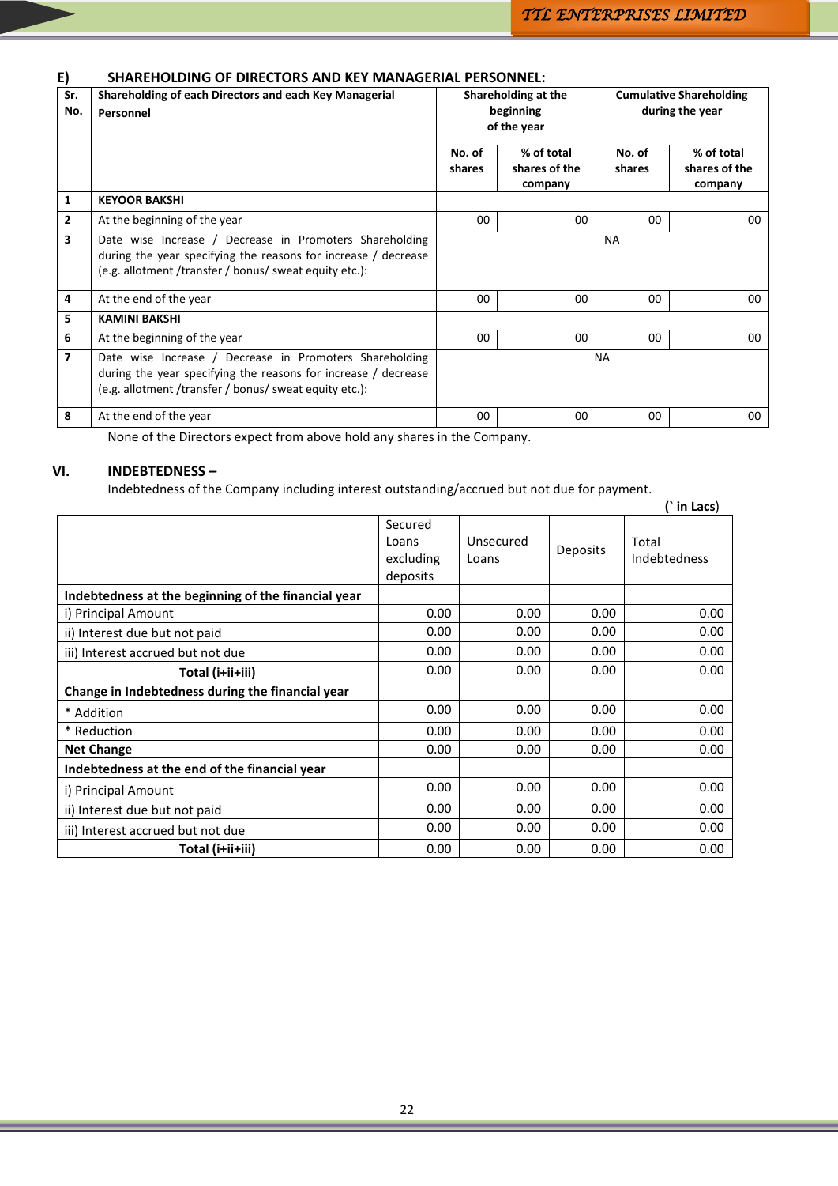## E) SHAREHOLDING OF DIRECTORS AND KEY MANAGERIAL PERSONNEL:

| Sr. No. | Shareholding of each Directors and each Key Managerial Personnel | Shareholding at the beginning of the year | | Cumulative Shareholding during the year | |
|---|---|---|---|---|---|
| | | No. of shares | % of total shares of the company | No. of shares | % of total shares of the company |
| 1 | **KEYOOR BAKSHI** | | | | |
| 2 | At the beginning of the year | 00 | 00 | 00 | 00 |
| 3 | Date wise Increase / Decrease in Promoters Shareholding during the year specifying the reasons for increase / decrease (e.g. allotment /transfer / bonus/ sweat equity etc.): | NA | | | |
| 4 | At the end of the year | 00 | 00 | 00 | 00 |
| 5 | **KAMINI BAKSHI** | | | | |
| 6 | At the beginning of the year | 00 | 00 | 00 | 00 |
| 7 | Date wise Increase / Decrease in Promoters Shareholding during the year specifying the reasons for increase / decrease (e.g. allotment /transfer / bonus/ sweat equity etc.): | NA | | | |
| 8 | At the end of the year | 00 | 00 | 00 | 00 |

None of the Directors expect from above hold any shares in the Company.

## VI. INDEBTEDNESS –

Indebtedness of the Company including interest outstanding/accrued but not due for payment.

(` in Lacs)

| | Secured Loans excluding deposits | Unsecured Loans | Deposits | Total Indebtedness |
|---|---|---|---|---|
| **Indebtedness at the beginning of the financial year** | | | | |
| i) Principal Amount | 0.00 | 0.00 | 0.00 | 0.00 |
| ii) Interest due but not paid | 0.00 | 0.00 | 0.00 | 0.00 |
| iii) Interest accrued but not due | 0.00 | 0.00 | 0.00 | 0.00 |
| **Total (i+ii+iii)** | 0.00 | 0.00 | 0.00 | 0.00 |
| **Change in Indebtedness during the financial year** | | | | |
| * Addition | 0.00 | 0.00 | 0.00 | 0.00 |
| * Reduction | 0.00 | 0.00 | 0.00 | 0.00 |
| **Net Change** | 0.00 | 0.00 | 0.00 | 0.00 |
| **Indebtedness at the end of the financial year** | | | | |
| i) Principal Amount | 0.00 | 0.00 | 0.00 | 0.00 |
| ii) Interest due but not paid | 0.00 | 0.00 | 0.00 | 0.00 |
| iii) Interest accrued but not due | 0.00 | 0.00 | 0.00 | 0.00 |
| **Total (i+ii+iii)** | 0.00 | 0.00 | 0.00 | 0.00 |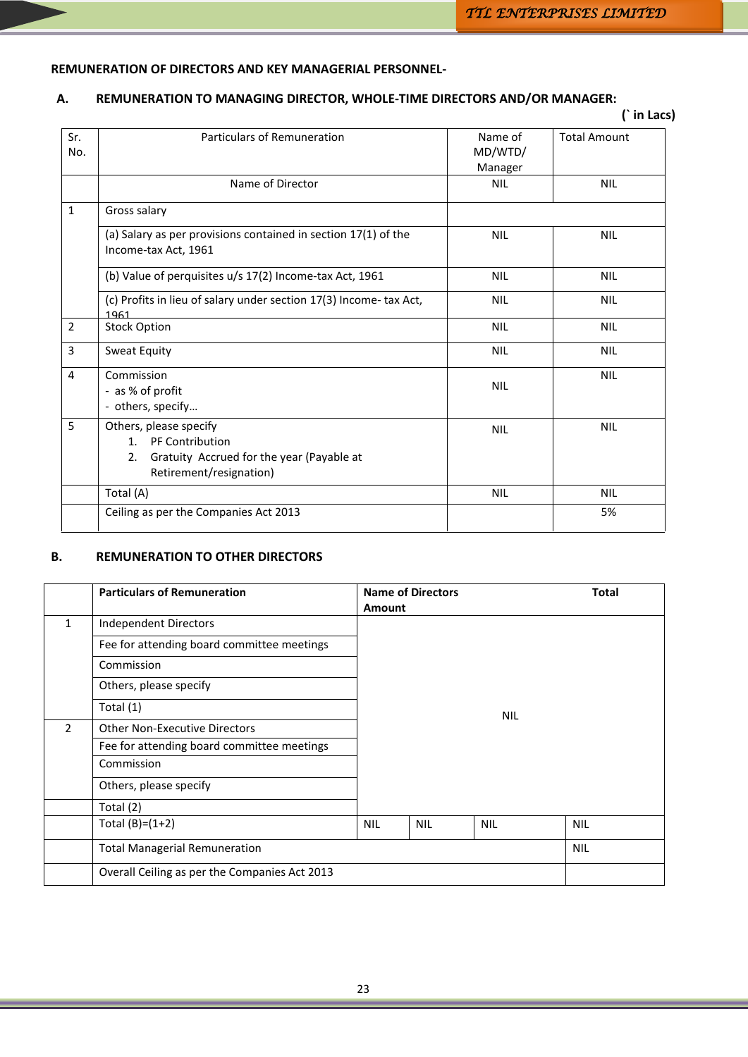**REMUNERATION OF DIRECTORS AND KEY MANAGERIAL PERSONNEL-**

**A. REMUNERATION TO MANAGING DIRECTOR, WHOLE-TIME DIRECTORS AND/OR MANAGER:**

**(` in Lacs)**

| Sr. No. | Particulars of Remuneration | Name of MD/WTD/ Manager | Total Amount |
|---|---|---|---|
| | Name of Director | NIL | NIL |
| 1 | Gross salary | | |
| | (a) Salary as per provisions contained in section 17(1) of the Income-tax Act, 1961 | NIL | NIL |
| | (b) Value of perquisites u/s 17(2) Income-tax Act, 1961 | NIL | NIL |
| | (c) Profits in lieu of salary under section 17(3) Income- tax Act, 1961 | NIL | NIL |
| 2 | Stock Option | NIL | NIL |
| 3 | Sweat Equity | NIL | NIL |
| 4 | Commission<br>- as % of profit<br>- others, specify… | NIL | NIL |
| 5 | Others, please specify<br>1. PF Contribution<br>2. Gratuity Accrued for the year (Payable at Retirement/resignation) | NIL | NIL |
| | Total (A) | NIL | NIL |
| | Ceiling as per the Companies Act 2013 | | 5% |

**B. REMUNERATION TO OTHER DIRECTORS**

| | **Particulars of Remuneration** | **Name of Directors** | | | **Total Amount** |
|---|---|---|---|---|---|
| 1 | Independent Directors | NIL | | | |
| | Fee for attending board committee meetings | | | | |
| | Commission | | | | |
| | Others, please specify | | | | |
| | Total (1) | | | | |
| 2 | Other Non-Executive Directors | | | | |
| | Fee for attending board committee meetings | | | | |
| | Commission | | | | |
| | Others, please specify | | | | |
| | Total (2) | | | | |
| | Total (B)=(1+2) | NIL | NIL | NIL | NIL |
| | Total Managerial Remuneration | | | | NIL |
| | Overall Ceiling as per the Companies Act 2013 | | | | |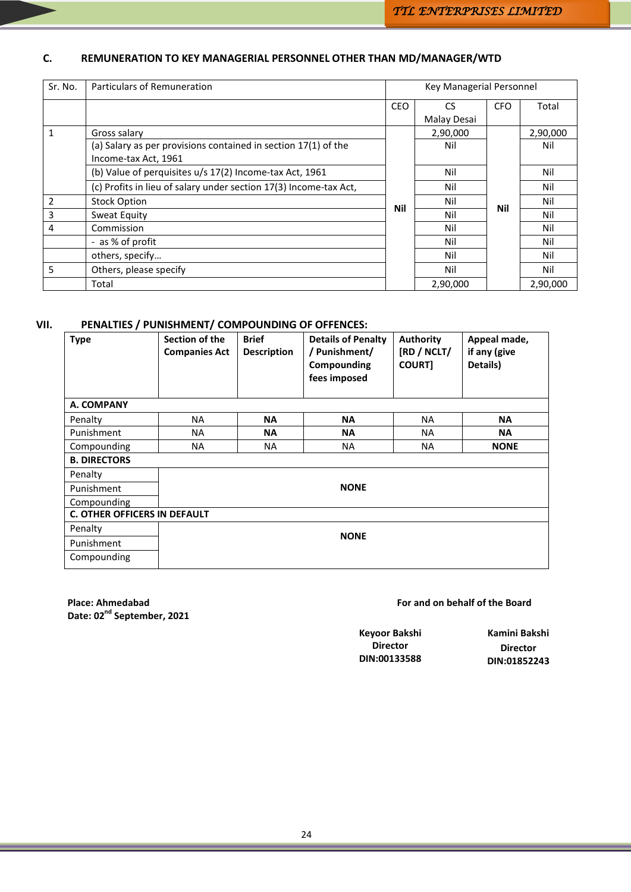### C. REMUNERATION TO KEY MANAGERIAL PERSONNEL OTHER THAN MD/MANAGER/WTD

| Sr. No. | Particulars of Remuneration | Key Managerial Personnel | | | |
|---|---|---|---|---|---|
| | | CEO | CS Malay Desai | CFO | Total |
| 1 | Gross salary | Nil | 2,90,000 | Nil | 2,90,000 |
| | (a) Salary as per provisions contained in section 17(1) of the Income-tax Act, 1961 | | Nil | | Nil |
| | (b) Value of perquisites u/s 17(2) Income-tax Act, 1961 | | Nil | | Nil |
| | (c) Profits in lieu of salary under section 17(3) Income-tax Act, | | Nil | | Nil |
| 2 | Stock Option | | Nil | | Nil |
| 3 | Sweat Equity | | Nil | | Nil |
| 4 | Commission | | Nil | | Nil |
| | - as % of profit | | Nil | | Nil |
| | others, specify… | | Nil | | Nil |
| 5 | Others, please specify | | Nil | | Nil |
| | Total | | 2,90,000 | | 2,90,000 |

### VII. PENALTIES / PUNISHMENT/ COMPOUNDING OF OFFENCES:

| Type | Section of the Companies Act | Brief Description | Details of Penalty / Punishment/ Compounding fees imposed | Authority [RD / NCLT/ COURT] | Appeal made, if any (give Details) |
|---|---|---|---|---|---|
| **A. COMPANY** | | | | | |
| Penalty | NA | **NA** | **NA** | NA | **NA** |
| Punishment | NA | **NA** | **NA** | NA | **NA** |
| Compounding | NA | NA | NA | NA | **NONE** |
| **B. DIRECTORS** | | | | | |
| Penalty | **NONE** | | | | |
| Punishment | | | | | |
| Compounding | | | | | |
| **C. OTHER OFFICERS IN DEFAULT** | | | | | |
| Penalty | **NONE** | | | | |
| Punishment | | | | | |
| Compounding | | | | | |

**Place: Ahmedabad**
**Date: 02nd September, 2021**

**For and on behalf of the Board**

**Keyoor Bakshi**
**Director**
**DIN:00133588**

**Kamini Bakshi**
**Director**
**DIN:01852243**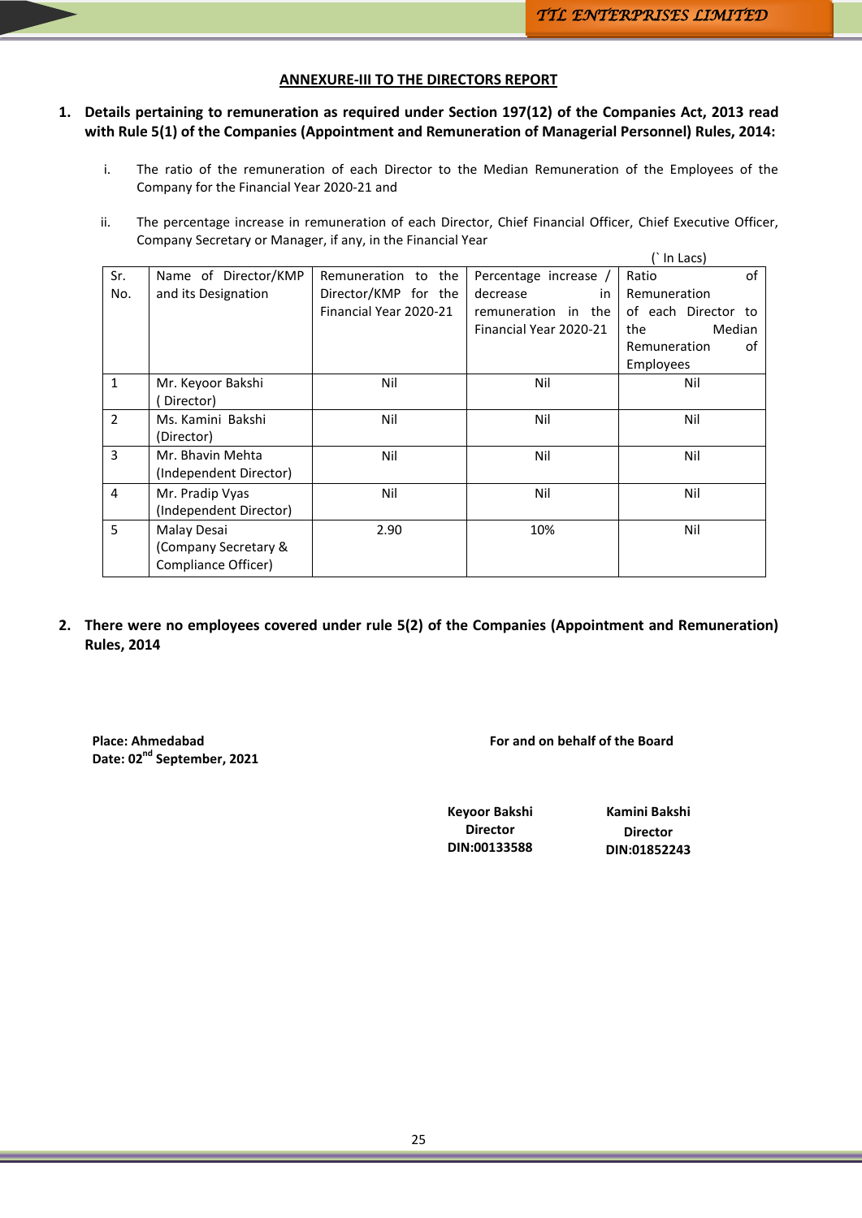## ANNEXURE-III TO THE DIRECTORS REPORT

**1. Details pertaining to remuneration as required under Section 197(12) of the Companies Act, 2013 read with Rule 5(1) of the Companies (Appointment and Remuneration of Managerial Personnel) Rules, 2014:**

i. The ratio of the remuneration of each Director to the Median Remuneration of the Employees of the Company for the Financial Year 2020-21 and

ii. The percentage increase in remuneration of each Director, Chief Financial Officer, Chief Executive Officer, Company Secretary or Manager, if any, in the Financial Year

(` In Lacs)

| Sr. No. | Name of Director/KMP and its Designation | Remuneration to the Director/KMP for the Financial Year 2020-21 | Percentage increase / decrease in remuneration in the Financial Year 2020-21 | Ratio of Remuneration of each Director to the Median Remuneration of Employees |
|---|---|---|---|---|
| 1 | Mr. Keyoor Bakshi ( Director) | Nil | Nil | Nil |
| 2 | Ms. Kamini Bakshi (Director) | Nil | Nil | Nil |
| 3 | Mr. Bhavin Mehta (Independent Director) | Nil | Nil | Nil |
| 4 | Mr. Pradip Vyas (Independent Director) | Nil | Nil | Nil |
| 5 | Malay Desai (Company Secretary & Compliance Officer) | 2.90 | 10% | Nil |

**2. There were no employees covered under rule 5(2) of the Companies (Appointment and Remuneration) Rules, 2014**

**Place: Ahmedabad**
**Date: 02nd September, 2021**

**For and on behalf of the Board**

**Keyoor Bakshi**
**Director**
**DIN:00133588**

**Kamini Bakshi**
**Director**
**DIN:01852243**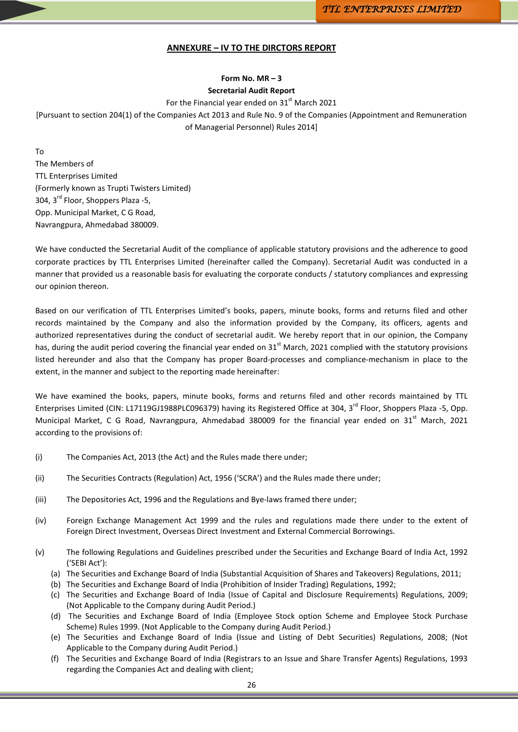## ANNEXURE – IV TO THE DIRCTORS REPORT

**Form No. MR – 3**

**Secretarial Audit Report**

For the Financial year ended on 31st March 2021

[Pursuant to section 204(1) of the Companies Act 2013 and Rule No. 9 of the Companies (Appointment and Remuneration of Managerial Personnel) Rules 2014]

To
The Members of
TTL Enterprises Limited
(Formerly known as Trupti Twisters Limited)
304, 3rd Floor, Shoppers Plaza -5,
Opp. Municipal Market, C G Road,
Navrangpura, Ahmedabad 380009.

We have conducted the Secretarial Audit of the compliance of applicable statutory provisions and the adherence to good corporate practices by TTL Enterprises Limited (hereinafter called the Company). Secretarial Audit was conducted in a manner that provided us a reasonable basis for evaluating the corporate conducts / statutory compliances and expressing our opinion thereon.

Based on our verification of TTL Enterprises Limited's books, papers, minute books, forms and returns filed and other records maintained by the Company and also the information provided by the Company, its officers, agents and authorized representatives during the conduct of secretarial audit. We hereby report that in our opinion, the Company has, during the audit period covering the financial year ended on 31st March, 2021 complied with the statutory provisions listed hereunder and also that the Company has proper Board-processes and compliance-mechanism in place to the extent, in the manner and subject to the reporting made hereinafter:

We have examined the books, papers, minute books, forms and returns filed and other records maintained by TTL Enterprises Limited (CIN: L17119GJ1988PLC096379) having its Registered Office at 304, 3rd Floor, Shoppers Plaza -5, Opp. Municipal Market, C G Road, Navrangpura, Ahmedabad 380009 for the financial year ended on 31st March, 2021 according to the provisions of:

(i) The Companies Act, 2013 (the Act) and the Rules made there under;

(ii) The Securities Contracts (Regulation) Act, 1956 ('SCRA') and the Rules made there under;

(iii) The Depositories Act, 1996 and the Regulations and Bye-laws framed there under;

(iv) Foreign Exchange Management Act 1999 and the rules and regulations made there under to the extent of Foreign Direct Investment, Overseas Direct Investment and External Commercial Borrowings.

(v) The following Regulations and Guidelines prescribed under the Securities and Exchange Board of India Act, 1992 ('SEBI Act'):
   - (a) The Securities and Exchange Board of India (Substantial Acquisition of Shares and Takeovers) Regulations, 2011;
   - (b) The Securities and Exchange Board of India (Prohibition of Insider Trading) Regulations, 1992;
   - (c) The Securities and Exchange Board of India (Issue of Capital and Disclosure Requirements) Regulations, 2009; (Not Applicable to the Company during Audit Period.)
   - (d) The Securities and Exchange Board of India (Employee Stock option Scheme and Employee Stock Purchase Scheme) Rules 1999. (Not Applicable to the Company during Audit Period.)
   - (e) The Securities and Exchange Board of India (Issue and Listing of Debt Securities) Regulations, 2008; (Not Applicable to the Company during Audit Period.)
   - (f) The Securities and Exchange Board of India (Registrars to an Issue and Share Transfer Agents) Regulations, 1993 regarding the Companies Act and dealing with client;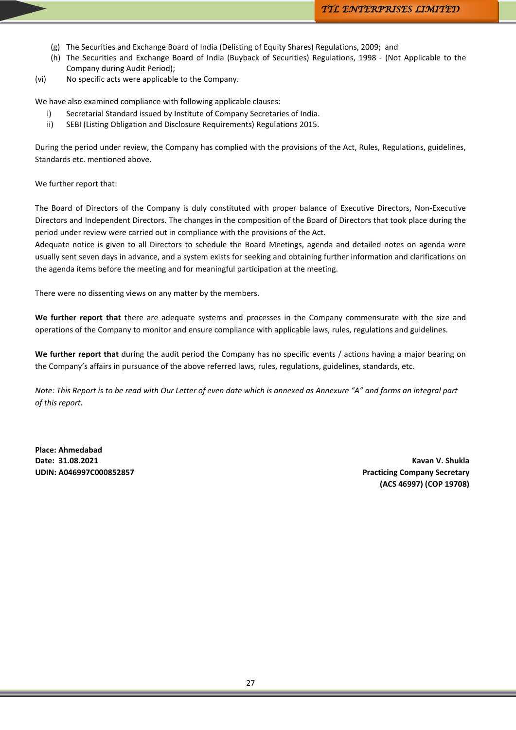(g) The Securities and Exchange Board of India (Delisting of Equity Shares) Regulations, 2009; and

(h) The Securities and Exchange Board of India (Buyback of Securities) Regulations, 1998 - (Not Applicable to the Company during Audit Period);

(vi) No specific acts were applicable to the Company.

We have also examined compliance with following applicable clauses:

i) Secretarial Standard issued by Institute of Company Secretaries of India.

ii) SEBI (Listing Obligation and Disclosure Requirements) Regulations 2015.

During the period under review, the Company has complied with the provisions of the Act, Rules, Regulations, guidelines, Standards etc. mentioned above.

We further report that:

The Board of Directors of the Company is duly constituted with proper balance of Executive Directors, Non-Executive Directors and Independent Directors. The changes in the composition of the Board of Directors that took place during the period under review were carried out in compliance with the provisions of the Act.

Adequate notice is given to all Directors to schedule the Board Meetings, agenda and detailed notes on agenda were usually sent seven days in advance, and a system exists for seeking and obtaining further information and clarifications on the agenda items before the meeting and for meaningful participation at the meeting.

There were no dissenting views on any matter by the members.

**We further report that** there are adequate systems and processes in the Company commensurate with the size and operations of the Company to monitor and ensure compliance with applicable laws, rules, regulations and guidelines.

**We further report that** during the audit period the Company has no specific events / actions having a major bearing on the Company's affairs in pursuance of the above referred laws, rules, regulations, guidelines, standards, etc.

*Note: This Report is to be read with Our Letter of even date which is annexed as Annexure "A" and forms an integral part of this report.*

**Place: Ahmedabad**
**Date: 31.08.2021**
**UDIN: A046997C000852857**

**Kavan V. Shukla**
**Practicing Company Secretary**
**(ACS 46997) (COP 19708)**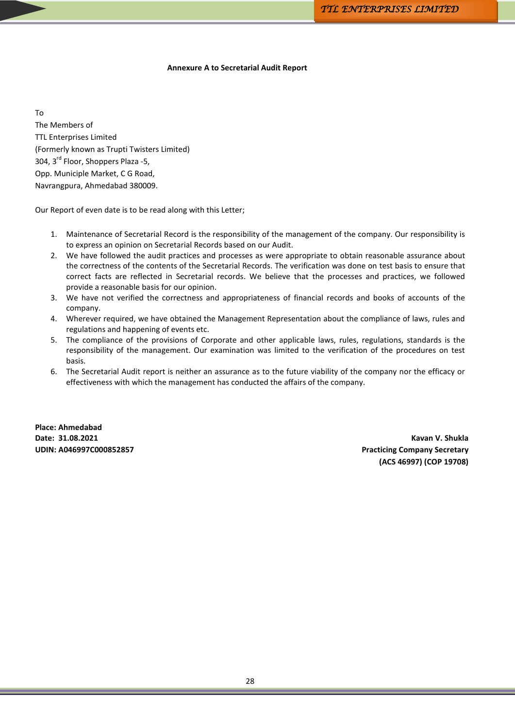**Annexure A to Secretarial Audit Report**

To
The Members of
TTL Enterprises Limited
(Formerly known as Trupti Twisters Limited)
304, 3rd Floor, Shoppers Plaza -5,
Opp. Municiple Market, C G Road,
Navrangpura, Ahmedabad 380009.

Our Report of even date is to be read along with this Letter;

1. Maintenance of Secretarial Record is the responsibility of the management of the company. Our responsibility is to express an opinion on Secretarial Records based on our Audit.
2. We have followed the audit practices and processes as were appropriate to obtain reasonable assurance about the correctness of the contents of the Secretarial Records. The verification was done on test basis to ensure that correct facts are reflected in Secretarial records. We believe that the processes and practices, we followed provide a reasonable basis for our opinion.
3. We have not verified the correctness and appropriateness of financial records and books of accounts of the company.
4. Wherever required, we have obtained the Management Representation about the compliance of laws, rules and regulations and happening of events etc.
5. The compliance of the provisions of Corporate and other applicable laws, rules, regulations, standards is the responsibility of the management. Our examination was limited to the verification of the procedures on test basis.
6. The Secretarial Audit report is neither an assurance as to the future viability of the company nor the efficacy or effectiveness with which the management has conducted the affairs of the company.

**Place: Ahmedabad**
**Date: 31.08.2021**
**UDIN: A046997C000852857**

**Kavan V. Shukla**
**Practicing Company Secretary**
**(ACS 46997) (COP 19708)**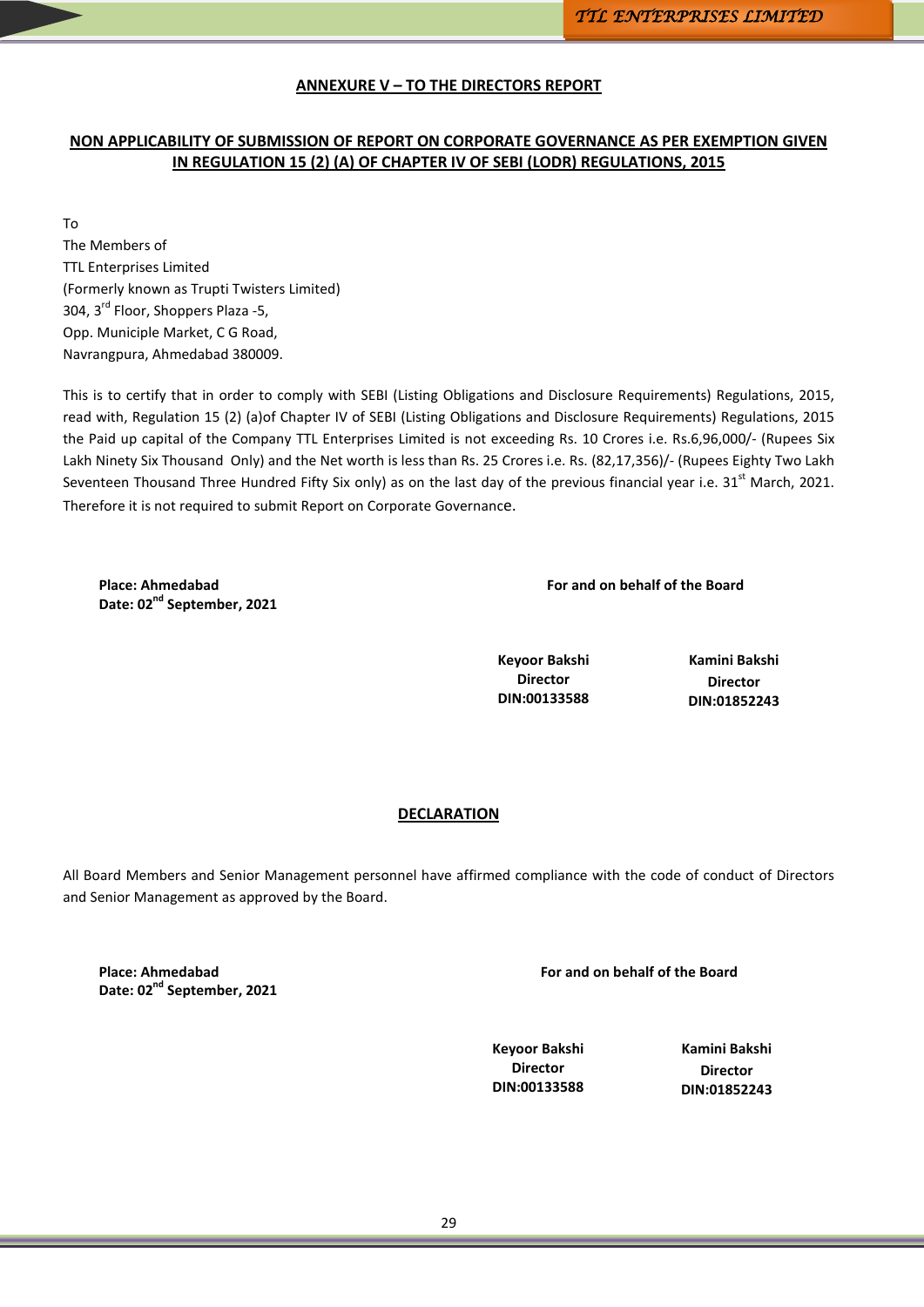## ANNEXURE V – TO THE DIRECTORS REPORT

### NON APPLICABILITY OF SUBMISSION OF REPORT ON CORPORATE GOVERNANCE AS PER EXEMPTION GIVEN IN REGULATION 15 (2) (A) OF CHAPTER IV OF SEBI (LODR) REGULATIONS, 2015

To
The Members of
TTL Enterprises Limited
(Formerly known as Trupti Twisters Limited)
304, 3rd Floor, Shoppers Plaza -5,
Opp. Municiple Market, C G Road,
Navrangpura, Ahmedabad 380009.

This is to certify that in order to comply with SEBI (Listing Obligations and Disclosure Requirements) Regulations, 2015, read with, Regulation 15 (2) (a)of Chapter IV of SEBI (Listing Obligations and Disclosure Requirements) Regulations, 2015 the Paid up capital of the Company TTL Enterprises Limited is not exceeding Rs. 10 Crores i.e. Rs.6,96,000/- (Rupees Six Lakh Ninety Six Thousand Only) and the Net worth is less than Rs. 25 Crores i.e. Rs. (82,17,356)/- (Rupees Eighty Two Lakh Seventeen Thousand Three Hundred Fifty Six only) as on the last day of the previous financial year i.e. 31st March, 2021. Therefore it is not required to submit Report on Corporate Governance.

**Place: Ahmedabad**
**Date: 02nd September, 2021**

**For and on behalf of the Board**

| **Keyoor Bakshi** | **Kamini Bakshi** |
|---|---|
| **Director** | **Director** |
| **DIN:00133588** | **DIN:01852243** |

## DECLARATION

All Board Members and Senior Management personnel have affirmed compliance with the code of conduct of Directors and Senior Management as approved by the Board.

**Place: Ahmedabad**
**Date: 02nd September, 2021**

**For and on behalf of the Board**

| **Keyoor Bakshi** | **Kamini Bakshi** |
|---|---|
| **Director** | **Director** |
| **DIN:00133588** | **DIN:01852243** |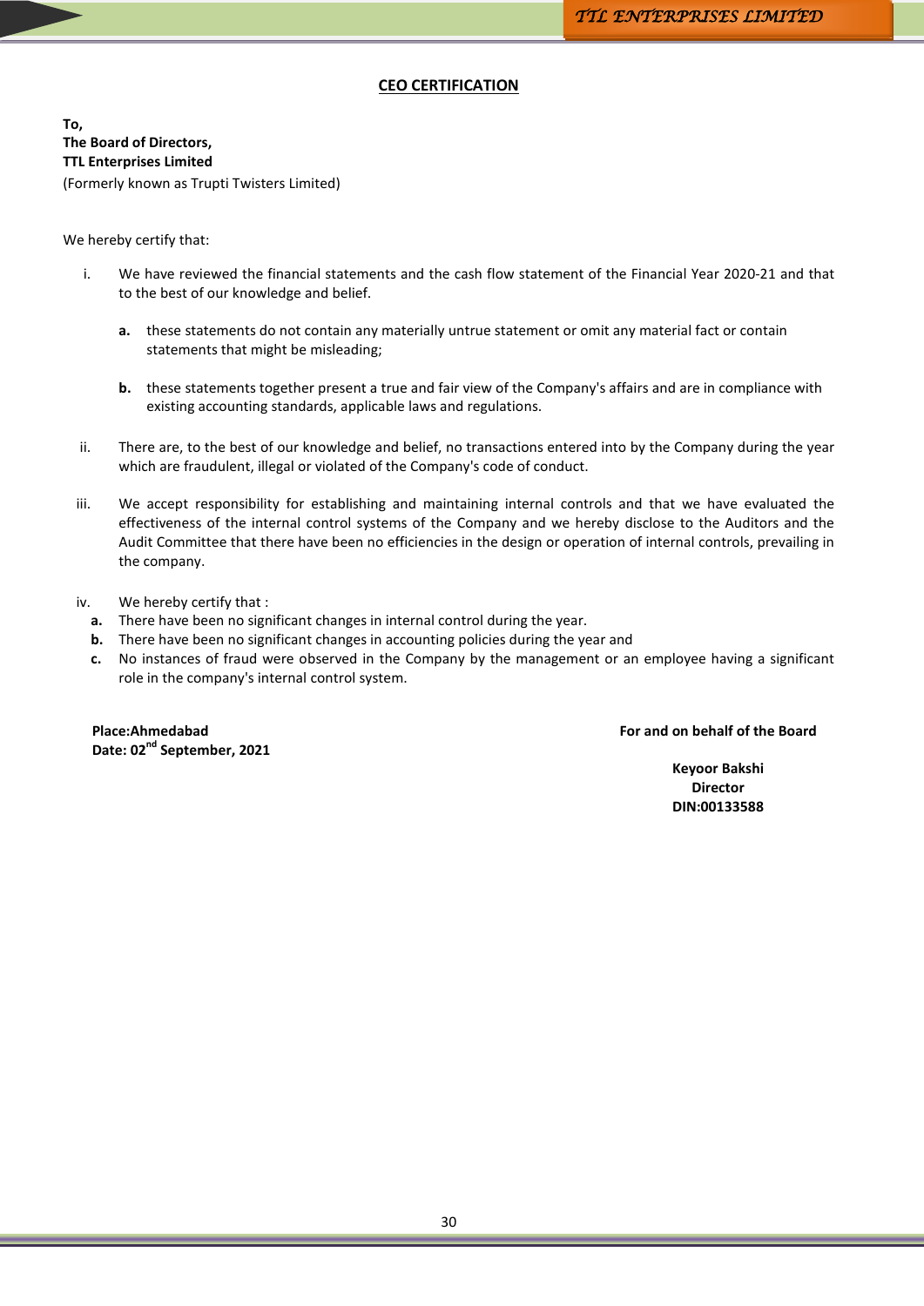## CEO CERTIFICATION

**To,**
**The Board of Directors,**
**TTL Enterprises Limited**
(Formerly known as Trupti Twisters Limited)

We hereby certify that:

i. We have reviewed the financial statements and the cash flow statement of the Financial Year 2020-21 and that to the best of our knowledge and belief.

   **a.** these statements do not contain any materially untrue statement or omit any material fact or contain statements that might be misleading;

   **b.** these statements together present a true and fair view of the Company's affairs and are in compliance with existing accounting standards, applicable laws and regulations.

ii. There are, to the best of our knowledge and belief, no transactions entered into by the Company during the year which are fraudulent, illegal or violated of the Company's code of conduct.

iii. We accept responsibility for establishing and maintaining internal controls and that we have evaluated the effectiveness of the internal control systems of the Company and we hereby disclose to the Auditors and the Audit Committee that there have been no efficiencies in the design or operation of internal controls, prevailing in the company.

iv. We hereby certify that :

**a.** There have been no significant changes in internal control during the year.

**b.** There have been no significant changes in accounting policies during the year and

**c.** No instances of fraud were observed in the Company by the management or an employee having a significant role in the company's internal control system.

**Place:Ahmedabad**
**Date: 02nd September, 2021**

**For and on behalf of the Board**

**Keyoor Bakshi**
**Director**
**DIN:00133588**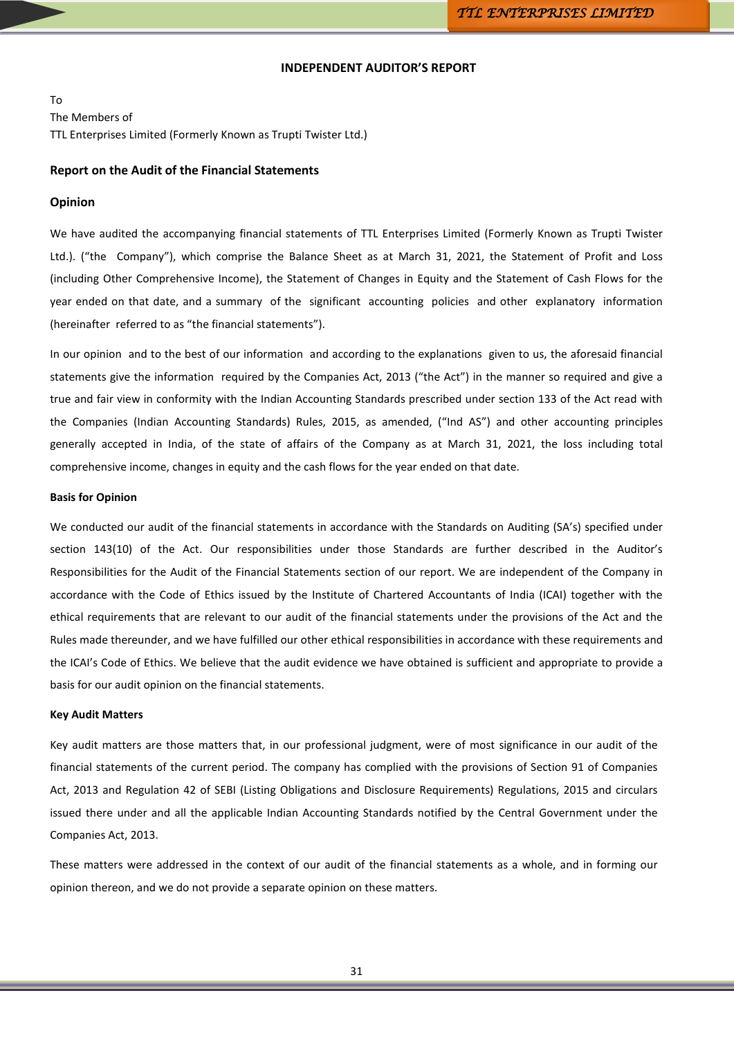# INDEPENDENT AUDITOR'S REPORT

To
The Members of
TTL Enterprises Limited (Formerly Known as Trupti Twister Ltd.)

## Report on the Audit of the Financial Statements

### Opinion

We have audited the accompanying financial statements of TTL Enterprises Limited (Formerly Known as Trupti Twister Ltd.). ("the Company"), which comprise the Balance Sheet as at March 31, 2021, the Statement of Profit and Loss (including Other Comprehensive Income), the Statement of Changes in Equity and the Statement of Cash Flows for the year ended on that date, and a summary of the significant accounting policies and other explanatory information (hereinafter referred to as "the financial statements").

In our opinion and to the best of our information and according to the explanations given to us, the aforesaid financial statements give the information required by the Companies Act, 2013 ("the Act") in the manner so required and give a true and fair view in conformity with the Indian Accounting Standards prescribed under section 133 of the Act read with the Companies (Indian Accounting Standards) Rules, 2015, as amended, ("Ind AS") and other accounting principles generally accepted in India, of the state of affairs of the Company as at March 31, 2021, the loss including total comprehensive income, changes in equity and the cash flows for the year ended on that date.

#### Basis for Opinion

We conducted our audit of the financial statements in accordance with the Standards on Auditing (SA's) specified under section 143(10) of the Act. Our responsibilities under those Standards are further described in the Auditor's Responsibilities for the Audit of the Financial Statements section of our report. We are independent of the Company in accordance with the Code of Ethics issued by the Institute of Chartered Accountants of India (ICAI) together with the ethical requirements that are relevant to our audit of the financial statements under the provisions of the Act and the Rules made thereunder, and we have fulfilled our other ethical responsibilities in accordance with these requirements and the ICAI's Code of Ethics. We believe that the audit evidence we have obtained is sufficient and appropriate to provide a basis for our audit opinion on the financial statements.

#### Key Audit Matters

Key audit matters are those matters that, in our professional judgment, were of most significance in our audit of the financial statements of the current period. The company has complied with the provisions of Section 91 of Companies Act, 2013 and Regulation 42 of SEBI (Listing Obligations and Disclosure Requirements) Regulations, 2015 and circulars issued there under and all the applicable Indian Accounting Standards notified by the Central Government under the Companies Act, 2013.

These matters were addressed in the context of our audit of the financial statements as a whole, and in forming our opinion thereon, and we do not provide a separate opinion on these matters.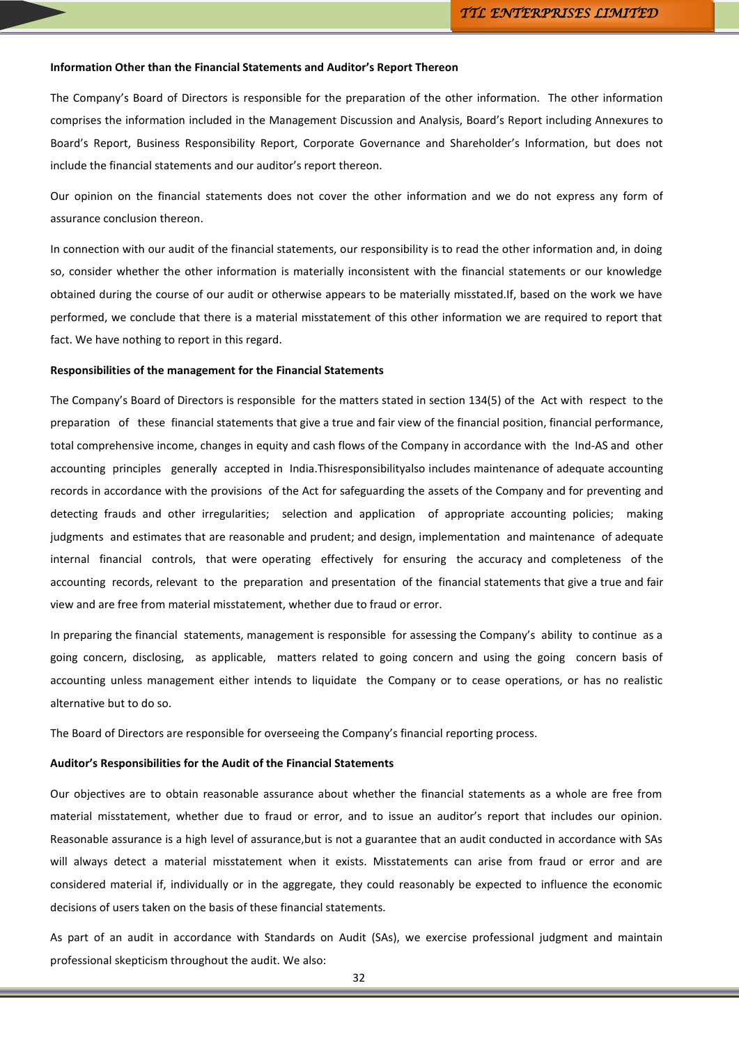**Information Other than the Financial Statements and Auditor's Report Thereon**

The Company's Board of Directors is responsible for the preparation of the other information. The other information comprises the information included in the Management Discussion and Analysis, Board's Report including Annexures to Board's Report, Business Responsibility Report, Corporate Governance and Shareholder's Information, but does not include the financial statements and our auditor's report thereon.

Our opinion on the financial statements does not cover the other information and we do not express any form of assurance conclusion thereon.

In connection with our audit of the financial statements, our responsibility is to read the other information and, in doing so, consider whether the other information is materially inconsistent with the financial statements or our knowledge obtained during the course of our audit or otherwise appears to be materially misstated.If, based on the work we have performed, we conclude that there is a material misstatement of this other information we are required to report that fact. We have nothing to report in this regard.

**Responsibilities of the management for the Financial Statements**

The Company's Board of Directors is responsible for the matters stated in section 134(5) of the Act with respect to the preparation of these financial statements that give a true and fair view of the financial position, financial performance, total comprehensive income, changes in equity and cash flows of the Company in accordance with the Ind-AS and other accounting principles generally accepted in India.Thisresponsibilityalso includes maintenance of adequate accounting records in accordance with the provisions of the Act for safeguarding the assets of the Company and for preventing and detecting frauds and other irregularities; selection and application of appropriate accounting policies; making judgments and estimates that are reasonable and prudent; and design, implementation and maintenance of adequate internal financial controls, that were operating effectively for ensuring the accuracy and completeness of the accounting records, relevant to the preparation and presentation of the financial statements that give a true and fair view and are free from material misstatement, whether due to fraud or error.

In preparing the financial statements, management is responsible for assessing the Company's ability to continue as a going concern, disclosing, as applicable, matters related to going concern and using the going concern basis of accounting unless management either intends to liquidate the Company or to cease operations, or has no realistic alternative but to do so.

The Board of Directors are responsible for overseeing the Company's financial reporting process.

**Auditor's Responsibilities for the Audit of the Financial Statements**

Our objectives are to obtain reasonable assurance about whether the financial statements as a whole are free from material misstatement, whether due to fraud or error, and to issue an auditor's report that includes our opinion. Reasonable assurance is a high level of assurance,but is not a guarantee that an audit conducted in accordance with SAs will always detect a material misstatement when it exists. Misstatements can arise from fraud or error and are considered material if, individually or in the aggregate, they could reasonably be expected to influence the economic decisions of users taken on the basis of these financial statements.

As part of an audit in accordance with Standards on Audit (SAs), we exercise professional judgment and maintain professional skepticism throughout the audit. We also: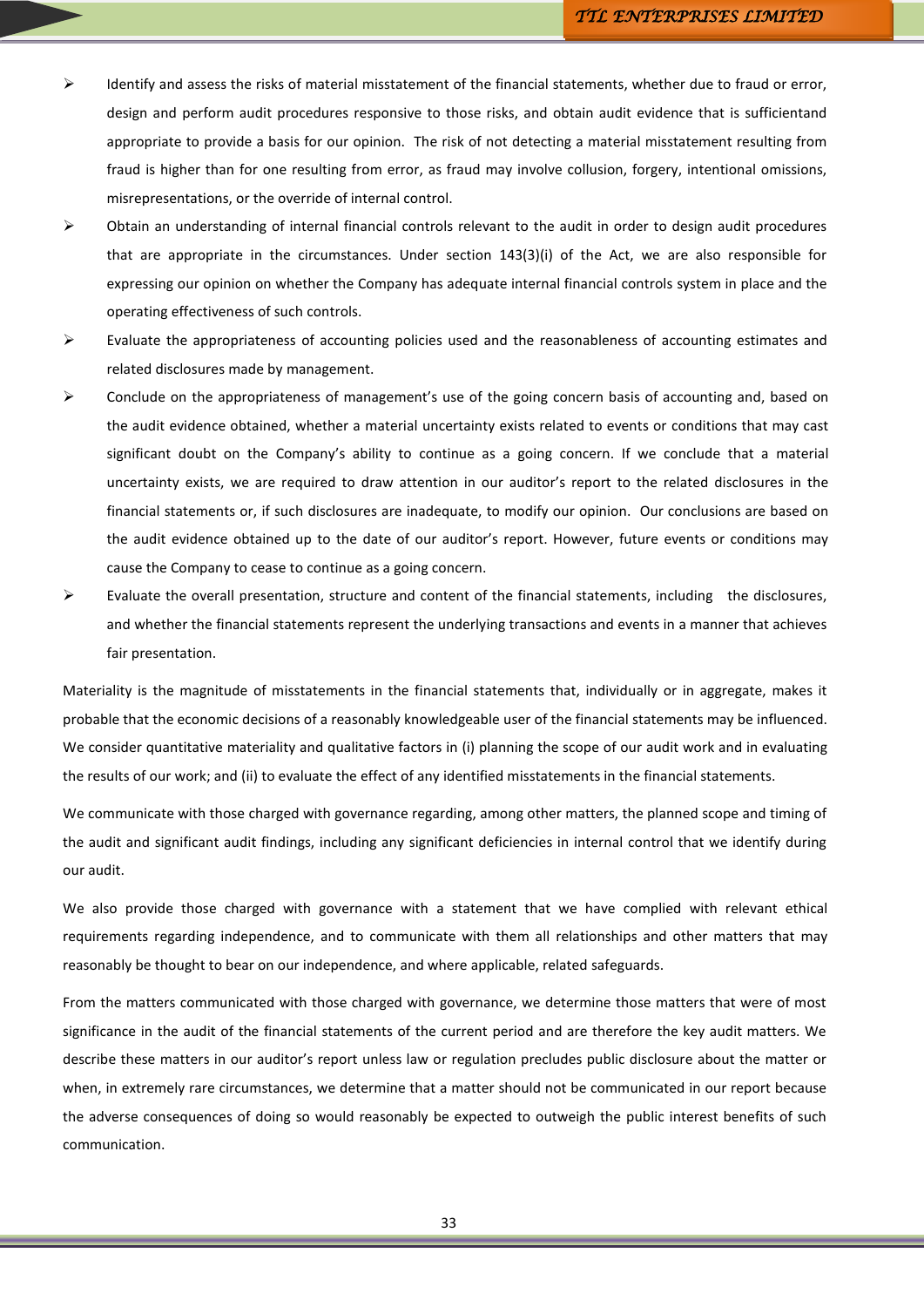- Identify and assess the risks of material misstatement of the financial statements, whether due to fraud or error, design and perform audit procedures responsive to those risks, and obtain audit evidence that is sufficientand appropriate to provide a basis for our opinion. The risk of not detecting a material misstatement resulting from fraud is higher than for one resulting from error, as fraud may involve collusion, forgery, intentional omissions, misrepresentations, or the override of internal control.
- Obtain an understanding of internal financial controls relevant to the audit in order to design audit procedures that are appropriate in the circumstances. Under section 143(3)(i) of the Act, we are also responsible for expressing our opinion on whether the Company has adequate internal financial controls system in place and the operating effectiveness of such controls.
- Evaluate the appropriateness of accounting policies used and the reasonableness of accounting estimates and related disclosures made by management.
- Conclude on the appropriateness of management's use of the going concern basis of accounting and, based on the audit evidence obtained, whether a material uncertainty exists related to events or conditions that may cast significant doubt on the Company's ability to continue as a going concern. If we conclude that a material uncertainty exists, we are required to draw attention in our auditor's report to the related disclosures in the financial statements or, if such disclosures are inadequate, to modify our opinion. Our conclusions are based on the audit evidence obtained up to the date of our auditor's report. However, future events or conditions may cause the Company to cease to continue as a going concern.
- Evaluate the overall presentation, structure and content of the financial statements, including the disclosures, and whether the financial statements represent the underlying transactions and events in a manner that achieves fair presentation.

Materiality is the magnitude of misstatements in the financial statements that, individually or in aggregate, makes it probable that the economic decisions of a reasonably knowledgeable user of the financial statements may be influenced. We consider quantitative materiality and qualitative factors in (i) planning the scope of our audit work and in evaluating the results of our work; and (ii) to evaluate the effect of any identified misstatements in the financial statements.

We communicate with those charged with governance regarding, among other matters, the planned scope and timing of the audit and significant audit findings, including any significant deficiencies in internal control that we identify during our audit.

We also provide those charged with governance with a statement that we have complied with relevant ethical requirements regarding independence, and to communicate with them all relationships and other matters that may reasonably be thought to bear on our independence, and where applicable, related safeguards.

From the matters communicated with those charged with governance, we determine those matters that were of most significance in the audit of the financial statements of the current period and are therefore the key audit matters. We describe these matters in our auditor's report unless law or regulation precludes public disclosure about the matter or when, in extremely rare circumstances, we determine that a matter should not be communicated in our report because the adverse consequences of doing so would reasonably be expected to outweigh the public interest benefits of such communication.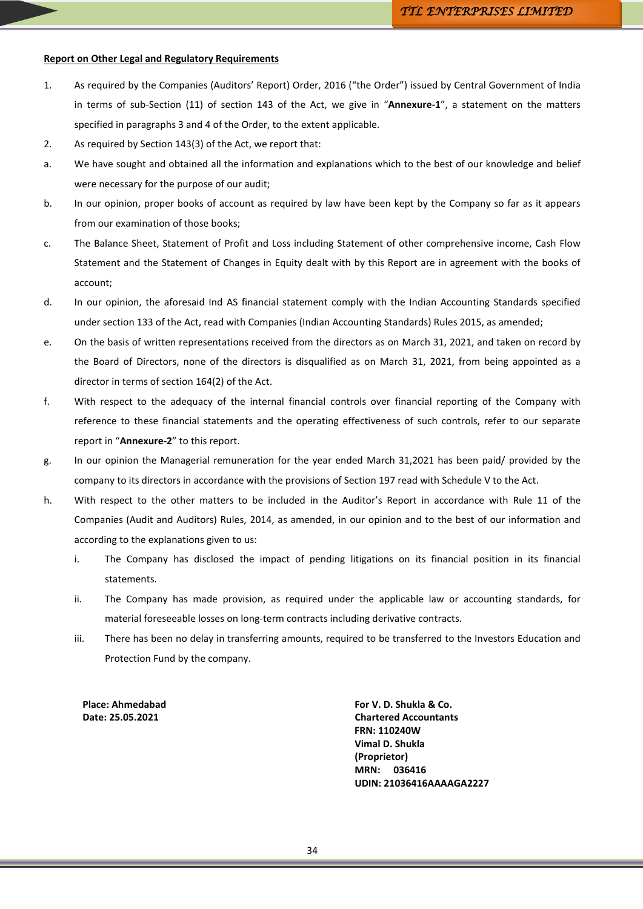**Report on Other Legal and Regulatory Requirements**

1. As required by the Companies (Auditors' Report) Order, 2016 ("the Order") issued by Central Government of India in terms of sub-Section (11) of section 143 of the Act, we give in "**Annexure-1**", a statement on the matters specified in paragraphs 3 and 4 of the Order, to the extent applicable.
2. As required by Section 143(3) of the Act, we report that:

a. We have sought and obtained all the information and explanations which to the best of our knowledge and belief were necessary for the purpose of our audit;

b. In our opinion, proper books of account as required by law have been kept by the Company so far as it appears from our examination of those books;

c. The Balance Sheet, Statement of Profit and Loss including Statement of other comprehensive income, Cash Flow Statement and the Statement of Changes in Equity dealt with by this Report are in agreement with the books of account;

d. In our opinion, the aforesaid Ind AS financial statement comply with the Indian Accounting Standards specified under section 133 of the Act, read with Companies (Indian Accounting Standards) Rules 2015, as amended;

e. On the basis of written representations received from the directors as on March 31, 2021, and taken on record by the Board of Directors, none of the directors is disqualified as on March 31, 2021, from being appointed as a director in terms of section 164(2) of the Act.

f. With respect to the adequacy of the internal financial controls over financial reporting of the Company with reference to these financial statements and the operating effectiveness of such controls, refer to our separate report in "**Annexure-2**" to this report.

g. In our opinion the Managerial remuneration for the year ended March 31,2021 has been paid/ provided by the company to its directors in accordance with the provisions of Section 197 read with Schedule V to the Act.

h. With respect to the other matters to be included in the Auditor's Report in accordance with Rule 11 of the Companies (Audit and Auditors) Rules, 2014, as amended, in our opinion and to the best of our information and according to the explanations given to us:

   i. The Company has disclosed the impact of pending litigations on its financial position in its financial statements.

   ii. The Company has made provision, as required under the applicable law or accounting standards, for material foreseeable losses on long-term contracts including derivative contracts.

   iii. There has been no delay in transferring amounts, required to be transferred to the Investors Education and Protection Fund by the company.

**Place: Ahmedabad**
**Date: 25.05.2021**

**For V. D. Shukla & Co.**
**Chartered Accountants**
**FRN: 110240W**
**Vimal D. Shukla**
**(Proprietor)**
**MRN: 036416**
**UDIN: 21036416AAAAGA2227**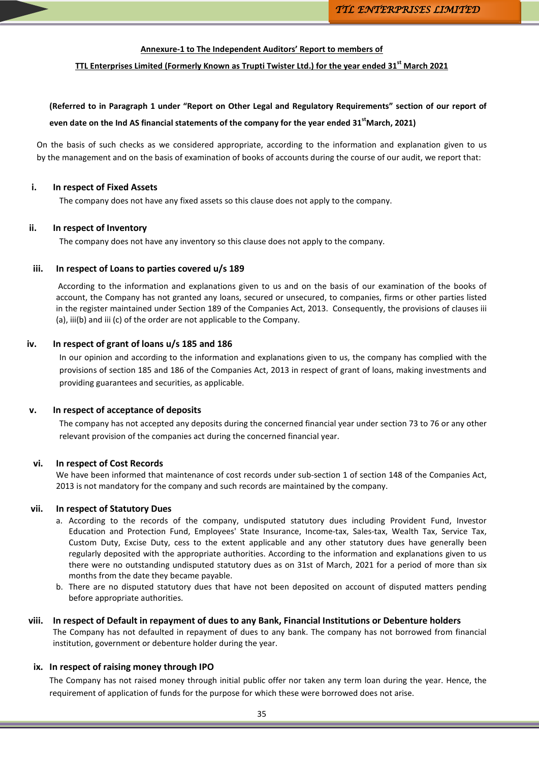**Annexure-1 to The Independent Auditors' Report to members of**

**TTL Enterprises Limited (Formerly Known as Trupti Twister Ltd.) for the year ended 31st March 2021**

**(Referred to in Paragraph 1 under "Report on Other Legal and Regulatory Requirements" section of our report of even date on the Ind AS financial statements of the company for the year ended 31stMarch, 2021)**

On the basis of such checks as we considered appropriate, according to the information and explanation given to us by the management and on the basis of examination of books of accounts during the course of our audit, we report that:

**i. In respect of Fixed Assets**

The company does not have any fixed assets so this clause does not apply to the company.

**ii. In respect of Inventory**

The company does not have any inventory so this clause does not apply to the company.

**iii. In respect of Loans to parties covered u/s 189**

According to the information and explanations given to us and on the basis of our examination of the books of account, the Company has not granted any loans, secured or unsecured, to companies, firms or other parties listed in the register maintained under Section 189 of the Companies Act, 2013. Consequently, the provisions of clauses iii (a), iii(b) and iii (c) of the order are not applicable to the Company.

**iv. In respect of grant of loans u/s 185 and 186**

In our opinion and according to the information and explanations given to us, the company has complied with the provisions of section 185 and 186 of the Companies Act, 2013 in respect of grant of loans, making investments and providing guarantees and securities, as applicable.

**v. In respect of acceptance of deposits**

The company has not accepted any deposits during the concerned financial year under section 73 to 76 or any other relevant provision of the companies act during the concerned financial year.

**vi. In respect of Cost Records**

We have been informed that maintenance of cost records under sub-section 1 of section 148 of the Companies Act, 2013 is not mandatory for the company and such records are maintained by the company.

**vii. In respect of Statutory Dues**

a. According to the records of the company, undisputed statutory dues including Provident Fund, Investor Education and Protection Fund, Employees' State Insurance, Income-tax, Sales-tax, Wealth Tax, Service Tax, Custom Duty, Excise Duty, cess to the extent applicable and any other statutory dues have generally been regularly deposited with the appropriate authorities. According to the information and explanations given to us there were no outstanding undisputed statutory dues as on 31st of March, 2021 for a period of more than six months from the date they became payable.

b. There are no disputed statutory dues that have not been deposited on account of disputed matters pending before appropriate authorities.

**viii. In respect of Default in repayment of dues to any Bank, Financial Institutions or Debenture holders**

The Company has not defaulted in repayment of dues to any bank. The company has not borrowed from financial institution, government or debenture holder during the year.

**ix. In respect of raising money through IPO**

The Company has not raised money through initial public offer nor taken any term loan during the year. Hence, the requirement of application of funds for the purpose for which these were borrowed does not arise.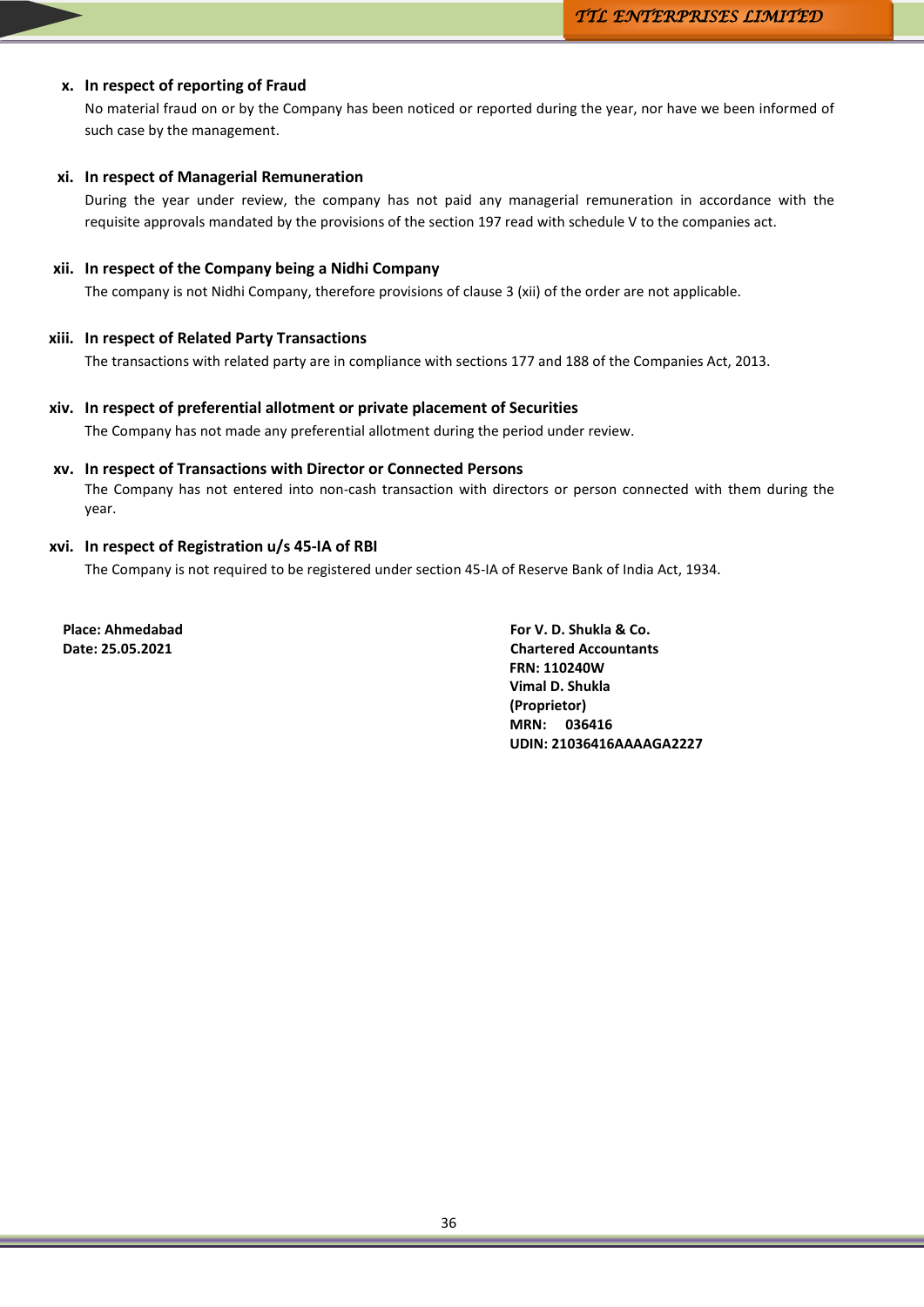**x. In respect of reporting of Fraud**

No material fraud on or by the Company has been noticed or reported during the year, nor have we been informed of such case by the management.

**xi. In respect of Managerial Remuneration**

During the year under review, the company has not paid any managerial remuneration in accordance with the requisite approvals mandated by the provisions of the section 197 read with schedule V to the companies act.

**xii. In respect of the Company being a Nidhi Company**

The company is not Nidhi Company, therefore provisions of clause 3 (xii) of the order are not applicable.

**xiii. In respect of Related Party Transactions**

The transactions with related party are in compliance with sections 177 and 188 of the Companies Act, 2013.

**xiv. In respect of preferential allotment or private placement of Securities**

The Company has not made any preferential allotment during the period under review.

**xv. In respect of Transactions with Director or Connected Persons**

The Company has not entered into non-cash transaction with directors or person connected with them during the year.

**xvi. In respect of Registration u/s 45-IA of RBI**

The Company is not required to be registered under section 45-IA of Reserve Bank of India Act, 1934.

**Place: Ahmedabad**
**Date: 25.05.2021**

**For V. D. Shukla & Co.**
**Chartered Accountants**
**FRN: 110240W**
**Vimal D. Shukla**
**(Proprietor)**
**MRN: 036416**
**UDIN: 21036416AAAAGA2227**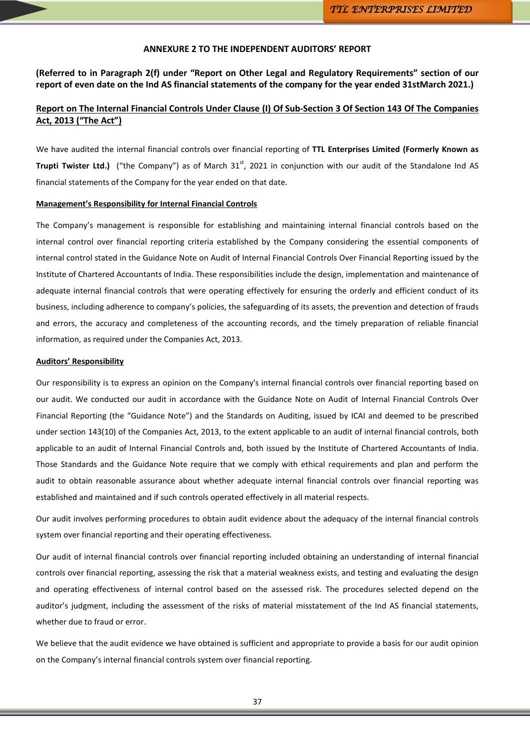## ANNEXURE 2 TO THE INDEPENDENT AUDITORS' REPORT

**(Referred to in Paragraph 2(f) under "Report on Other Legal and Regulatory Requirements" section of our report of even date on the Ind AS financial statements of the company for the year ended 31stMarch 2021.)**

### Report on The Internal Financial Controls Under Clause (I) Of Sub-Section 3 Of Section 143 Of The Companies Act, 2013 ("The Act")

We have audited the internal financial controls over financial reporting of **TTL Enterprises Limited (Formerly Known as Trupti Twister Ltd.)** ("the Company") as of March 31st, 2021 in conjunction with our audit of the Standalone Ind AS financial statements of the Company for the year ended on that date.

#### Management's Responsibility for Internal Financial Controls

The Company's management is responsible for establishing and maintaining internal financial controls based on the internal control over financial reporting criteria established by the Company considering the essential components of internal control stated in the Guidance Note on Audit of Internal Financial Controls Over Financial Reporting issued by the Institute of Chartered Accountants of India. These responsibilities include the design, implementation and maintenance of adequate internal financial controls that were operating effectively for ensuring the orderly and efficient conduct of its business, including adherence to company's policies, the safeguarding of its assets, the prevention and detection of frauds and errors, the accuracy and completeness of the accounting records, and the timely preparation of reliable financial information, as required under the Companies Act, 2013.

#### Auditors' Responsibility

Our responsibility is to express an opinion on the Company's internal financial controls over financial reporting based on our audit. We conducted our audit in accordance with the Guidance Note on Audit of Internal Financial Controls Over Financial Reporting (the "Guidance Note") and the Standards on Auditing, issued by ICAI and deemed to be prescribed under section 143(10) of the Companies Act, 2013, to the extent applicable to an audit of internal financial controls, both applicable to an audit of Internal Financial Controls and, both issued by the Institute of Chartered Accountants of India. Those Standards and the Guidance Note require that we comply with ethical requirements and plan and perform the audit to obtain reasonable assurance about whether adequate internal financial controls over financial reporting was established and maintained and if such controls operated effectively in all material respects.

Our audit involves performing procedures to obtain audit evidence about the adequacy of the internal financial controls system over financial reporting and their operating effectiveness.

Our audit of internal financial controls over financial reporting included obtaining an understanding of internal financial controls over financial reporting, assessing the risk that a material weakness exists, and testing and evaluating the design and operating effectiveness of internal control based on the assessed risk. The procedures selected depend on the auditor's judgment, including the assessment of the risks of material misstatement of the Ind AS financial statements, whether due to fraud or error.

We believe that the audit evidence we have obtained is sufficient and appropriate to provide a basis for our audit opinion on the Company's internal financial controls system over financial reporting.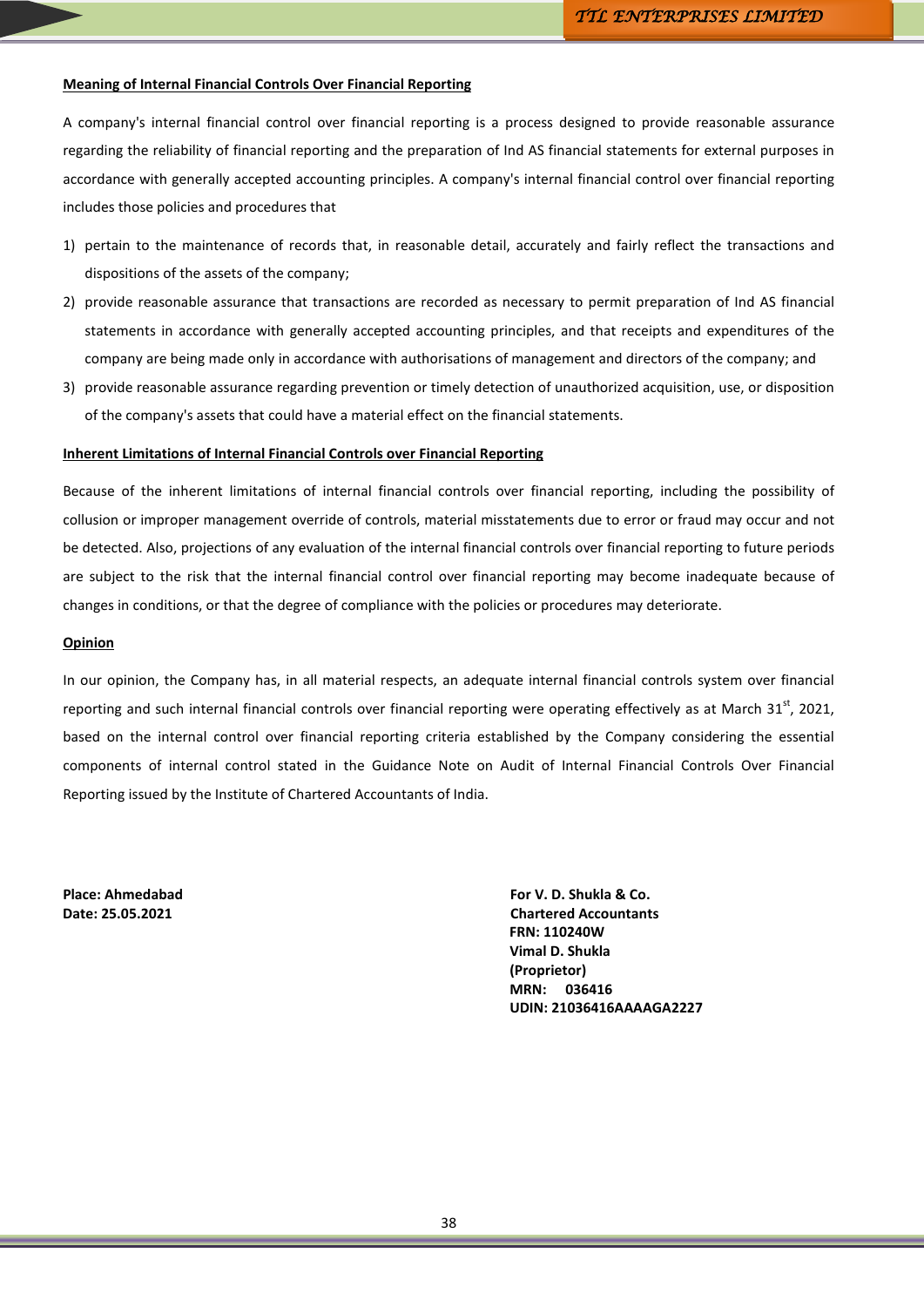**Meaning of Internal Financial Controls Over Financial Reporting**

A company's internal financial control over financial reporting is a process designed to provide reasonable assurance regarding the reliability of financial reporting and the preparation of Ind AS financial statements for external purposes in accordance with generally accepted accounting principles. A company's internal financial control over financial reporting includes those policies and procedures that

1) pertain to the maintenance of records that, in reasonable detail, accurately and fairly reflect the transactions and dispositions of the assets of the company;
2) provide reasonable assurance that transactions are recorded as necessary to permit preparation of Ind AS financial statements in accordance with generally accepted accounting principles, and that receipts and expenditures of the company are being made only in accordance with authorisations of management and directors of the company; and
3) provide reasonable assurance regarding prevention or timely detection of unauthorized acquisition, use, or disposition of the company's assets that could have a material effect on the financial statements.

**Inherent Limitations of Internal Financial Controls over Financial Reporting**

Because of the inherent limitations of internal financial controls over financial reporting, including the possibility of collusion or improper management override of controls, material misstatements due to error or fraud may occur and not be detected. Also, projections of any evaluation of the internal financial controls over financial reporting to future periods are subject to the risk that the internal financial control over financial reporting may become inadequate because of changes in conditions, or that the degree of compliance with the policies or procedures may deteriorate.

**Opinion**

In our opinion, the Company has, in all material respects, an adequate internal financial controls system over financial reporting and such internal financial controls over financial reporting were operating effectively as at March 31st, 2021, based on the internal control over financial reporting criteria established by the Company considering the essential components of internal control stated in the Guidance Note on Audit of Internal Financial Controls Over Financial Reporting issued by the Institute of Chartered Accountants of India.

**Place: Ahmedabad**
**Date: 25.05.2021**

**For V. D. Shukla & Co.**
**Chartered Accountants**
**FRN: 110240W**
**Vimal D. Shukla**
**(Proprietor)**
**MRN: 036416**
**UDIN: 21036416AAAAGA2227**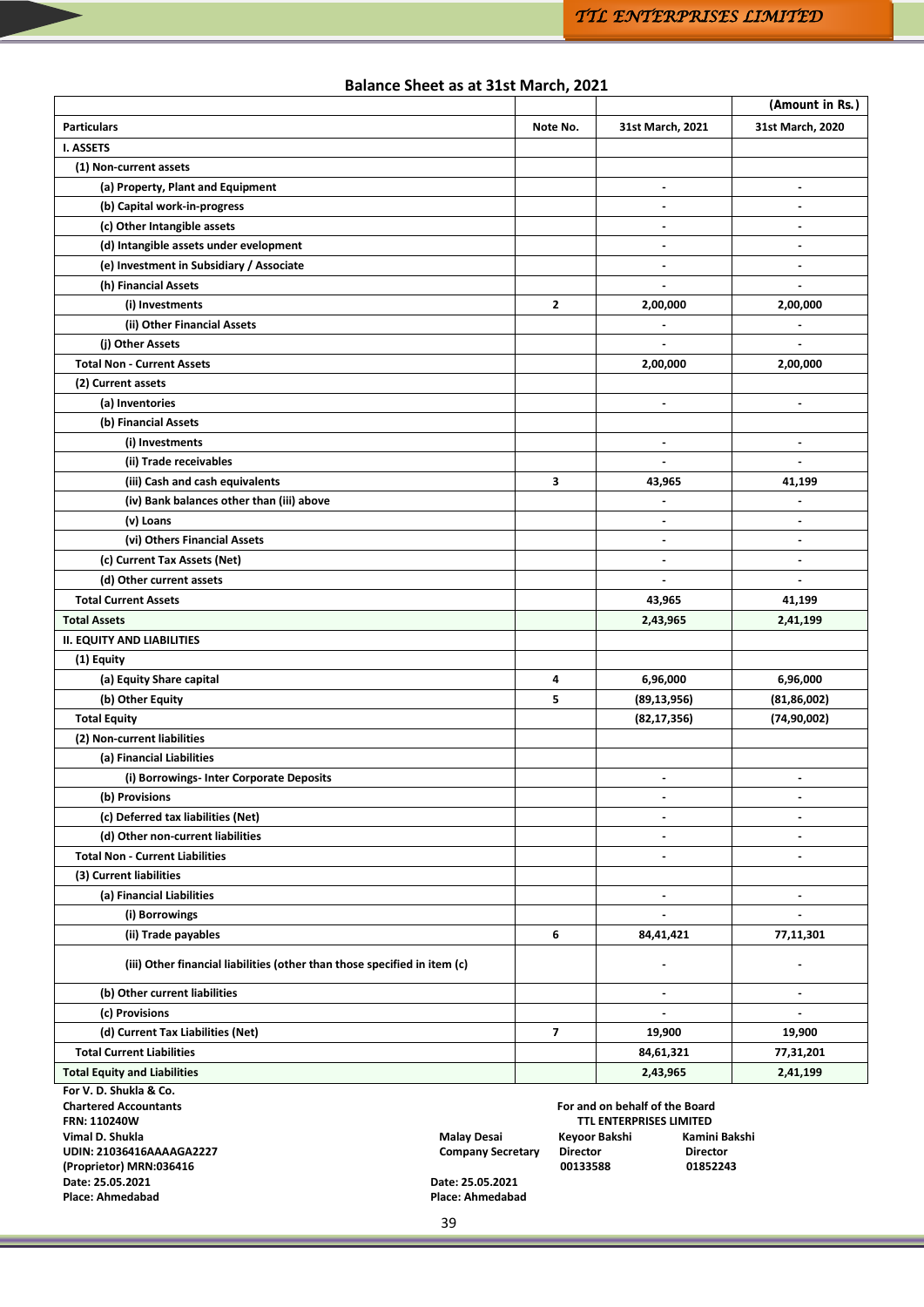## Balance Sheet as at 31st March, 2021

| | | | (Amount in Rs.) |
|---|---|---|---|
| **Particulars** | **Note No.** | **31st March, 2021** | **31st March, 2020** |
| **I. ASSETS** | | | |
| (1) Non-current assets | | | |
| (a) Property, Plant and Equipment | | - | - |
| (b) Capital work-in-progress | | - | - |
| (c) Other Intangible assets | | - | - |
| (d) Intangible assets under evelopment | | - | - |
| (e) Investment in Subsidiary / Associate | | - | - |
| (h) Financial Assets | | - | - |
| (i) Investments | 2 | 2,00,000 | 2,00,000 |
| (ii) Other Financial Assets | | - | - |
| (j) Other Assets | | - | - |
| Total Non - Current Assets | | 2,00,000 | 2,00,000 |
| (2) Current assets | | | |
| (a) Inventories | | - | - |
| (b) Financial Assets | | | |
| (i) Investments | | - | - |
| (ii) Trade receivables | | - | - |
| (iii) Cash and cash equivalents | 3 | 43,965 | 41,199 |
| (iv) Bank balances other than (iii) above | | - | - |
| (v) Loans | | - | - |
| (vi) Others Financial Assets | | - | - |
| (c) Current Tax Assets (Net) | | - | - |
| (d) Other current assets | | - | - |
| Total Current Assets | | 43,965 | 41,199 |
| **Total Assets** | | **2,43,965** | **2,41,199** |
| **II. EQUITY AND LIABILITIES** | | | |
| (1) Equity | | | |
| (a) Equity Share capital | 4 | 6,96,000 | 6,96,000 |
| (b) Other Equity | 5 | (89,13,956) | (81,86,002) |
| Total Equity | | (82,17,356) | (74,90,002) |
| (2) Non-current liabilities | | | |
| (a) Financial Liabilities | | | |
| (i) Borrowings- Inter Corporate Deposits | | - | - |
| (b) Provisions | | - | - |
| (c) Deferred tax liabilities (Net) | | - | - |
| (d) Other non-current liabilities | | - | - |
| Total Non - Current Liabilities | | - | - |
| (3) Current liabilities | | | |
| (a) Financial Liabilities | | - | - |
| (i) Borrowings | | - | - |
| (ii) Trade payables | 6 | 84,41,421 | 77,11,301 |
| (iii) Other financial liabilities (other than those specified in item (c) | | - | - |
| (b) Other current liabilities | | - | - |
| (c) Provisions | | - | - |
| (d) Current Tax Liabilities (Net) | 7 | 19,900 | 19,900 |
| Total Current Liabilities | | 84,61,321 | 77,31,201 |
| **Total Equity and Liabilities** | | **2,43,965** | **2,41,199** |

**For V. D. Shukla & Co.**
**Chartered Accountants**
**FRN: 110240W**
**Vimal D. Shukla**
**UDIN: 21036416AAAAGA2227**
**(Proprietor) MRN:036416**
**Date: 25.05.2021**
**Place: Ahmedabad**

**For and on behalf of the Board**
**TTL ENTERPRISES LIMITED**

| Malay Desai | Keyoor Bakshi | Kamini Bakshi |
|---|---|---|
| Company Secretary | Director | Director |
| | 00133588 | 01852243 |

**Date: 25.05.2021**
**Place: Ahmedabad**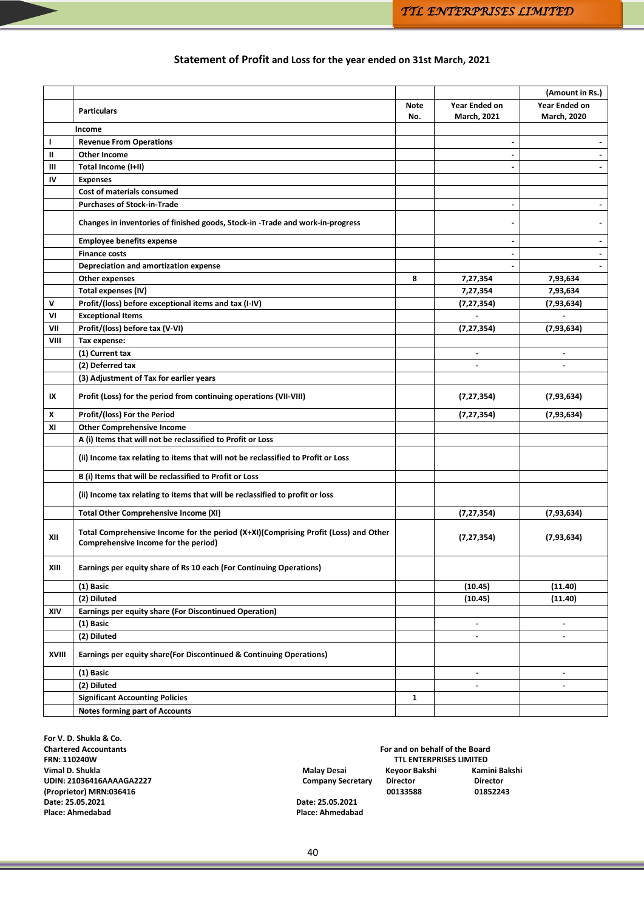## Statement of Profit and Loss for the year ended on 31st March, 2021

| | Particulars | Note No. | Year Ended on March, 2021 | Year Ended on March, 2020 |
|---|---|---|---|---|
| | | | | (Amount in Rs.) |
| | Income | | | |
| I | Revenue From Operations | | - | - |
| II | Other Income | | - | - |
| III | Total Income (I+II) | | - | - |
| IV | Expenses | | | |
| | Cost of materials consumed | | | |
| | Purchases of Stock-in-Trade | | - | - |
| | Changes in inventories of finished goods, Stock-in -Trade and work-in-progress | | - | - |
| | Employee benefits expense | | - | - |
| | Finance costs | | - | - |
| | Depreciation and amortization expense | | - | - |
| | Other expenses | 8 | 7,27,354 | 7,93,634 |
| | Total expenses (IV) | | 7,27,354 | 7,93,634 |
| V | Profit/(loss) before exceptional items and tax (I-IV) | | (7,27,354) | (7,93,634) |
| VI | Exceptional Items | | - | - |
| VII | Profit/(loss) before tax (V-VI) | | (7,27,354) | (7,93,634) |
| VIII | Tax expense: | | | |
| | (1) Current tax | | - | - |
| | (2) Deferred tax | | - | - |
| | (3) Adjustment of Tax for earlier years | | | |
| IX | Profit (Loss) for the period from continuing operations (VII-VIII) | | (7,27,354) | (7,93,634) |
| X | Profit/(loss) For the Period | | (7,27,354) | (7,93,634) |
| XI | Other Comprehensive Income | | | |
| | A (i) Items that will not be reclassified to Profit or Loss | | | |
| | (ii) Income tax relating to items that will not be reclassified to Profit or Loss | | | |
| | B (i) Items that will be reclassified to Profit or Loss | | | |
| | (ii) Income tax relating to items that will be reclassified to profit or loss | | | |
| | Total Other Comprehensive Income (XI) | | (7,27,354) | (7,93,634) |
| XII | Total Comprehensive Income for the period (X+XI)(Comprising Profit (Loss) and Other Comprehensive Income for the period) | | (7,27,354) | (7,93,634) |
| XIII | Earnings per equity share of Rs 10 each (For Continuing Operations) | | | |
| | (1) Basic | | (10.45) | (11.40) |
| | (2) Diluted | | (10.45) | (11.40) |
| XIV | Earnings per equity share (For Discontinued Operation) | | | |
| | (1) Basic | | - | - |
| | (2) Diluted | | - | - |
| XVIII | Earnings per equity share(For Discontinued & Continuing Operations) | | | |
| | (1) Basic | | - | - |
| | (2) Diluted | | - | - |
| | Significant Accounting Policies | 1 | | |
| | Notes forming part of Accounts | | | |

**For V. D. Shukla & Co.**
**Chartered Accountants**
**FRN: 110240W**
**Vimal D. Shukla**
**UDIN: 21036416AAAAGA2227**
**(Proprietor) MRN:036416**
**Date: 25.05.2021**
**Place: Ahmedabad**

**For and on behalf of the Board**
**TTL ENTERPRISES LIMITED**

| Malay Desai | Keyoor Bakshi | Kamini Bakshi |
|---|---|---|
| Company Secretary | Director | Director |
| | 00133588 | 01852243 |

**Date: 25.05.2021**
**Place: Ahmedabad**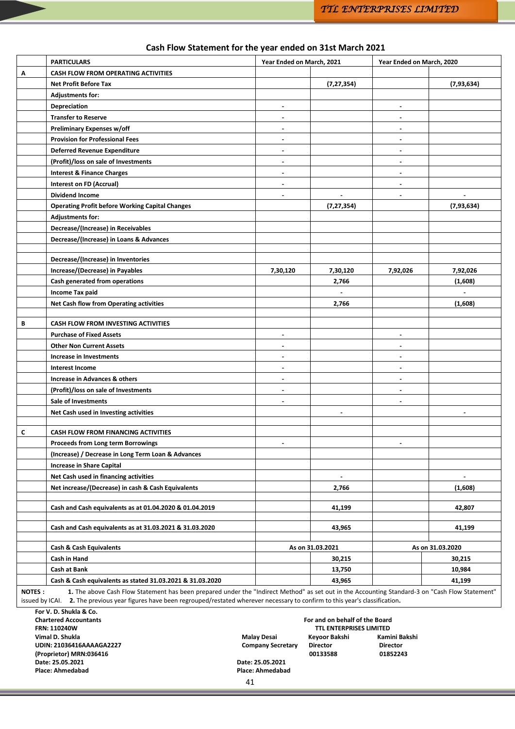## Cash Flow Statement for the year ended on 31st March 2021

| | PARTICULARS | Year Ended on March, 2021 | | Year Ended on March, 2020 | |
|---|---|---|---|---|---|
| A | CASH FLOW FROM OPERATING ACTIVITIES | | | | |
| | Net Profit Before Tax | | (7,27,354) | | (7,93,634) |
| | Adjustments for: | | | | |
| | Depreciation | - | | - | |
| | Transfer to Reserve | - | | - | |
| | Preliminary Expenses w/off | - | | - | |
| | Provision for Professional Fees | - | | - | |
| | Deferred Revenue Expenditure | - | | - | |
| | (Profit)/loss on sale of Investments | - | | - | |
| | Interest & Finance Charges | - | | - | |
| | Interest on FD (Accrual) | - | | - | |
| | Dividend Income | - | - | - | - |
| | Operating Profit before Working Capital Changes | | (7,27,354) | | (7,93,634) |
| | Adjustments for: | | | | |
| | Decrease/(Increase) in Receivables | | | | |
| | Decrease/(Increase) in Loans & Advances | | | | |
| | | | | | |
| | Decrease/(Increase) in Inventories | | | | |
| | Increase/(Decrease) in Payables | 7,30,120 | 7,30,120 | 7,92,026 | 7,92,026 |
| | Cash generated from operations | | 2,766 | | (1,608) |
| | Income Tax paid | | - | | - |
| | Net Cash flow from Operating activities | | 2,766 | | (1,608) |
| | | | | | |
| B | CASH FLOW FROM INVESTING ACTIVITIES | | | | |
| | Purchase of Fixed Assets | - | | - | |
| | Other Non Current Assets | - | | - | |
| | Increase in Investments | - | | - | |
| | Interest Income | - | | - | |
| | Increase in Advances & others | - | | - | |
| | (Profit)/loss on sale of Investments | - | | - | |
| | Sale of Investments | - | | - | |
| | Net Cash used in Investing activities | | - | | - |
| | | | | | |
| C | CASH FLOW FROM FINANCING ACTIVITIES | | | | |
| | Proceeds from Long term Borrowings | - | | - | |
| | (Increase) / Decrease in Long Term Loan & Advances | | | | |
| | Increase in Share Capital | | | | |
| | Net Cash used in financing activities | | - | | - |
| | Net increase/(Decrease) in cash & Cash Equivalents | | 2,766 | | (1,608) |
| | | | | | |
| | Cash and Cash equivalents as at 01.04.2020 & 01.04.2019 | | 41,199 | | 42,807 |
| | | | | | |
| | Cash and Cash equivalents as at 31.03.2021 & 31.03.2020 | | 43,965 | | 41,199 |
| | | | | | |
| | Cash & Cash Equivalents | As on 31.03.2021 | | As on 31.03.2020 | |
| | Cash in Hand | | 30,215 | | 30,215 |
| | Cash at Bank | | 13,750 | | 10,984 |
| | Cash & Cash equivalents as stated 31.03.2021 & 31.03.2020 | | 43,965 | | 41,199 |

**NOTES :** **1.** The above Cash Flow Statement has been prepared under the "Indirect Method" as set out in the Accounting Standard-3 on "Cash Flow Statement" issued by ICAI. **2.** The previous year figures have been regrouped/restated wherever necessary to confirm to this year's classification.

**For V. D. Shukla & Co.**
**Chartered Accountants**
**FRN: 110240W**
**Vimal D. Shukla**
**UDIN: 21036416AAAAGA2227**
**(Proprietor) MRN:036416**
**Date: 25.05.2021**
**Place: Ahmedabad**

**For and on behalf of the Board**
**TTL ENTERPRISES LIMITED**

| Malay Desai | Keyoor Bakshi | Kamini Bakshi |
|---|---|---|
| Company Secretary | Director | Director |
| | 00133588 | 01852243 |

**Date: 25.05.2021**
**Place: Ahmedabad**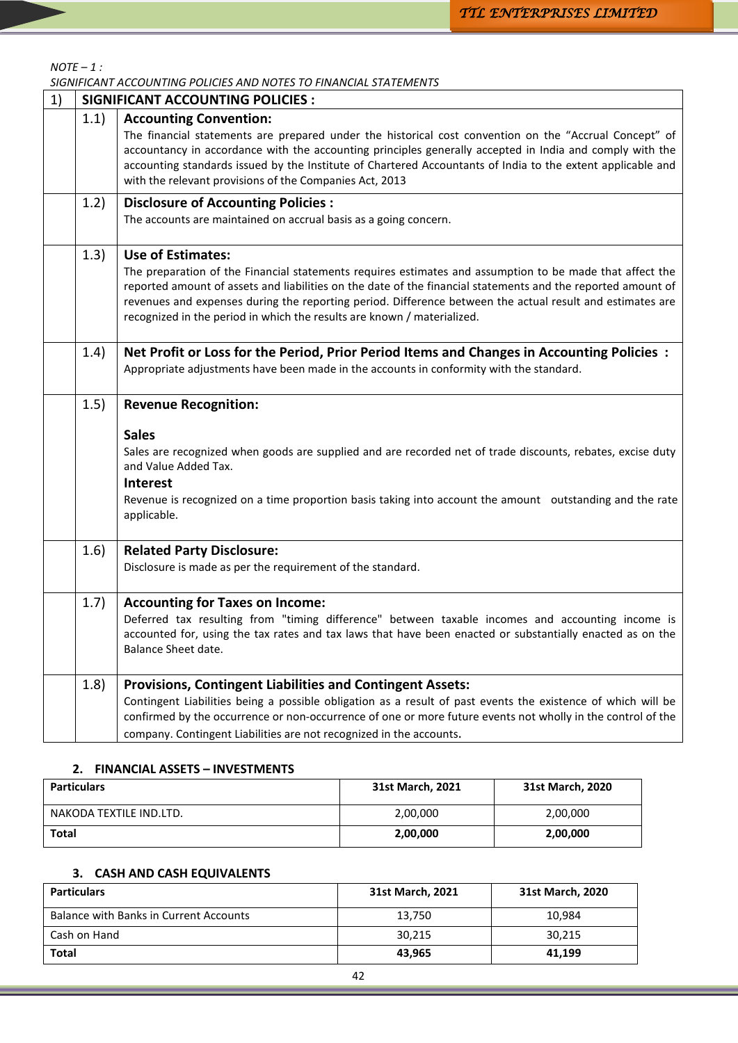*NOTE – 1 :*

*SIGNIFICANT ACCOUNTING POLICIES AND NOTES TO FINANCIAL STATEMENTS*

| 1) | **SIGNIFICANT ACCOUNTING POLICIES :** |
|---|---|
| 1.1) | **Accounting Convention:** The financial statements are prepared under the historical cost convention on the "Accrual Concept" of accountancy in accordance with the accounting principles generally accepted in India and comply with the accounting standards issued by the Institute of Chartered Accountants of India to the extent applicable and with the relevant provisions of the Companies Act, 2013 |
| 1.2) | **Disclosure of Accounting Policies :** The accounts are maintained on accrual basis as a going concern. |
| 1.3) | **Use of Estimates:** The preparation of the Financial statements requires estimates and assumption to be made that affect the reported amount of assets and liabilities on the date of the financial statements and the reported amount of revenues and expenses during the reporting period. Difference between the actual result and estimates are recognized in the period in which the results are known / materialized. |
| 1.4) | **Net Profit or Loss for the Period, Prior Period Items and Changes in Accounting Policies :** Appropriate adjustments have been made in the accounts in conformity with the standard. |
| 1.5) | **Revenue Recognition:** **Sales** Sales are recognized when goods are supplied and are recorded net of trade discounts, rebates, excise duty and Value Added Tax. **Interest** Revenue is recognized on a time proportion basis taking into account the amount outstanding and the rate applicable. |
| 1.6) | **Related Party Disclosure:** Disclosure is made as per the requirement of the standard. |
| 1.7) | **Accounting for Taxes on Income:** Deferred tax resulting from "timing difference" between taxable incomes and accounting income is accounted for, using the tax rates and tax laws that have been enacted or substantially enacted as on the Balance Sheet date. |
| 1.8) | **Provisions, Contingent Liabilities and Contingent Assets:** Contingent Liabilities being a possible obligation as a result of past events the existence of which will be confirmed by the occurrence or non-occurrence of one or more future events not wholly in the control of the company. Contingent Liabilities are not recognized in the accounts. |

### 2. FINANCIAL ASSETS – INVESTMENTS

| Particulars | 31st March, 2021 | 31st March, 2020 |
|---|---|---|
| NAKODA TEXTILE IND.LTD. | 2,00,000 | 2,00,000 |
| **Total** | **2,00,000** | **2,00,000** |

### 3. CASH AND CASH EQUIVALENTS

| Particulars | 31st March, 2021 | 31st March, 2020 |
|---|---|---|
| Balance with Banks in Current Accounts | 13,750 | 10,984 |
| Cash on Hand | 30,215 | 30,215 |
| **Total** | **43,965** | **41,199** |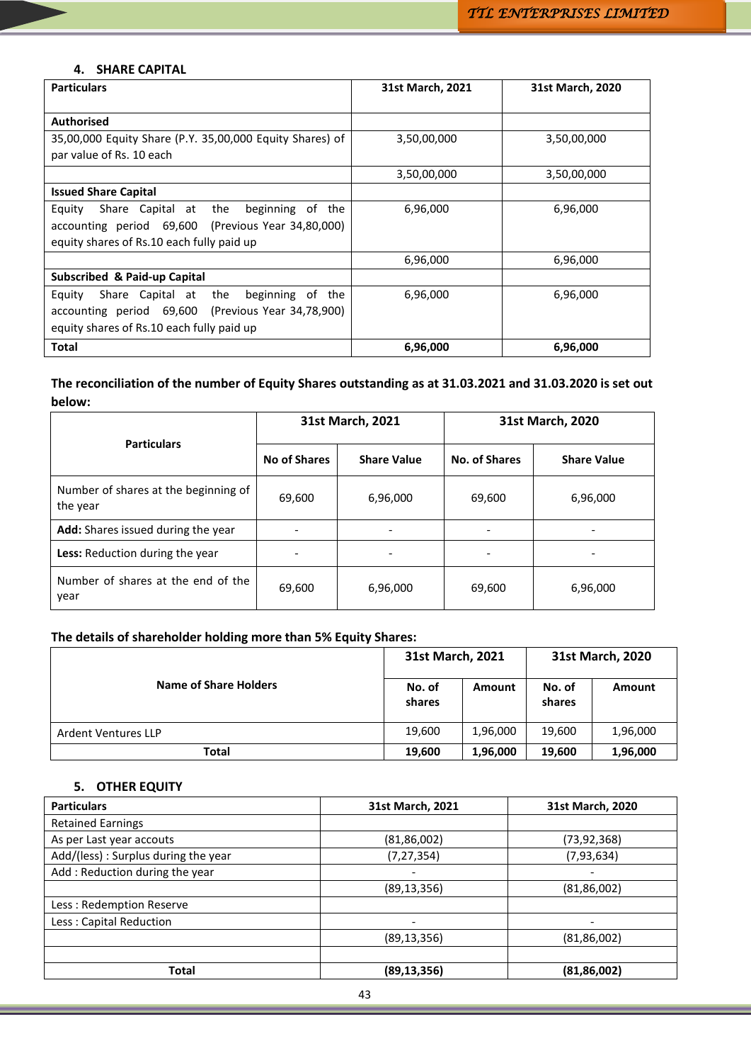## 4. SHARE CAPITAL

| Particulars | 31st March, 2021 | 31st March, 2020 |
|---|---|---|
| **Authorised** | | |
| 35,00,000 Equity Share (P.Y. 35,00,000 Equity Shares) of par value of Rs. 10 each | 3,50,00,000 | 3,50,00,000 |
| | 3,50,00,000 | 3,50,00,000 |
| **Issued Share Capital** | | |
| Equity Share Capital at the beginning of the accounting period 69,600 (Previous Year 34,80,000) equity shares of Rs.10 each fully paid up | 6,96,000 | 6,96,000 |
| | 6,96,000 | 6,96,000 |
| **Subscribed & Paid-up Capital** | | |
| Equity Share Capital at the beginning of the accounting period 69,600 (Previous Year 34,78,900) equity shares of Rs.10 each fully paid up | 6,96,000 | 6,96,000 |
| **Total** | **6,96,000** | **6,96,000** |

**The reconciliation of the number of Equity Shares outstanding as at 31.03.2021 and 31.03.2020 is set out below:**

| Particulars | 31st March, 2021 | | 31st March, 2020 | |
|---|---|---|---|---|
| | No of Shares | Share Value | No. of Shares | Share Value |
| Number of shares at the beginning of the year | 69,600 | 6,96,000 | 69,600 | 6,96,000 |
| **Add:** Shares issued during the year | - | - | - | - |
| **Less:** Reduction during the year | - | - | - | - |
| Number of shares at the end of the year | 69,600 | 6,96,000 | 69,600 | 6,96,000 |

**The details of shareholder holding more than 5% Equity Shares:**

| Name of Share Holders | 31st March, 2021 | | 31st March, 2020 | |
|---|---|---|---|---|
| | No. of shares | Amount | No. of shares | Amount |
| Ardent Ventures LLP | 19,600 | 1,96,000 | 19,600 | 1,96,000 |
| **Total** | **19,600** | **1,96,000** | **19,600** | **1,96,000** |

## 5. OTHER EQUITY

| Particulars | 31st March, 2021 | 31st March, 2020 |
|---|---|---|
| Retained Earnings | | |
| As per Last year accouts | (81,86,002) | (73,92,368) |
| Add/(less) : Surplus during the year | (7,27,354) | (7,93,634) |
| Add : Reduction during the year | - | - |
| | (89,13,356) | (81,86,002) |
| Less : Redemption Reserve | | |
| Less : Capital Reduction | - | - |
| | (89,13,356) | (81,86,002) |
| | | |
| **Total** | **(89,13,356)** | **(81,86,002)** |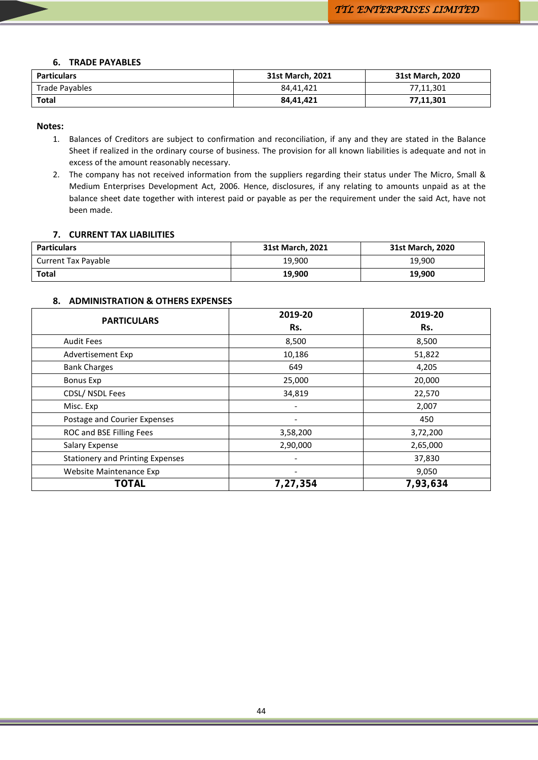### 6. TRADE PAYABLES

| Particulars | 31st March, 2021 | 31st March, 2020 |
|---|---|---|
| Trade Payables | 84,41,421 | 77,11,301 |
| **Total** | **84,41,421** | **77,11,301** |

**Notes:**

1. Balances of Creditors are subject to confirmation and reconciliation, if any and they are stated in the Balance Sheet if realized in the ordinary course of business. The provision for all known liabilities is adequate and not in excess of the amount reasonably necessary.
2. The company has not received information from the suppliers regarding their status under The Micro, Small & Medium Enterprises Development Act, 2006. Hence, disclosures, if any relating to amounts unpaid as at the balance sheet date together with interest paid or payable as per the requirement under the said Act, have not been made.

### 7. CURRENT TAX LIABILITIES

| Particulars | 31st March, 2021 | 31st March, 2020 |
|---|---|---|
| Current Tax Payable | 19,900 | 19,900 |
| **Total** | **19,900** | **19,900** |

### 8. ADMINISTRATION & OTHERS EXPENSES

| PARTICULARS | 2019-20 Rs. | 2019-20 Rs. |
|---|---|---|
| Audit Fees | 8,500 | 8,500 |
| Advertisement Exp | 10,186 | 51,822 |
| Bank Charges | 649 | 4,205 |
| Bonus Exp | 25,000 | 20,000 |
| CDSL/ NSDL Fees | 34,819 | 22,570 |
| Misc. Exp | - | 2,007 |
| Postage and Courier Expenses | - | 450 |
| ROC and BSE Filling Fees | 3,58,200 | 3,72,200 |
| Salary Expense | 2,90,000 | 2,65,000 |
| Stationery and Printing Expenses | - | 37,830 |
| Website Maintenance Exp | - | 9,050 |
| **TOTAL** | **7,27,354** | **7,93,634** |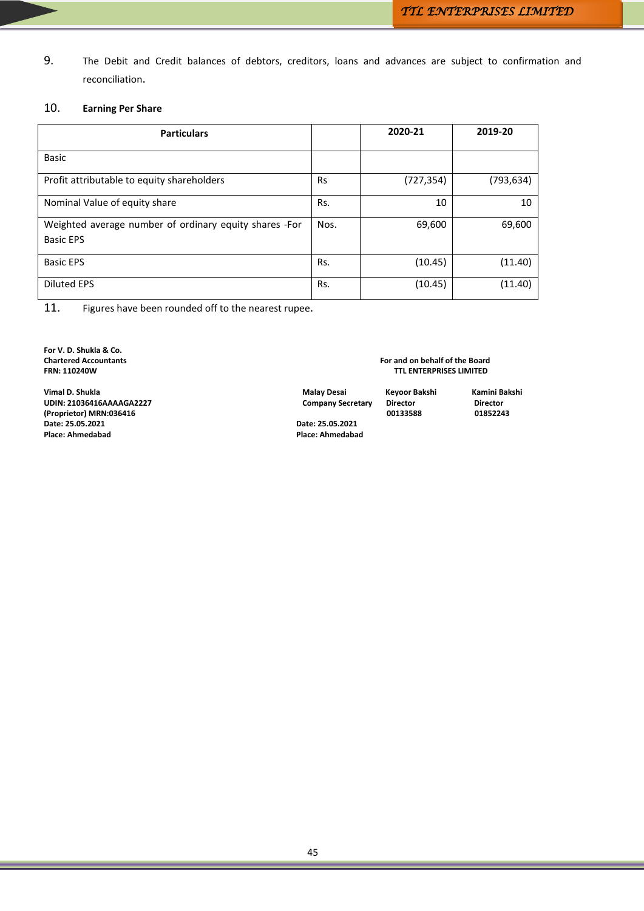9. The Debit and Credit balances of debtors, creditors, loans and advances are subject to confirmation and reconciliation.

10. **Earning Per Share**

| Particulars | | 2020-21 | 2019-20 |
|---|---|---|---|
| Basic | | | |
| Profit attributable to equity shareholders | Rs | (727,354) | (793,634) |
| Nominal Value of equity share | Rs. | 10 | 10 |
| Weighted average number of ordinary equity shares -For Basic EPS | Nos. | 69,600 | 69,600 |
| Basic EPS | Rs. | (10.45) | (11.40) |
| Diluted EPS | Rs. | (10.45) | (11.40) |

11. Figures have been rounded off to the nearest rupee.

**For V. D. Shukla & Co.**
**Chartered Accountants**
**FRN: 110240W**

**Vimal D. Shukla**
**UDIN: 21036416AAAAGA2227**
**(Proprietor) MRN:036416**
**Date: 25.05.2021**
**Place: Ahmedabad**

**For and on behalf of the Board**
**TTL ENTERPRISES LIMITED**

| Malay Desai | Keyoor Bakshi | Kamini Bakshi |
|---|---|---|
| Company Secretary | Director | Director |
| | 00133588 | 01852243 |

**Date: 25.05.2021**
**Place: Ahmedabad**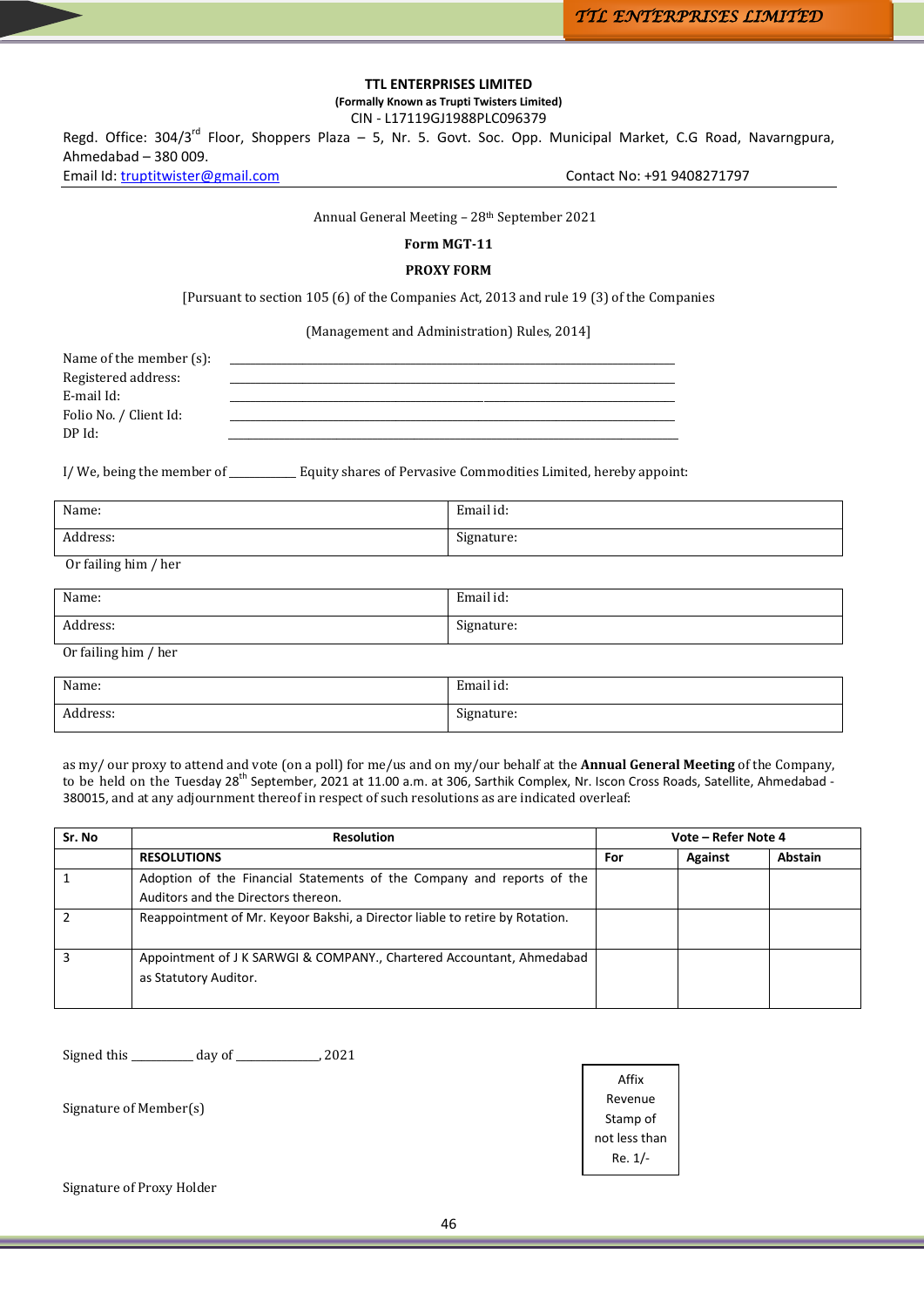**TTL ENTERPRISES LIMITED**

**(Formally Known as Trupti Twisters Limited)**

CIN - L17119GJ1988PLC096379

Regd. Office: 304/3rd Floor, Shoppers Plaza – 5, Nr. 5. Govt. Soc. Opp. Municipal Market, C.G Road, Navarngpura, Ahmedabad – 380 009.

Email Id: truptitwister@gmail.com Contact No: +91 9408271797

Annual General Meeting – 28th September 2021

**Form MGT-11**

**PROXY FORM**

[Pursuant to section 105 (6) of the Companies Act, 2013 and rule 19 (3) of the Companies (Management and Administration) Rules, 2014]

Name of the member (s): ____________________

Registered address: ____________________

E-mail Id: ____________________

Folio No. / Client Id: ____________________

DP Id: ____________________

I/ We, being the member of __________ Equity shares of Pervasive Commodities Limited, hereby appoint:

| Name: | Email id: |
|---|---|
| Address: | Signature: |

Or failing him / her

| Name: | Email id: |
|---|---|
| Address: | Signature: |

Or failing him / her

| Name: | Email id: |
|---|---|
| Address: | Signature: |

as my/ our proxy to attend and vote (on a poll) for me/us and on my/our behalf at the **Annual General Meeting** of the Company, to be held on the Tuesday 28th September, 2021 at 11.00 a.m. at 306, Sarthik Complex, Nr. Iscon Cross Roads, Satellite, Ahmedabad - 380015, and at any adjournment thereof in respect of such resolutions as are indicated overleaf:

| Sr. No | Resolution | Vote – Refer Note 4 | | |
|---|---|---|---|---|
| | **RESOLUTIONS** | For | Against | Abstain |
| 1 | Adoption of the Financial Statements of the Company and reports of the Auditors and the Directors thereon. | | | |
| 2 | Reappointment of Mr. Keyoor Bakshi, a Director liable to retire by Rotation. | | | |
| 3 | Appointment of J K SARWGI & COMPANY., Chartered Accountant, Ahmedabad as Statutory Auditor. | | | |

Signed this _________ day of ____________, 2021

Signature of Member(s)

| Affix Revenue Stamp of not less than Re. 1/- |
|---|

Signature of Proxy Holder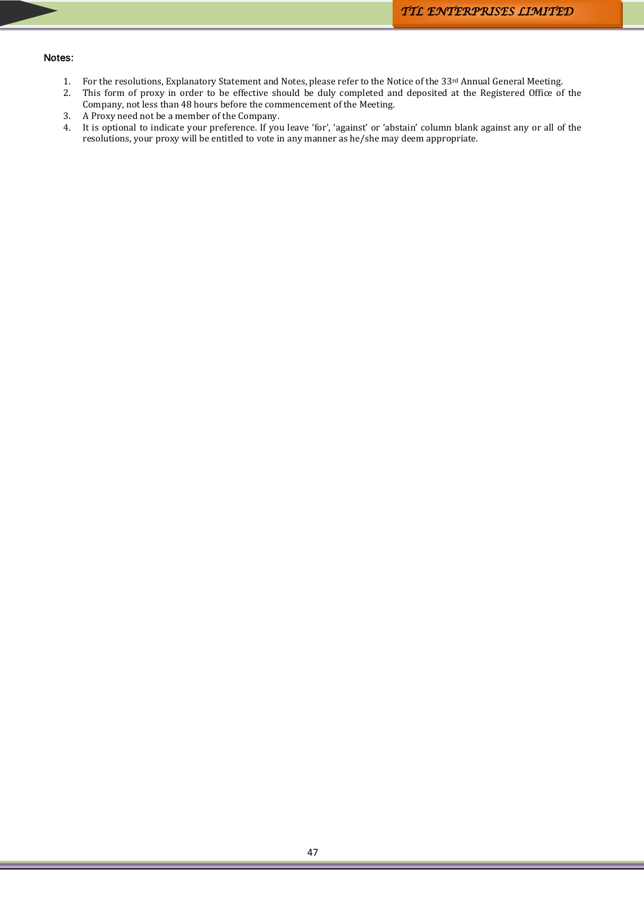**Notes:**

1. For the resolutions, Explanatory Statement and Notes, please refer to the Notice of the 33rd Annual General Meeting.
2. This form of proxy in order to be effective should be duly completed and deposited at the Registered Office of the Company, not less than 48 hours before the commencement of the Meeting.
3. A Proxy need not be a member of the Company.
4. It is optional to indicate your preference. If you leave 'for', 'against' or 'abstain' column blank against any or all of the resolutions, your proxy will be entitled to vote in any manner as he/she may deem appropriate.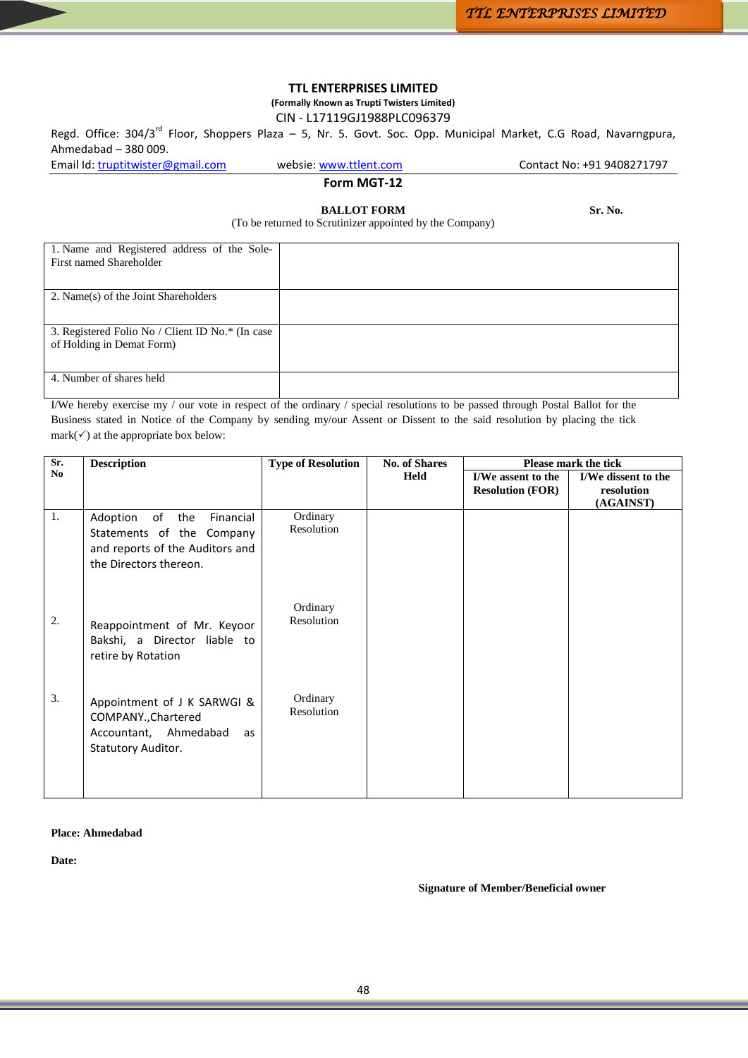# TTL ENTERPRISES LIMITED

**(Formally Known as Trupti Twisters Limited)**

CIN - L17119GJ1988PLC096379

Regd. Office: 304/3rd Floor, Shoppers Plaza – 5, Nr. 5. Govt. Soc. Opp. Municipal Market, C.G Road, Navarngpura, Ahmedabad – 380 009.

Email Id: truptitwister@gmail.com  websie: www.ttlent.com  Contact No: +91 9408271797

## Form MGT-12

**BALLOT FORM** **Sr. No.**

(To be returned to Scrutinizer appointed by the Company)

| | |
|---|---|
| 1. Name and Registered address of the Sole-First named Shareholder | |
| 2. Name(s) of the Joint Shareholders | |
| 3. Registered Folio No / Client ID No.* (In case of Holding in Demat Form) | |
| 4. Number of shares held | |

I/We hereby exercise my / our vote in respect of the ordinary / special resolutions to be passed through Postal Ballot for the Business stated in Notice of the Company by sending my/our Assent or Dissent to the said resolution by placing the tick mark(✓) at the appropriate box below:

| Sr. No | Description | Type of Resolution | No. of Shares Held | Please mark the tick | |
|---|---|---|---|---|---|
| | | | | I/We assent to the Resolution (FOR) | I/We dissent to the resolution (AGAINST) |
| 1. | Adoption of the Financial Statements of the Company and reports of the Auditors and the Directors thereon. | Ordinary Resolution | | | |
| 2. | Reappointment of Mr. Keyoor Bakshi, a Director liable to retire by Rotation | Ordinary Resolution | | | |
| 3. | Appointment of J K SARWGI & COMPANY.,Chartered Accountant, Ahmedabad as Statutory Auditor. | Ordinary Resolution | | | |

**Place: Ahmedabad**

**Date:**

**Signature of Member/Beneficial owner**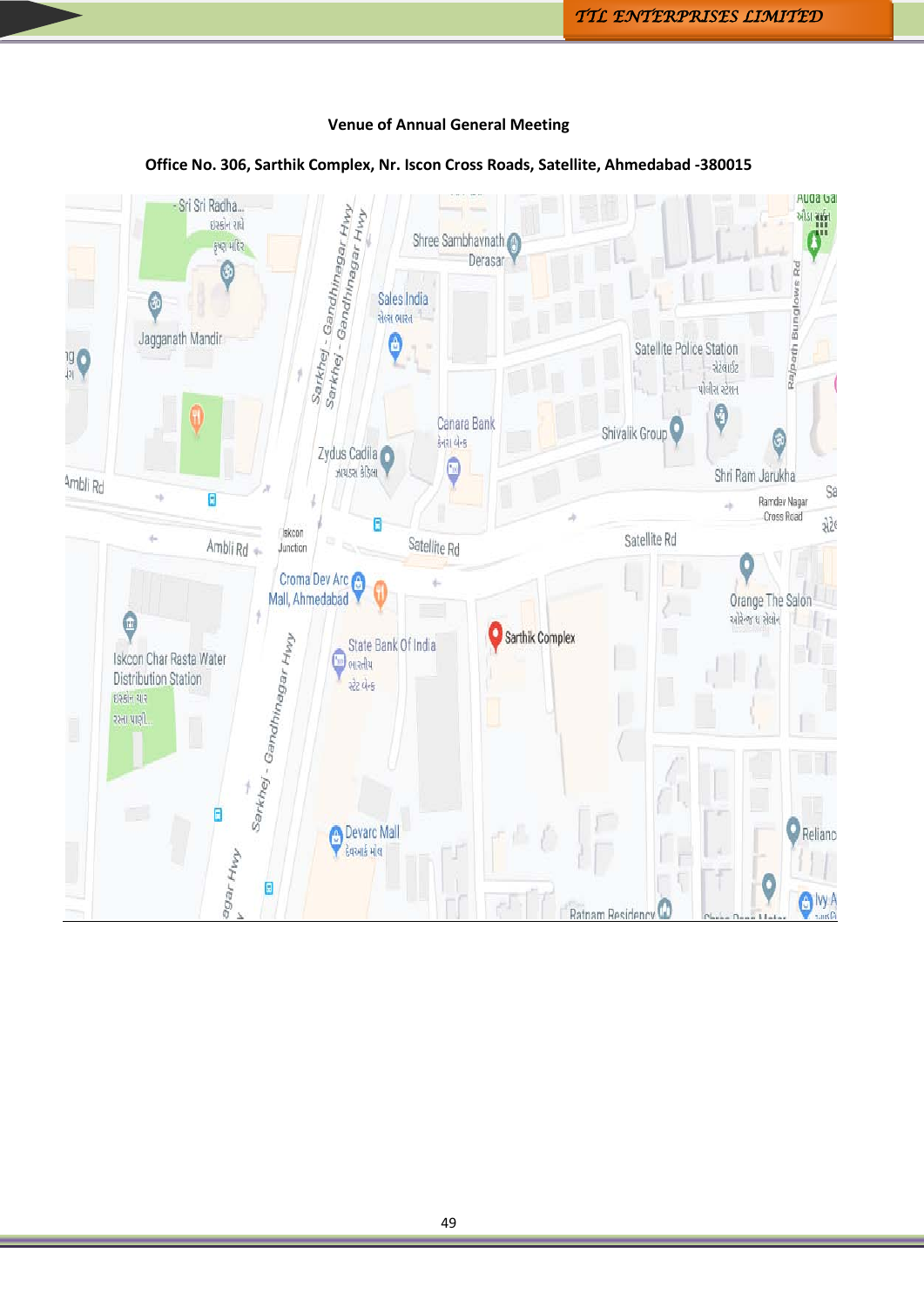**Venue of Annual General Meeting**

**Office No. 306, Sarthik Complex, Nr. Iscon Cross Roads, Satellite, Ahmedabad -380015**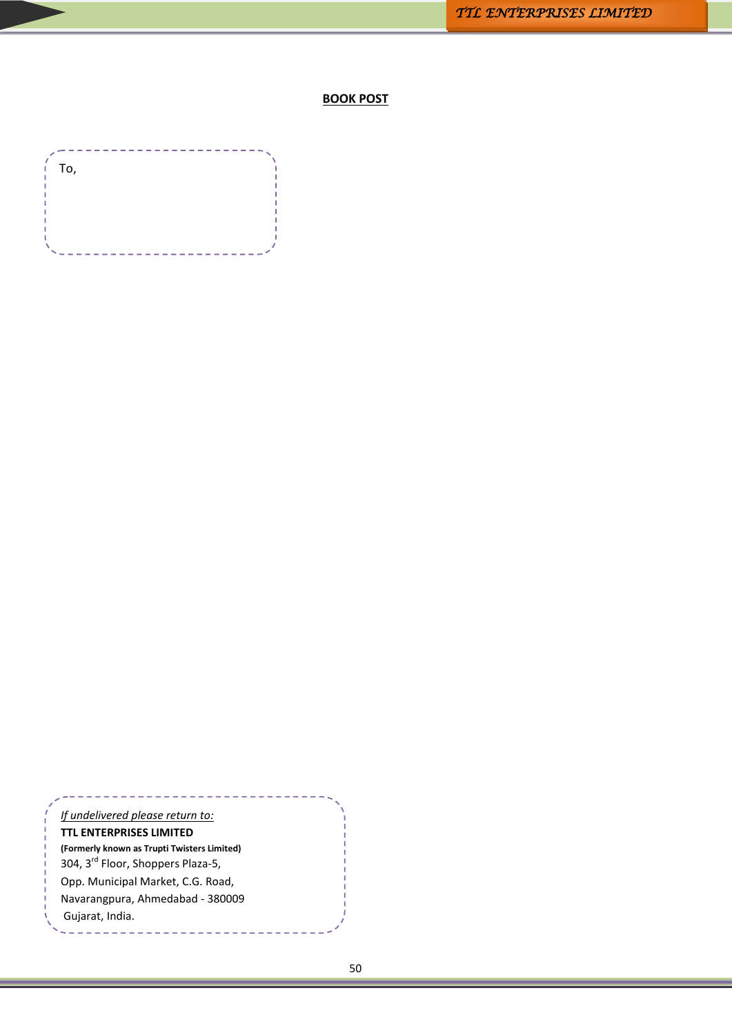**BOOK POST**

To,

*If undelivered please return to:*

**TTL ENTERPRISES LIMITED**

**(Formerly known as Trupti Twisters Limited)**

304, 3rd Floor, Shoppers Plaza-5,

Opp. Municipal Market, C.G. Road,

Navarangpura, Ahmedabad - 380009

Gujarat, India.